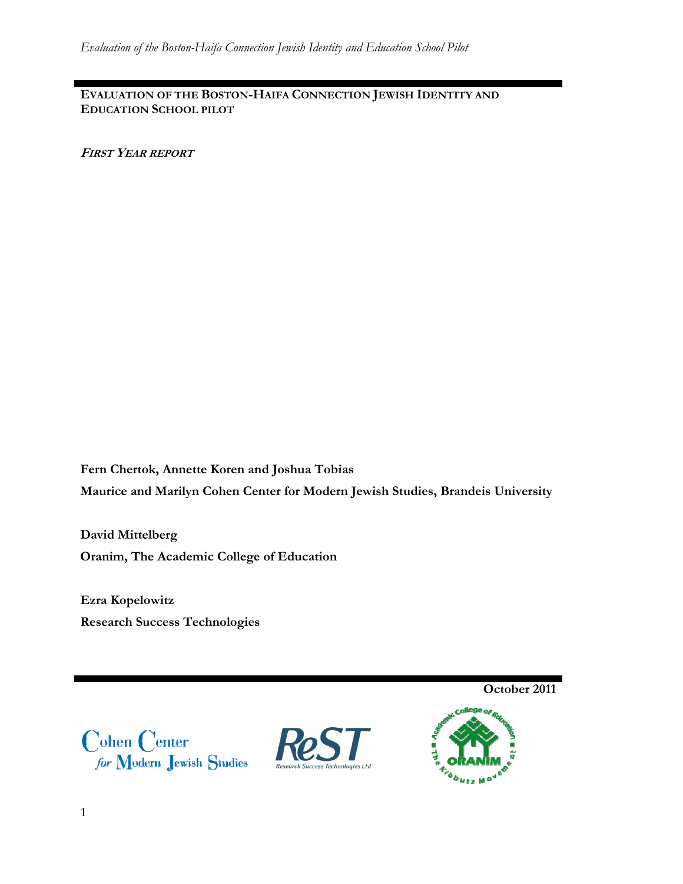# EVALUATION OF THE BOSTON-HAIFA CONNECTION JEWISH IDENTITY AND EDUCATION SCHOOL PILOT

***FIRST YEAR REPORT***

**Fern Chertok, Annette Koren and Joshua Tobias**

**Maurice and Marilyn Cohen Center for Modern Jewish Studies, Brandeis University**

**David Mittelberg**

**Oranim, The Academic College of Education**

**Ezra Kopelowitz**

**Research Success Technologies**

**October 2011**

Cohen Center for Modern Jewish Studies

ReST Research Success Technologies Ltd

Academic College of Education ORANIM The Kibbutz Movement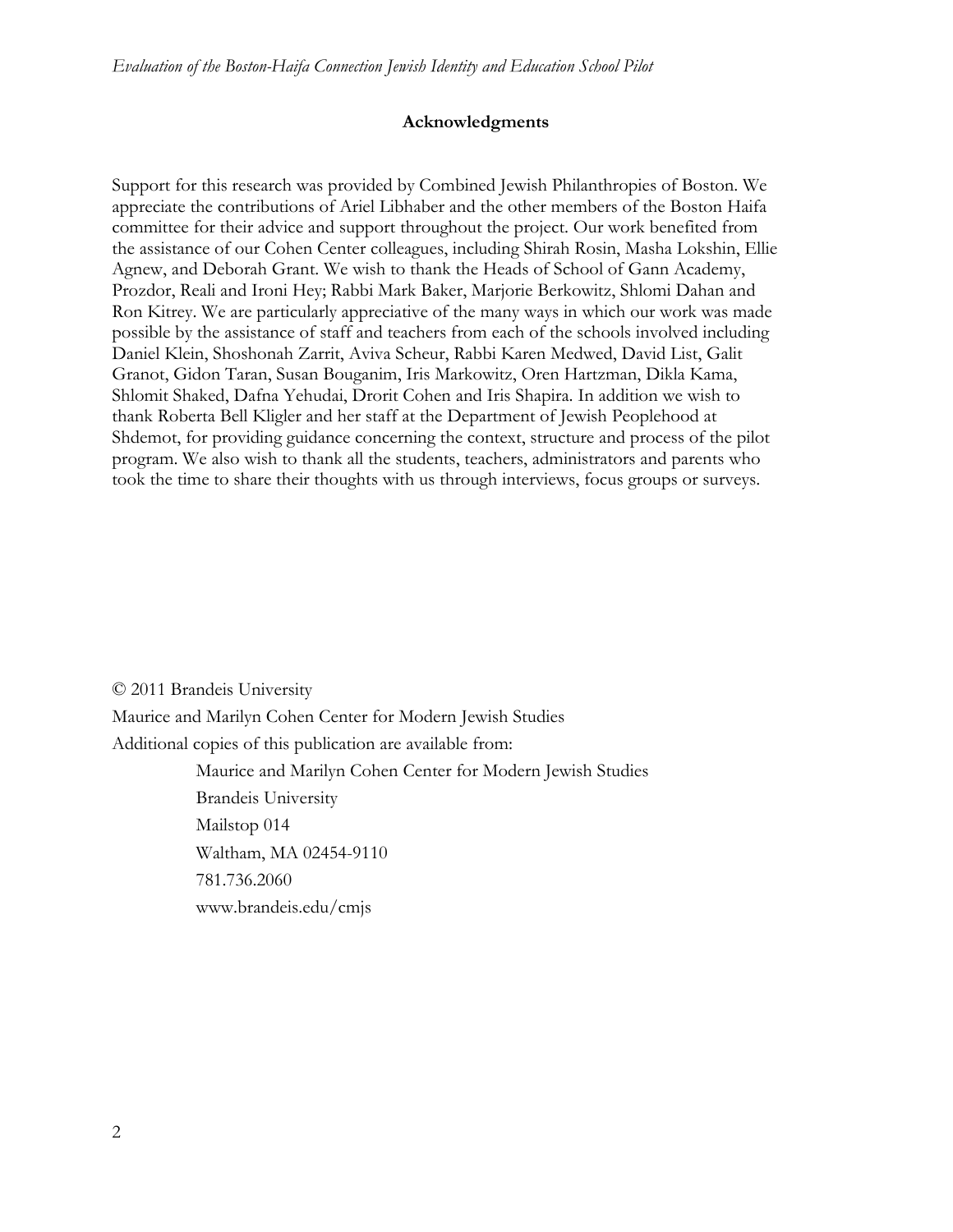## Acknowledgments

Support for this research was provided by Combined Jewish Philanthropies of Boston. We appreciate the contributions of Ariel Libhaber and the other members of the Boston Haifa committee for their advice and support throughout the project. Our work benefited from the assistance of our Cohen Center colleagues, including Shirah Rosin, Masha Lokshin, Ellie Agnew, and Deborah Grant. We wish to thank the Heads of School of Gann Academy, Prozdor, Reali and Ironi Hey; Rabbi Mark Baker, Marjorie Berkowitz, Shlomi Dahan and Ron Kitrey. We are particularly appreciative of the many ways in which our work was made possible by the assistance of staff and teachers from each of the schools involved including Daniel Klein, Shoshonah Zarrit, Aviva Scheur, Rabbi Karen Medwed, David List, Galit Granot, Gidon Taran, Susan Bouganim, Iris Markowitz, Oren Hartzman, Dikla Kama, Shlomit Shaked, Dafna Yehudai, Drorit Cohen and Iris Shapira. In addition we wish to thank Roberta Bell Kligler and her staff at the Department of Jewish Peoplehood at Shdemot, for providing guidance concerning the context, structure and process of the pilot program. We also wish to thank all the students, teachers, administrators and parents who took the time to share their thoughts with us through interviews, focus groups or surveys.

© 2011 Brandeis University

Maurice and Marilyn Cohen Center for Modern Jewish Studies

Additional copies of this publication are available from:

Maurice and Marilyn Cohen Center for Modern Jewish Studies
Brandeis University
Mailstop 014
Waltham, MA 02454-9110
781.736.2060
www.brandeis.edu/cmjs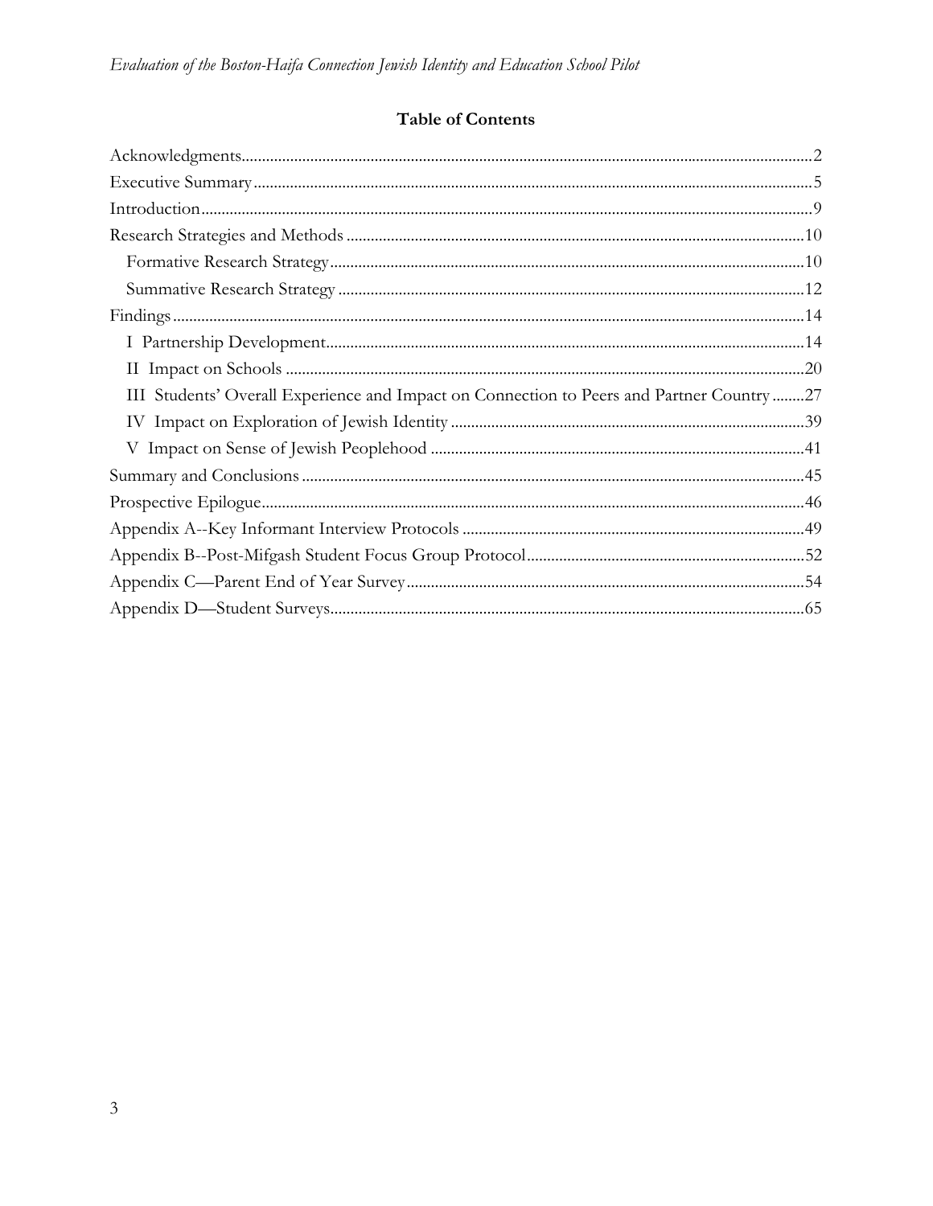## Table of Contents

Acknowledgments ........ 2
Executive Summary ........ 5
Introduction ........ 9
Research Strategies and Methods ........ 10
  Formative Research Strategy ........ 10
  Summative Research Strategy ........ 12
Findings ........ 14
  I Partnership Development ........ 14
  II Impact on Schools ........ 20
  III Students' Overall Experience and Impact on Connection to Peers and Partner Country ........ 27
  IV Impact on Exploration of Jewish Identity ........ 39
  V Impact on Sense of Jewish Peoplehood ........ 41
Summary and Conclusions ........ 45
Prospective Epilogue ........ 46
Appendix A--Key Informant Interview Protocols ........ 49
Appendix B--Post-Mifgash Student Focus Group Protocol ........ 52
Appendix C—Parent End of Year Survey ........ 54
Appendix D—Student Surveys ........ 65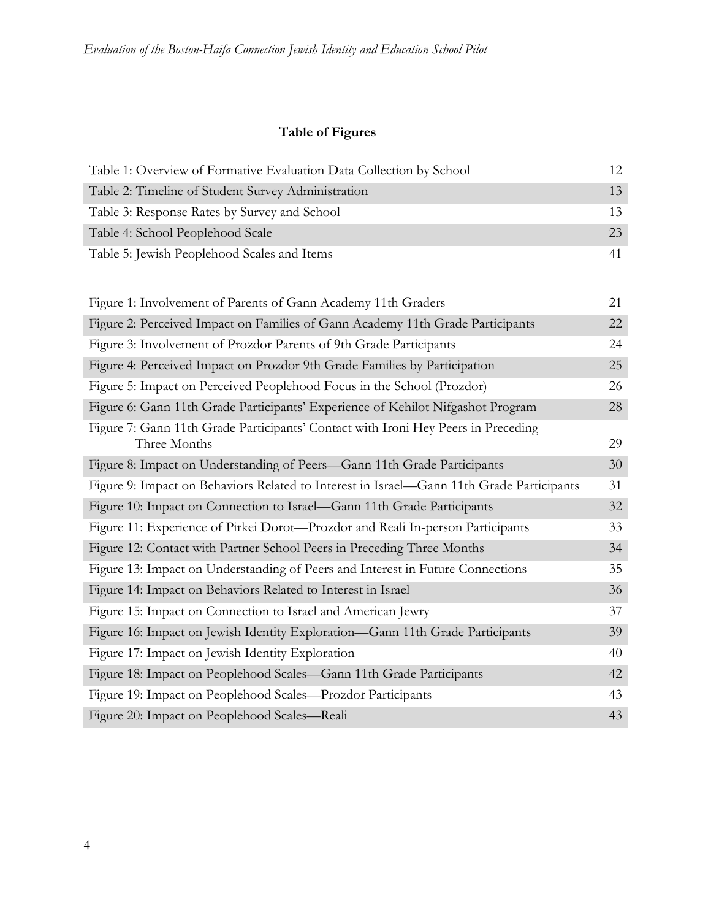## Table of Figures

| | |
|---|---|
| Table 1: Overview of Formative Evaluation Data Collection by School | 12 |
| Table 2: Timeline of Student Survey Administration | 13 |
| Table 3: Response Rates by Survey and School | 13 |
| Table 4: School Peoplehood Scale | 23 |
| Table 5: Jewish Peoplehood Scales and Items | 41 |

| | |
|---|---|
| Figure 1: Involvement of Parents of Gann Academy 11th Graders | 21 |
| Figure 2: Perceived Impact on Families of Gann Academy 11th Grade Participants | 22 |
| Figure 3: Involvement of Prozdor Parents of 9th Grade Participants | 24 |
| Figure 4: Perceived Impact on Prozdor 9th Grade Families by Participation | 25 |
| Figure 5: Impact on Perceived Peoplehood Focus in the School (Prozdor) | 26 |
| Figure 6: Gann 11th Grade Participants' Experience of Kehilot Nifgashot Program | 28 |
| Figure 7: Gann 11th Grade Participants' Contact with Ironi Hey Peers in Preceding Three Months | 29 |
| Figure 8: Impact on Understanding of Peers—Gann 11th Grade Participants | 30 |
| Figure 9: Impact on Behaviors Related to Interest in Israel—Gann 11th Grade Participants | 31 |
| Figure 10: Impact on Connection to Israel—Gann 11th Grade Participants | 32 |
| Figure 11: Experience of Pirkei Dorot—Prozdor and Reali In-person Participants | 33 |
| Figure 12: Contact with Partner School Peers in Preceding Three Months | 34 |
| Figure 13: Impact on Understanding of Peers and Interest in Future Connections | 35 |
| Figure 14: Impact on Behaviors Related to Interest in Israel | 36 |
| Figure 15: Impact on Connection to Israel and American Jewry | 37 |
| Figure 16: Impact on Jewish Identity Exploration—Gann 11th Grade Participants | 39 |
| Figure 17: Impact on Jewish Identity Exploration | 40 |
| Figure 18: Impact on Peoplehood Scales—Gann 11th Grade Participants | 42 |
| Figure 19: Impact on Peoplehood Scales—Prozdor Participants | 43 |
| Figure 20: Impact on Peoplehood Scales—Reali | 43 |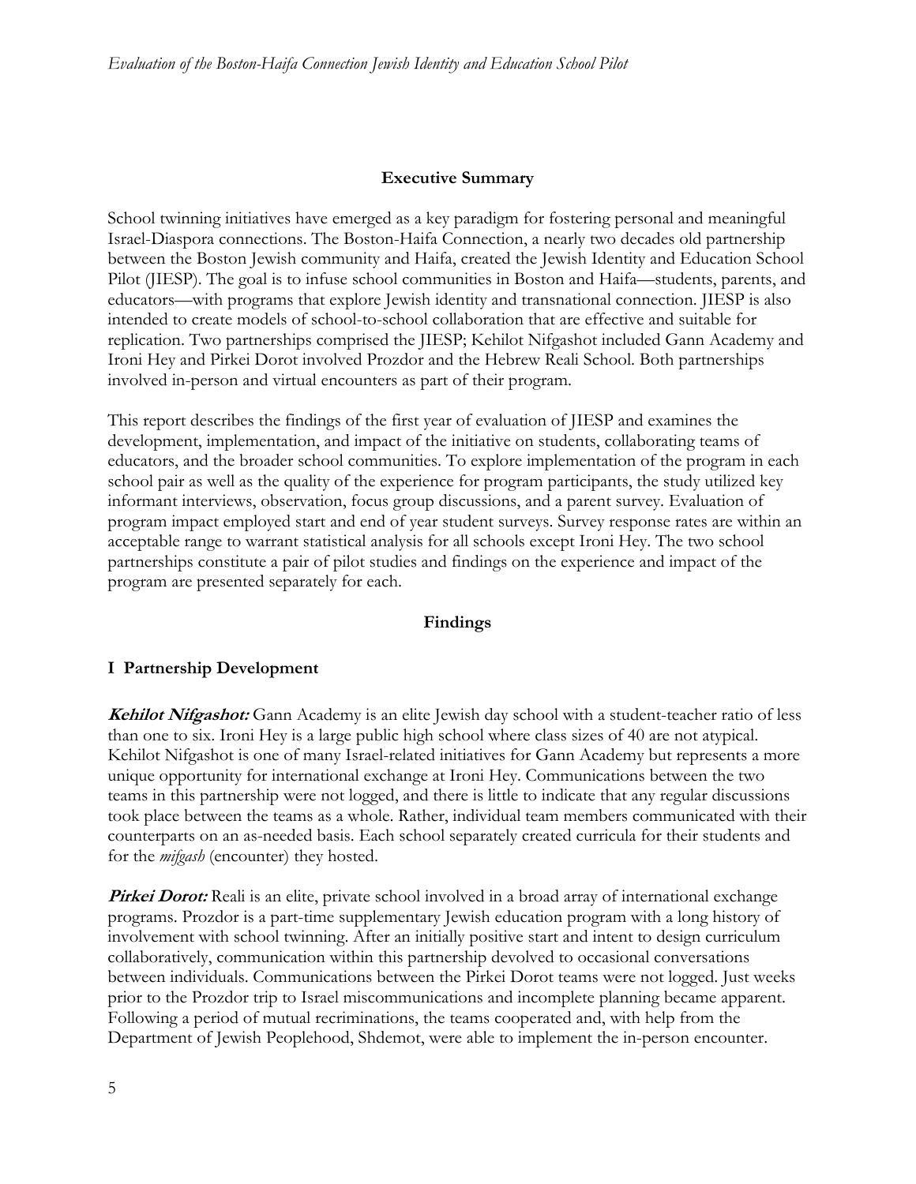## Executive Summary

School twinning initiatives have emerged as a key paradigm for fostering personal and meaningful Israel-Diaspora connections. The Boston-Haifa Connection, a nearly two decades old partnership between the Boston Jewish community and Haifa, created the Jewish Identity and Education School Pilot (JIESP). The goal is to infuse school communities in Boston and Haifa—students, parents, and educators—with programs that explore Jewish identity and transnational connection. JIESP is also intended to create models of school-to-school collaboration that are effective and suitable for replication. Two partnerships comprised the JIESP; Kehilot Nifgashot included Gann Academy and Ironi Hey and Pirkei Dorot involved Prozdor and the Hebrew Reali School. Both partnerships involved in-person and virtual encounters as part of their program.

This report describes the findings of the first year of evaluation of JIESP and examines the development, implementation, and impact of the initiative on students, collaborating teams of educators, and the broader school communities. To explore implementation of the program in each school pair as well as the quality of the experience for program participants, the study utilized key informant interviews, observation, focus group discussions, and a parent survey. Evaluation of program impact employed start and end of year student surveys. Survey response rates are within an acceptable range to warrant statistical analysis for all schools except Ironi Hey. The two school partnerships constitute a pair of pilot studies and findings on the experience and impact of the program are presented separately for each.

## Findings

### I Partnership Development

***Kehilot Nifgashot:*** Gann Academy is an elite Jewish day school with a student-teacher ratio of less than one to six. Ironi Hey is a large public high school where class sizes of 40 are not atypical. Kehilot Nifgashot is one of many Israel-related initiatives for Gann Academy but represents a more unique opportunity for international exchange at Ironi Hey. Communications between the two teams in this partnership were not logged, and there is little to indicate that any regular discussions took place between the teams as a whole. Rather, individual team members communicated with their counterparts on an as-needed basis. Each school separately created curricula for their students and for the *mifgash* (encounter) they hosted.

***Pirkei Dorot:*** Reali is an elite, private school involved in a broad array of international exchange programs. Prozdor is a part-time supplementary Jewish education program with a long history of involvement with school twinning. After an initially positive start and intent to design curriculum collaboratively, communication within this partnership devolved to occasional conversations between individuals. Communications between the Pirkei Dorot teams were not logged. Just weeks prior to the Prozdor trip to Israel miscommunications and incomplete planning became apparent. Following a period of mutual recriminations, the teams cooperated and, with help from the Department of Jewish Peoplehood, Shdemot, were able to implement the in-person encounter.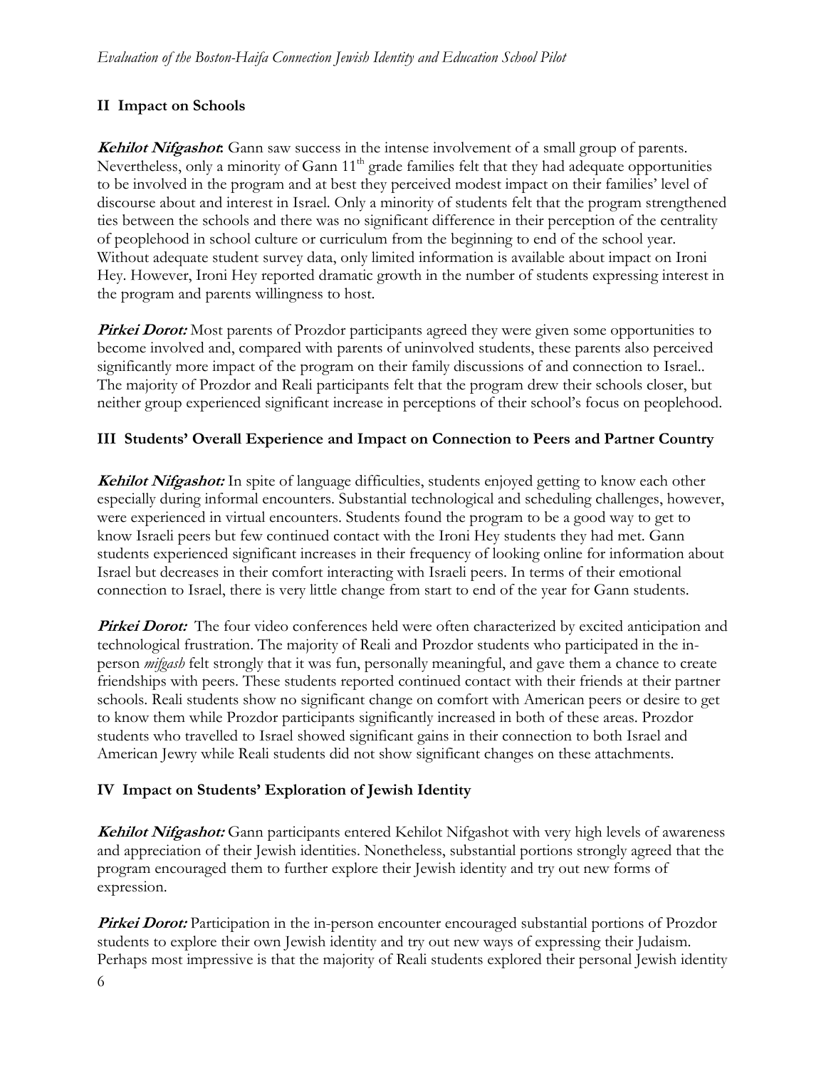## II Impact on Schools

***Kehilot Nifgashot*:** Gann saw success in the intense involvement of a small group of parents. Nevertheless, only a minority of Gann 11th grade families felt that they had adequate opportunities to be involved in the program and at best they perceived modest impact on their families' level of discourse about and interest in Israel. Only a minority of students felt that the program strengthened ties between the schools and there was no significant difference in their perception of the centrality of peoplehood in school culture or curriculum from the beginning to end of the school year. Without adequate student survey data, only limited information is available about impact on Ironi Hey. However, Ironi Hey reported dramatic growth in the number of students expressing interest in the program and parents willingness to host.

***Pirkei Dorot:*** Most parents of Prozdor participants agreed they were given some opportunities to become involved and, compared with parents of uninvolved students, these parents also perceived significantly more impact of the program on their family discussions of and connection to Israel.. The majority of Prozdor and Reali participants felt that the program drew their schools closer, but neither group experienced significant increase in perceptions of their school's focus on peoplehood.

## III Students' Overall Experience and Impact on Connection to Peers and Partner Country

***Kehilot Nifgashot:*** In spite of language difficulties, students enjoyed getting to know each other especially during informal encounters. Substantial technological and scheduling challenges, however, were experienced in virtual encounters. Students found the program to be a good way to get to know Israeli peers but few continued contact with the Ironi Hey students they had met. Gann students experienced significant increases in their frequency of looking online for information about Israel but decreases in their comfort interacting with Israeli peers. In terms of their emotional connection to Israel, there is very little change from start to end of the year for Gann students.

***Pirkei Dorot:*** The four video conferences held were often characterized by excited anticipation and technological frustration. The majority of Reali and Prozdor students who participated in the in-person *mifgash* felt strongly that it was fun, personally meaningful, and gave them a chance to create friendships with peers. These students reported continued contact with their friends at their partner schools. Reali students show no significant change on comfort with American peers or desire to get to know them while Prozdor participants significantly increased in both of these areas. Prozdor students who travelled to Israel showed significant gains in their connection to both Israel and American Jewry while Reali students did not show significant changes on these attachments.

## IV Impact on Students' Exploration of Jewish Identity

***Kehilot Nifgashot:*** Gann participants entered Kehilot Nifgashot with very high levels of awareness and appreciation of their Jewish identities. Nonetheless, substantial portions strongly agreed that the program encouraged them to further explore their Jewish identity and try out new forms of expression.

***Pirkei Dorot:*** Participation in the in-person encounter encouraged substantial portions of Prozdor students to explore their own Jewish identity and try out new ways of expressing their Judaism. Perhaps most impressive is that the majority of Reali students explored their personal Jewish identity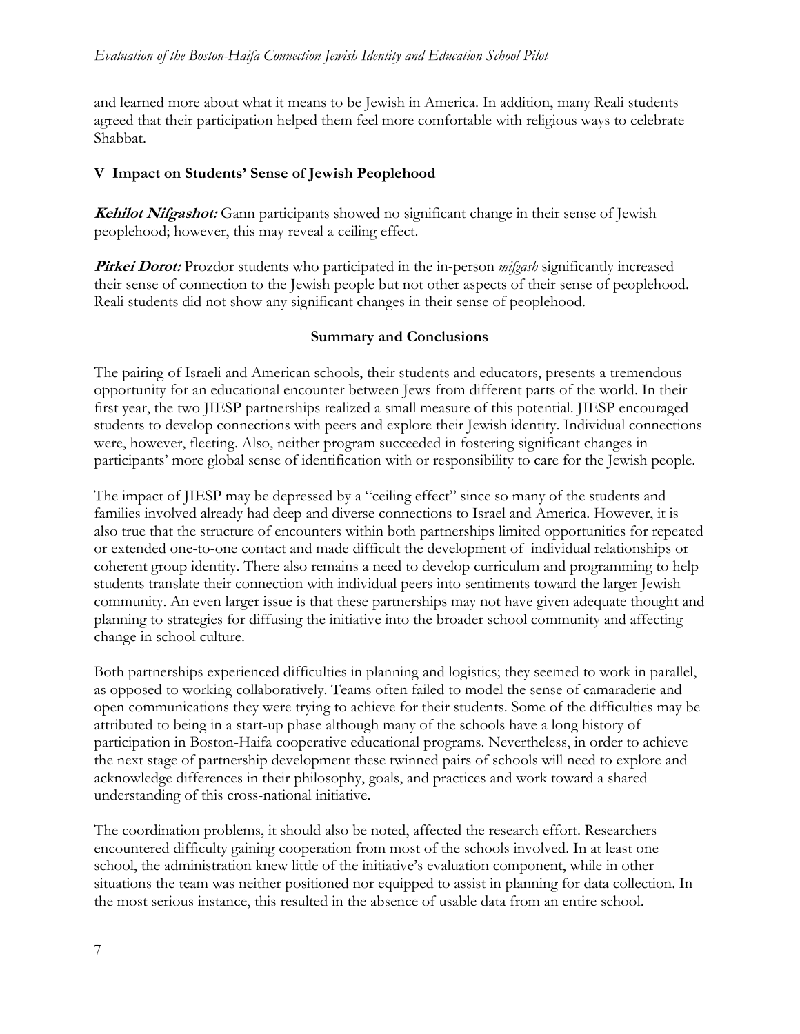and learned more about what it means to be Jewish in America. In addition, many Reali students agreed that their participation helped them feel more comfortable with religious ways to celebrate Shabbat.

### V Impact on Students' Sense of Jewish Peoplehood

***Kehilot Nifgashot:*** Gann participants showed no significant change in their sense of Jewish peoplehood; however, this may reveal a ceiling effect.

***Pirkei Dorot:*** Prozdor students who participated in the in-person *mifgash* significantly increased their sense of connection to the Jewish people but not other aspects of their sense of peoplehood. Reali students did not show any significant changes in their sense of peoplehood.

## Summary and Conclusions

The pairing of Israeli and American schools, their students and educators, presents a tremendous opportunity for an educational encounter between Jews from different parts of the world. In their first year, the two JIESP partnerships realized a small measure of this potential. JIESP encouraged students to develop connections with peers and explore their Jewish identity. Individual connections were, however, fleeting. Also, neither program succeeded in fostering significant changes in participants' more global sense of identification with or responsibility to care for the Jewish people.

The impact of JIESP may be depressed by a "ceiling effect" since so many of the students and families involved already had deep and diverse connections to Israel and America. However, it is also true that the structure of encounters within both partnerships limited opportunities for repeated or extended one-to-one contact and made difficult the development of individual relationships or coherent group identity. There also remains a need to develop curriculum and programming to help students translate their connection with individual peers into sentiments toward the larger Jewish community. An even larger issue is that these partnerships may not have given adequate thought and planning to strategies for diffusing the initiative into the broader school community and affecting change in school culture.

Both partnerships experienced difficulties in planning and logistics; they seemed to work in parallel, as opposed to working collaboratively. Teams often failed to model the sense of camaraderie and open communications they were trying to achieve for their students. Some of the difficulties may be attributed to being in a start-up phase although many of the schools have a long history of participation in Boston-Haifa cooperative educational programs. Nevertheless, in order to achieve the next stage of partnership development these twinned pairs of schools will need to explore and acknowledge differences in their philosophy, goals, and practices and work toward a shared understanding of this cross-national initiative.

The coordination problems, it should also be noted, affected the research effort. Researchers encountered difficulty gaining cooperation from most of the schools involved. In at least one school, the administration knew little of the initiative's evaluation component, while in other situations the team was neither positioned nor equipped to assist in planning for data collection. In the most serious instance, this resulted in the absence of usable data from an entire school.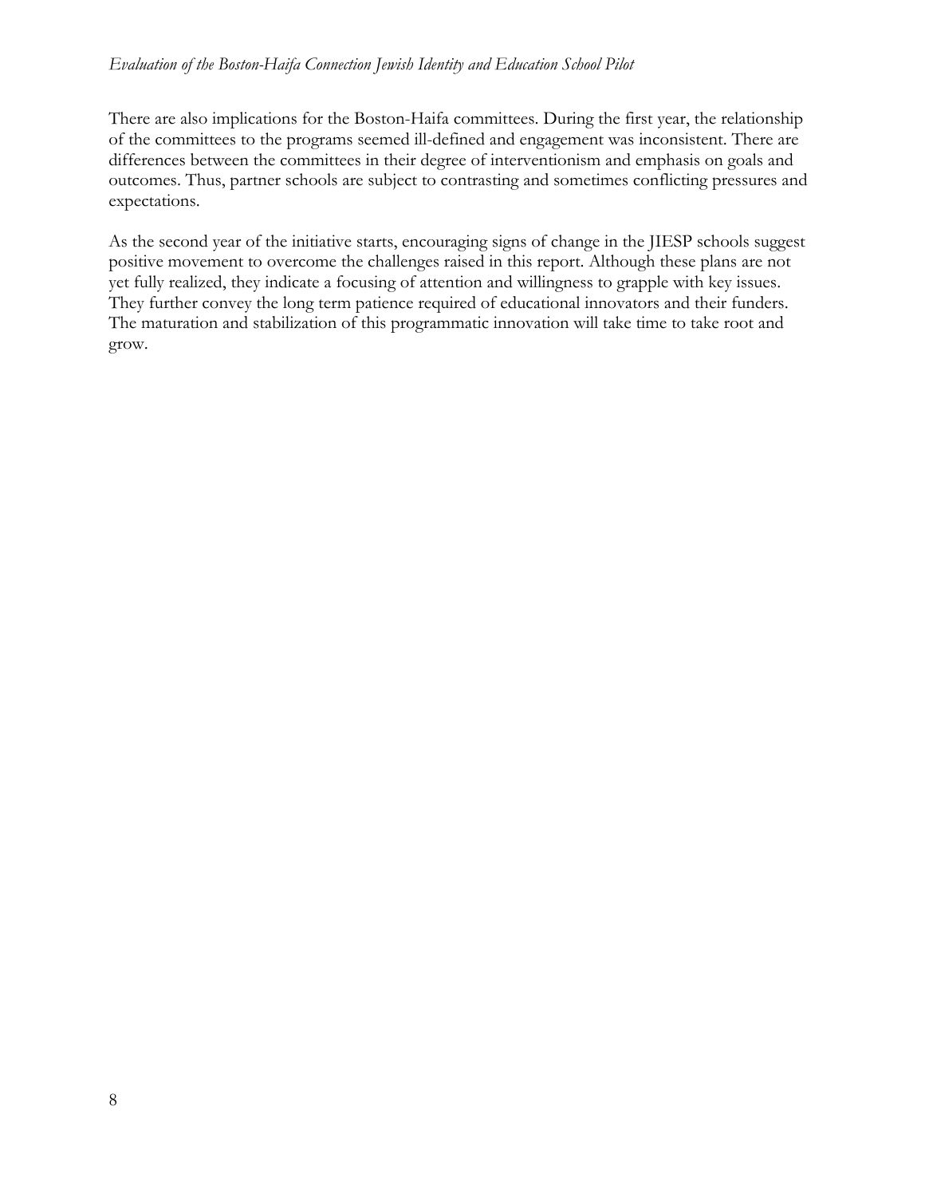There are also implications for the Boston-Haifa committees. During the first year, the relationship of the committees to the programs seemed ill-defined and engagement was inconsistent. There are differences between the committees in their degree of interventionism and emphasis on goals and outcomes. Thus, partner schools are subject to contrasting and sometimes conflicting pressures and expectations.

As the second year of the initiative starts, encouraging signs of change in the JIESP schools suggest positive movement to overcome the challenges raised in this report. Although these plans are not yet fully realized, they indicate a focusing of attention and willingness to grapple with key issues. They further convey the long term patience required of educational innovators and their funders. The maturation and stabilization of this programmatic innovation will take time to take root and grow.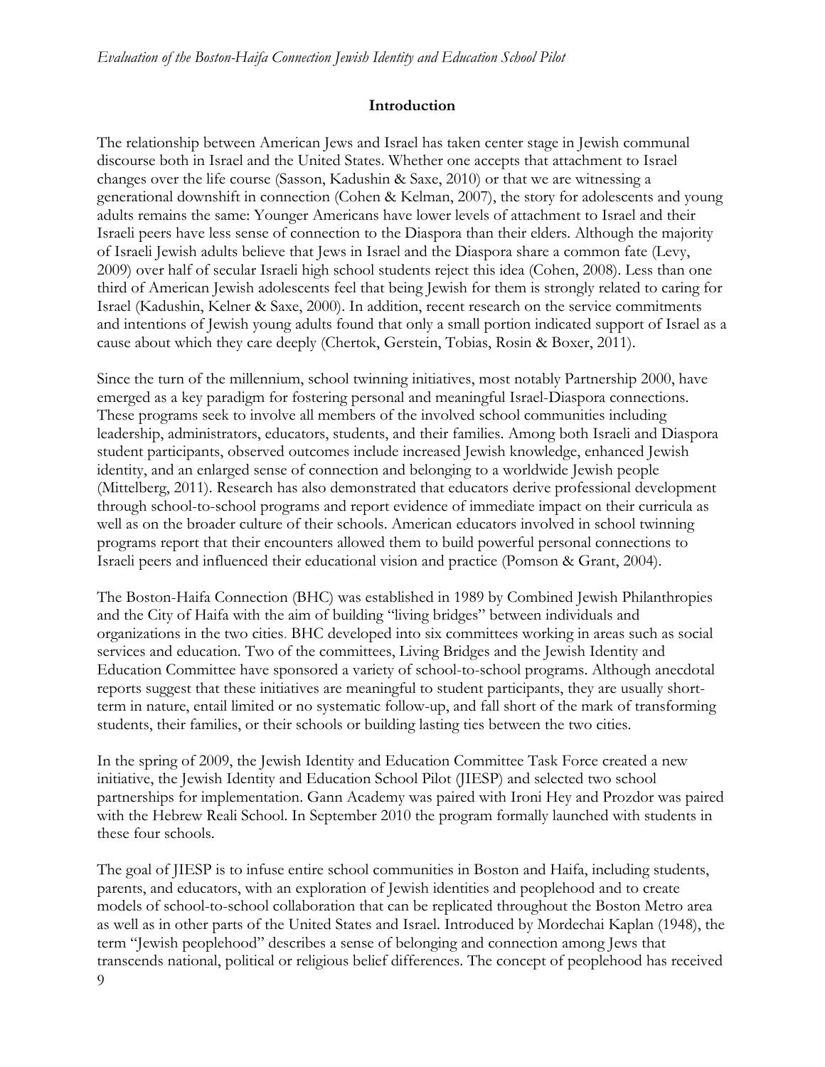## Introduction

The relationship between American Jews and Israel has taken center stage in Jewish communal discourse both in Israel and the United States. Whether one accepts that attachment to Israel changes over the life course (Sasson, Kadushin & Saxe, 2010) or that we are witnessing a generational downshift in connection (Cohen & Kelman, 2007), the story for adolescents and young adults remains the same: Younger Americans have lower levels of attachment to Israel and their Israeli peers have less sense of connection to the Diaspora than their elders. Although the majority of Israeli Jewish adults believe that Jews in Israel and the Diaspora share a common fate (Levy, 2009) over half of secular Israeli high school students reject this idea (Cohen, 2008). Less than one third of American Jewish adolescents feel that being Jewish for them is strongly related to caring for Israel (Kadushin, Kelner & Saxe, 2000). In addition, recent research on the service commitments and intentions of Jewish young adults found that only a small portion indicated support of Israel as a cause about which they care deeply (Chertok, Gerstein, Tobias, Rosin & Boxer, 2011).

Since the turn of the millennium, school twinning initiatives, most notably Partnership 2000, have emerged as a key paradigm for fostering personal and meaningful Israel-Diaspora connections. These programs seek to involve all members of the involved school communities including leadership, administrators, educators, students, and their families. Among both Israeli and Diaspora student participants, observed outcomes include increased Jewish knowledge, enhanced Jewish identity, and an enlarged sense of connection and belonging to a worldwide Jewish people (Mittelberg, 2011). Research has also demonstrated that educators derive professional development through school-to-school programs and report evidence of immediate impact on their curricula as well as on the broader culture of their schools. American educators involved in school twinning programs report that their encounters allowed them to build powerful personal connections to Israeli peers and influenced their educational vision and practice (Pomson & Grant, 2004).

The Boston-Haifa Connection (BHC) was established in 1989 by Combined Jewish Philanthropies and the City of Haifa with the aim of building "living bridges" between individuals and organizations in the two cities. BHC developed into six committees working in areas such as social services and education. Two of the committees, Living Bridges and the Jewish Identity and Education Committee have sponsored a variety of school-to-school programs. Although anecdotal reports suggest that these initiatives are meaningful to student participants, they are usually short-term in nature, entail limited or no systematic follow-up, and fall short of the mark of transforming students, their families, or their schools or building lasting ties between the two cities.

In the spring of 2009, the Jewish Identity and Education Committee Task Force created a new initiative, the Jewish Identity and Education School Pilot (JIESP) and selected two school partnerships for implementation. Gann Academy was paired with Ironi Hey and Prozdor was paired with the Hebrew Reali School. In September 2010 the program formally launched with students in these four schools.

The goal of JIESP is to infuse entire school communities in Boston and Haifa, including students, parents, and educators, with an exploration of Jewish identities and peoplehood and to create models of school-to-school collaboration that can be replicated throughout the Boston Metro area as well as in other parts of the United States and Israel. Introduced by Mordechai Kaplan (1948), the term "Jewish peoplehood" describes a sense of belonging and connection among Jews that transcends national, political or religious belief differences. The concept of peoplehood has received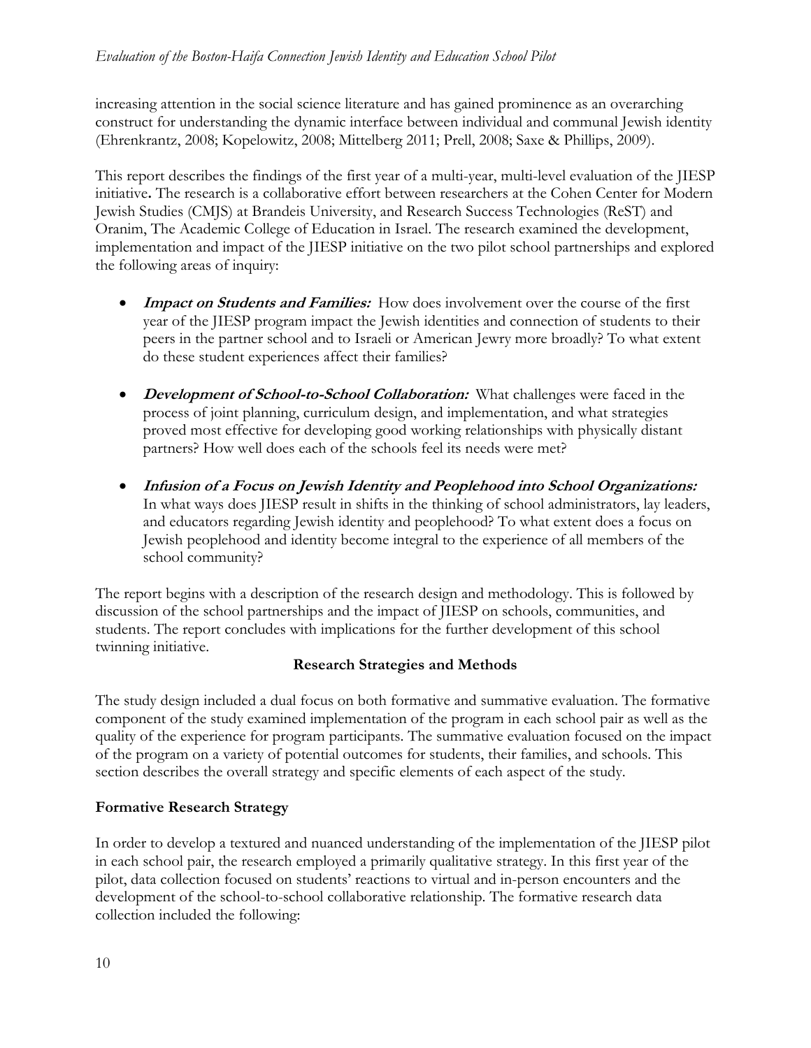increasing attention in the social science literature and has gained prominence as an overarching construct for understanding the dynamic interface between individual and communal Jewish identity (Ehrenkrantz, 2008; Kopelowitz, 2008; Mittelberg 2011; Prell, 2008; Saxe & Phillips, 2009).

This report describes the findings of the first year of a multi-year, multi-level evaluation of the JIESP initiative**.** The research is a collaborative effort between researchers at the Cohen Center for Modern Jewish Studies (CMJS) at Brandeis University, and Research Success Technologies (ReST) and Oranim, The Academic College of Education in Israel. The research examined the development, implementation and impact of the JIESP initiative on the two pilot school partnerships and explored the following areas of inquiry:

- ***Impact on Students and Families:*** How does involvement over the course of the first year of the JIESP program impact the Jewish identities and connection of students to their peers in the partner school and to Israeli or American Jewry more broadly? To what extent do these student experiences affect their families?
- ***Development of School-to-School Collaboration:*** What challenges were faced in the process of joint planning, curriculum design, and implementation, and what strategies proved most effective for developing good working relationships with physically distant partners? How well does each of the schools feel its needs were met?
- ***Infusion of a Focus on Jewish Identity and Peoplehood into School Organizations:*** In what ways does JIESP result in shifts in the thinking of school administrators, lay leaders, and educators regarding Jewish identity and peoplehood? To what extent does a focus on Jewish peoplehood and identity become integral to the experience of all members of the school community?

The report begins with a description of the research design and methodology. This is followed by discussion of the school partnerships and the impact of JIESP on schools, communities, and students. The report concludes with implications for the further development of this school twinning initiative.

## Research Strategies and Methods

The study design included a dual focus on both formative and summative evaluation. The formative component of the study examined implementation of the program in each school pair as well as the quality of the experience for program participants. The summative evaluation focused on the impact of the program on a variety of potential outcomes for students, their families, and schools. This section describes the overall strategy and specific elements of each aspect of the study.

### Formative Research Strategy

In order to develop a textured and nuanced understanding of the implementation of the JIESP pilot in each school pair, the research employed a primarily qualitative strategy. In this first year of the pilot, data collection focused on students' reactions to virtual and in-person encounters and the development of the school-to-school collaborative relationship. The formative research data collection included the following: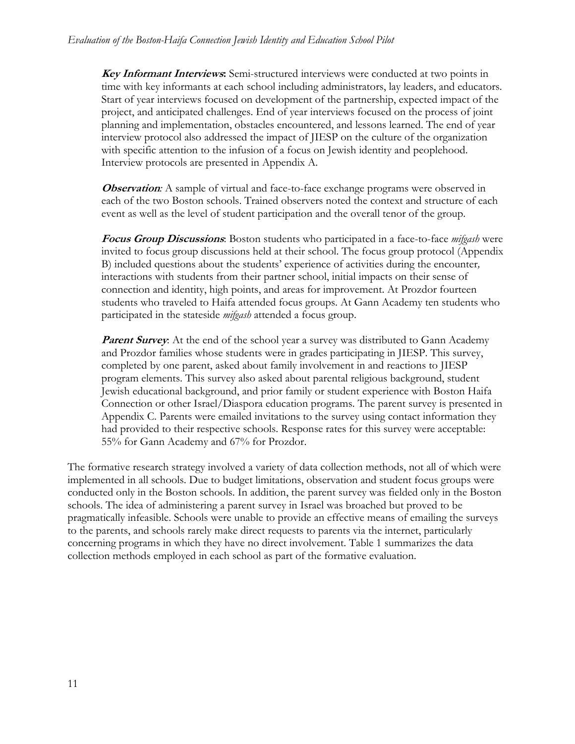***Key Informant Interviews*:** Semi-structured interviews were conducted at two points in time with key informants at each school including administrators, lay leaders, and educators. Start of year interviews focused on development of the partnership, expected impact of the project, and anticipated challenges. End of year interviews focused on the process of joint planning and implementation, obstacles encountered, and lessons learned. The end of year interview protocol also addressed the impact of JIESP on the culture of the organization with specific attention to the infusion of a focus on Jewish identity and peoplehood. Interview protocols are presented in Appendix A.

***Observation*:** A sample of virtual and face-to-face exchange programs were observed in each of the two Boston schools. Trained observers noted the context and structure of each event as well as the level of student participation and the overall tenor of the group.

***Focus Group Discussions*:** Boston students who participated in a face-to-face *mifgash* were invited to focus group discussions held at their school. The focus group protocol (Appendix B) included questions about the students' experience of activities during the encounter, interactions with students from their partner school, initial impacts on their sense of connection and identity, high points, and areas for improvement. At Prozdor fourteen students who traveled to Haifa attended focus groups. At Gann Academy ten students who participated in the stateside *mifgash* attended a focus group.

***Parent Survey*:** At the end of the school year a survey was distributed to Gann Academy and Prozdor families whose students were in grades participating in JIESP. This survey, completed by one parent, asked about family involvement in and reactions to JIESP program elements. This survey also asked about parental religious background, student Jewish educational background, and prior family or student experience with Boston Haifa Connection or other Israel/Diaspora education programs. The parent survey is presented in Appendix C. Parents were emailed invitations to the survey using contact information they had provided to their respective schools. Response rates for this survey were acceptable: 55% for Gann Academy and 67% for Prozdor.

The formative research strategy involved a variety of data collection methods, not all of which were implemented in all schools. Due to budget limitations, observation and student focus groups were conducted only in the Boston schools. In addition, the parent survey was fielded only in the Boston schools. The idea of administering a parent survey in Israel was broached but proved to be pragmatically infeasible. Schools were unable to provide an effective means of emailing the surveys to the parents, and schools rarely make direct requests to parents via the internet, particularly concerning programs in which they have no direct involvement. Table 1 summarizes the data collection methods employed in each school as part of the formative evaluation.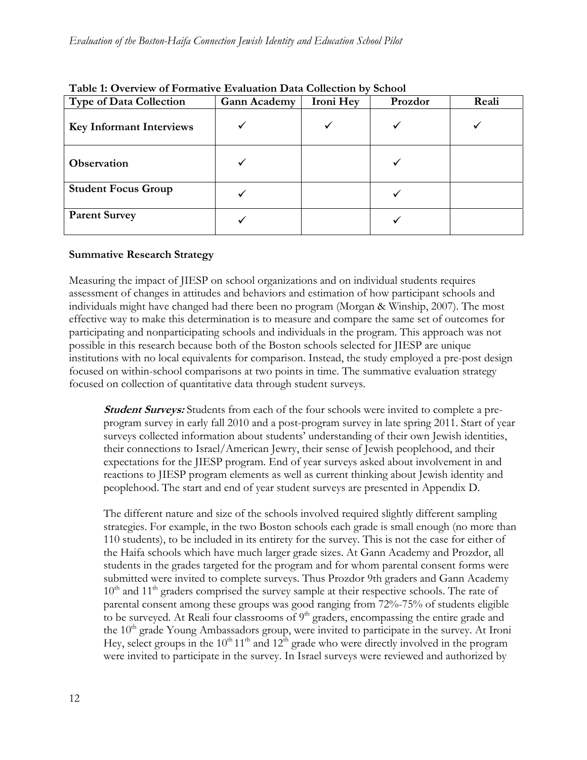**Table 1: Overview of Formative Evaluation Data Collection by School**

| Type of Data Collection | Gann Academy | Ironi Hey | Prozdor | Reali |
|---|---|---|---|---|
| **Key Informant Interviews** | ✓ | ✓ | ✓ | ✓ |
| **Observation** | ✓ | | ✓ | |
| **Student Focus Group** | ✓ | | ✓ | |
| **Parent Survey** | ✓ | | ✓ | |

**Summative Research Strategy**

Measuring the impact of JIESP on school organizations and on individual students requires assessment of changes in attitudes and behaviors and estimation of how participant schools and individuals might have changed had there been no program (Morgan & Winship, 2007). The most effective way to make this determination is to measure and compare the same set of outcomes for participating and nonparticipating schools and individuals in the program. This approach was not possible in this research because both of the Boston schools selected for JIESP are unique institutions with no local equivalents for comparison. Instead, the study employed a pre-post design focused on within-school comparisons at two points in time. The summative evaluation strategy focused on collection of quantitative data through student surveys.

> ***Student Surveys:*** Students from each of the four schools were invited to complete a pre-program survey in early fall 2010 and a post-program survey in late spring 2011. Start of year surveys collected information about students' understanding of their own Jewish identities, their connections to Israel/American Jewry, their sense of Jewish peoplehood, and their expectations for the JIESP program. End of year surveys asked about involvement in and reactions to JIESP program elements as well as current thinking about Jewish identity and peoplehood. The start and end of year student surveys are presented in Appendix D.
>
> The different nature and size of the schools involved required slightly different sampling strategies. For example, in the two Boston schools each grade is small enough (no more than 110 students), to be included in its entirety for the survey. This is not the case for either of the Haifa schools which have much larger grade sizes. At Gann Academy and Prozdor, all students in the grades targeted for the program and for whom parental consent forms were submitted were invited to complete surveys. Thus Prozdor 9th graders and Gann Academy 10th and 11th graders comprised the survey sample at their respective schools. The rate of parental consent among these groups was good ranging from 72%-75% of students eligible to be surveyed. At Reali four classrooms of 9th graders, encompassing the entire grade and the 10th grade Young Ambassadors group, were invited to participate in the survey. At Ironi Hey, select groups in the 10th 11th and 12th grade who were directly involved in the program were invited to participate in the survey. In Israel surveys were reviewed and authorized by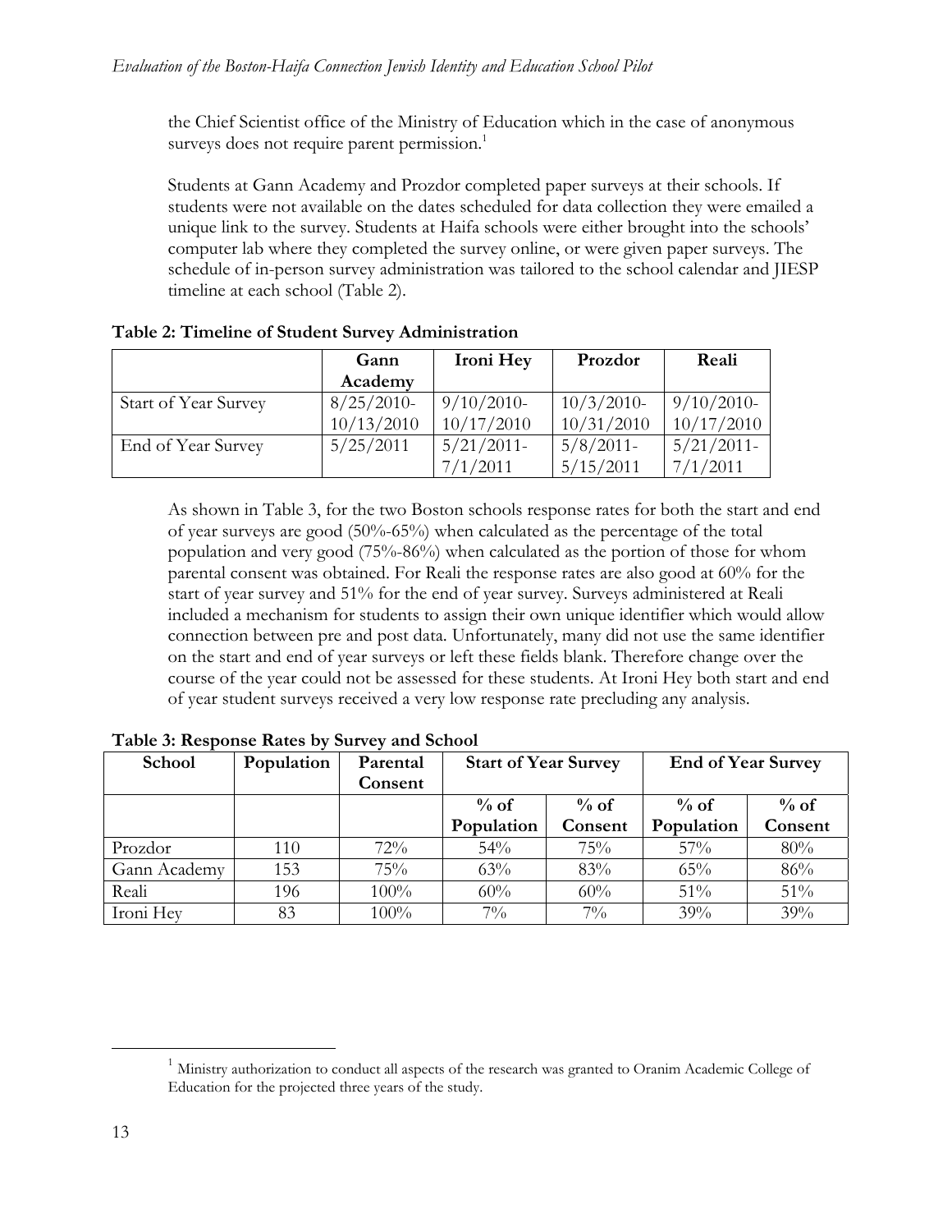the Chief Scientist office of the Ministry of Education which in the case of anonymous surveys does not require parent permission.[1]

Students at Gann Academy and Prozdor completed paper surveys at their schools. If students were not available on the dates scheduled for data collection they were emailed a unique link to the survey. Students at Haifa schools were either brought into the schools' computer lab where they completed the survey online, or were given paper surveys. The schedule of in-person survey administration was tailored to the school calendar and JIESP timeline at each school (Table 2).

**Table 2: Timeline of Student Survey Administration**

| | Gann Academy | Ironi Hey | Prozdor | Reali |
|---|---|---|---|---|
| Start of Year Survey | 8/25/2010-10/13/2010 | 9/10/2010-10/17/2010 | 10/3/2010-10/31/2010 | 9/10/2010-10/17/2010 |
| End of Year Survey | 5/25/2011 | 5/21/2011-7/1/2011 | 5/8/2011-5/15/2011 | 5/21/2011-7/1/2011 |

As shown in Table 3, for the two Boston schools response rates for both the start and end of year surveys are good (50%-65%) when calculated as the percentage of the total population and very good (75%-86%) when calculated as the portion of those for whom parental consent was obtained. For Reali the response rates are also good at 60% for the start of year survey and 51% for the end of year survey. Surveys administered at Reali included a mechanism for students to assign their own unique identifier which would allow connection between pre and post data. Unfortunately, many did not use the same identifier on the start and end of year surveys or left these fields blank. Therefore change over the course of the year could not be assessed for these students. At Ironi Hey both start and end of year student surveys received a very low response rate precluding any analysis.

**Table 3: Response Rates by Survey and School**

| School | Population | Parental Consent | Start of Year Survey | | End of Year Survey | |
|---|---|---|---|---|---|---|
| | | | % of Population | % of Consent | % of Population | % of Consent |
| Prozdor | 110 | 72% | 54% | 75% | 57% | 80% |
| Gann Academy | 153 | 75% | 63% | 83% | 65% | 86% |
| Reali | 196 | 100% | 60% | 60% | 51% | 51% |
| Ironi Hey | 83 | 100% | 7% | 7% | 39% | 39% |

[1] Ministry authorization to conduct all aspects of the research was granted to Oranim Academic College of Education for the projected three years of the study.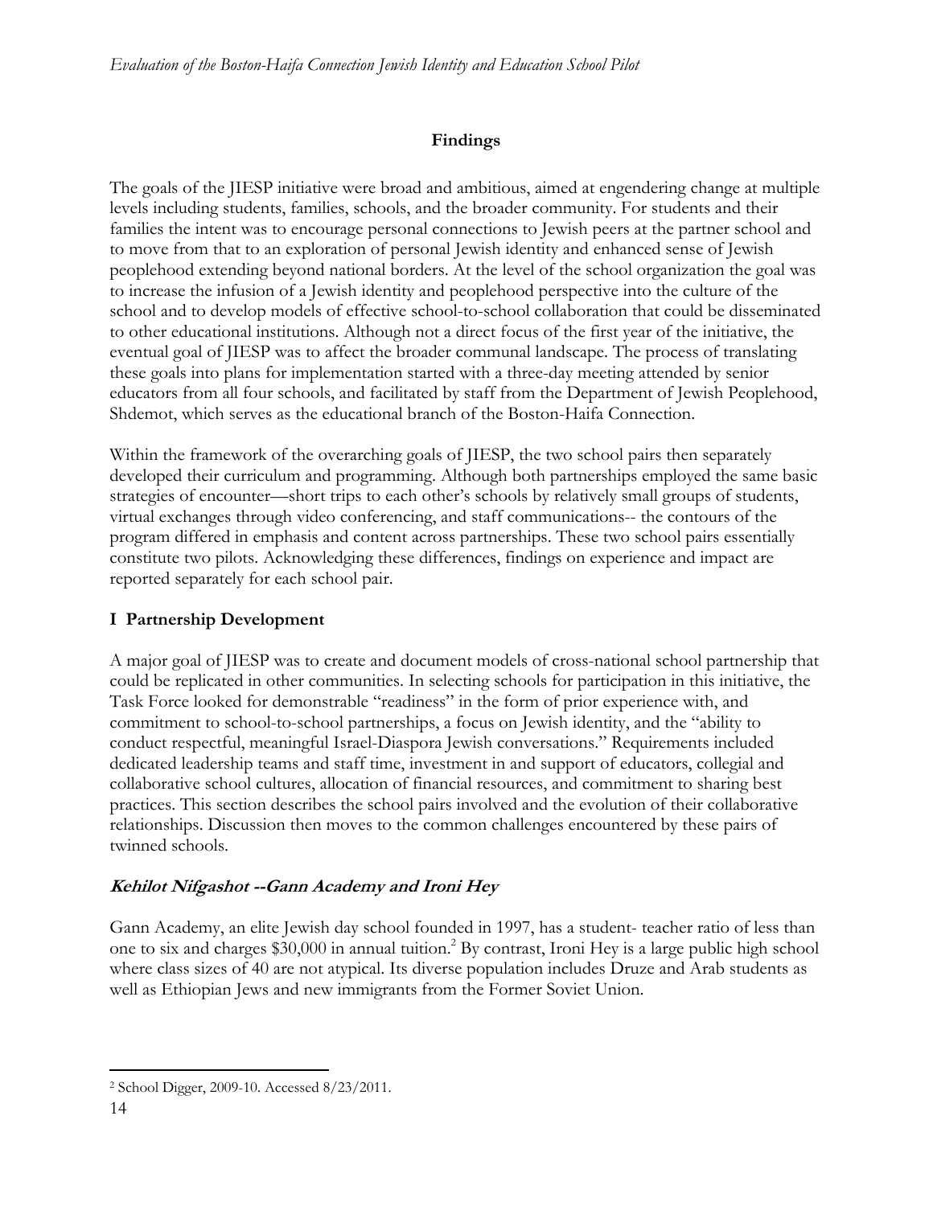## Findings

The goals of the JIESP initiative were broad and ambitious, aimed at engendering change at multiple levels including students, families, schools, and the broader community. For students and their families the intent was to encourage personal connections to Jewish peers at the partner school and to move from that to an exploration of personal Jewish identity and enhanced sense of Jewish peoplehood extending beyond national borders. At the level of the school organization the goal was to increase the infusion of a Jewish identity and peoplehood perspective into the culture of the school and to develop models of effective school-to-school collaboration that could be disseminated to other educational institutions. Although not a direct focus of the first year of the initiative, the eventual goal of JIESP was to affect the broader communal landscape. The process of translating these goals into plans for implementation started with a three-day meeting attended by senior educators from all four schools, and facilitated by staff from the Department of Jewish Peoplehood, Shdemot, which serves as the educational branch of the Boston-Haifa Connection.

Within the framework of the overarching goals of JIESP, the two school pairs then separately developed their curriculum and programming. Although both partnerships employed the same basic strategies of encounter—short trips to each other's schools by relatively small groups of students, virtual exchanges through video conferencing, and staff communications-- the contours of the program differed in emphasis and content across partnerships. These two school pairs essentially constitute two pilots. Acknowledging these differences, findings on experience and impact are reported separately for each school pair.

### I Partnership Development

A major goal of JIESP was to create and document models of cross-national school partnership that could be replicated in other communities. In selecting schools for participation in this initiative, the Task Force looked for demonstrable "readiness" in the form of prior experience with, and commitment to school-to-school partnerships, a focus on Jewish identity, and the "ability to conduct respectful, meaningful Israel-Diaspora Jewish conversations." Requirements included dedicated leadership teams and staff time, investment in and support of educators, collegial and collaborative school cultures, allocation of financial resources, and commitment to sharing best practices. This section describes the school pairs involved and the evolution of their collaborative relationships. Discussion then moves to the common challenges encountered by these pairs of twinned schools.

#### *Kehilot Nifgashot --Gann Academy and Ironi Hey*

Gann Academy, an elite Jewish day school founded in 1997, has a student- teacher ratio of less than one to six and charges $30,000 in annual tuition.[2] By contrast, Ironi Hey is a large public high school where class sizes of 40 are not atypical. Its diverse population includes Druze and Arab students as well as Ethiopian Jews and new immigrants from the Former Soviet Union.

[2] School Digger, 2009-10. Accessed 8/23/2011.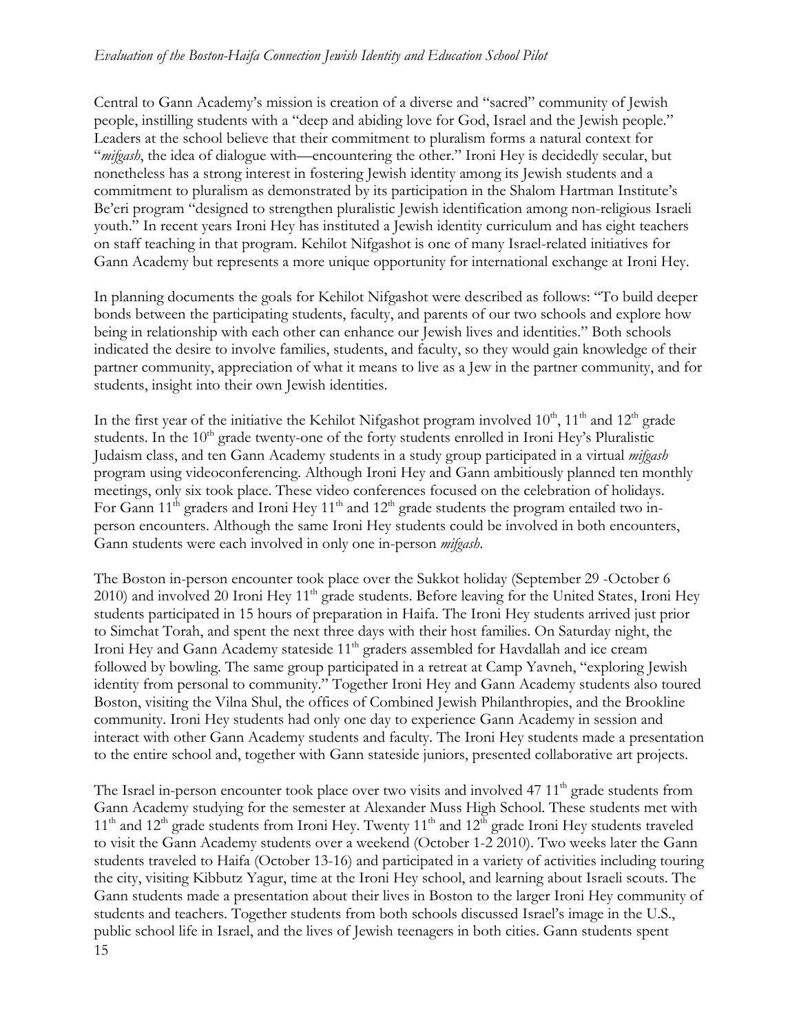Central to Gann Academy's mission is creation of a diverse and "sacred" community of Jewish people, instilling students with a "deep and abiding love for God, Israel and the Jewish people." Leaders at the school believe that their commitment to pluralism forms a natural context for "*mifgash*, the idea of dialogue with—encountering the other." Ironi Hey is decidedly secular, but nonetheless has a strong interest in fostering Jewish identity among its Jewish students and a commitment to pluralism as demonstrated by its participation in the Shalom Hartman Institute's Be'eri program "designed to strengthen pluralistic Jewish identification among non-religious Israeli youth." In recent years Ironi Hey has instituted a Jewish identity curriculum and has eight teachers on staff teaching in that program. Kehilot Nifgashot is one of many Israel-related initiatives for Gann Academy but represents a more unique opportunity for international exchange at Ironi Hey.

In planning documents the goals for Kehilot Nifgashot were described as follows: "To build deeper bonds between the participating students, faculty, and parents of our two schools and explore how being in relationship with each other can enhance our Jewish lives and identities." Both schools indicated the desire to involve families, students, and faculty, so they would gain knowledge of their partner community, appreciation of what it means to live as a Jew in the partner community, and for students, insight into their own Jewish identities.

In the first year of the initiative the Kehilot Nifgashot program involved 10th, 11th and 12th grade students. In the 10th grade twenty-one of the forty students enrolled in Ironi Hey's Pluralistic Judaism class, and ten Gann Academy students in a study group participated in a virtual *mifgash* program using videoconferencing. Although Ironi Hey and Gann ambitiously planned ten monthly meetings, only six took place. These video conferences focused on the celebration of holidays. For Gann 11th graders and Ironi Hey 11th and 12th grade students the program entailed two in-person encounters. Although the same Ironi Hey students could be involved in both encounters, Gann students were each involved in only one in-person *mifgash*.

The Boston in-person encounter took place over the Sukkot holiday (September 29 -October 6 2010) and involved 20 Ironi Hey 11th grade students. Before leaving for the United States, Ironi Hey students participated in 15 hours of preparation in Haifa. The Ironi Hey students arrived just prior to Simchat Torah, and spent the next three days with their host families. On Saturday night, the Ironi Hey and Gann Academy stateside 11th graders assembled for Havdallah and ice cream followed by bowling. The same group participated in a retreat at Camp Yavneh, "exploring Jewish identity from personal to community." Together Ironi Hey and Gann Academy students also toured Boston, visiting the Vilna Shul, the offices of Combined Jewish Philanthropies, and the Brookline community. Ironi Hey students had only one day to experience Gann Academy in session and interact with other Gann Academy students and faculty. The Ironi Hey students made a presentation to the entire school and, together with Gann stateside juniors, presented collaborative art projects.

The Israel in-person encounter took place over two visits and involved 47 11th grade students from Gann Academy studying for the semester at Alexander Muss High School. These students met with 11th and 12th grade students from Ironi Hey. Twenty 11th and 12th grade Ironi Hey students traveled to visit the Gann Academy students over a weekend (October 1-2 2010). Two weeks later the Gann students traveled to Haifa (October 13-16) and participated in a variety of activities including touring the city, visiting Kibbutz Yagur, time at the Ironi Hey school, and learning about Israeli scouts. The Gann students made a presentation about their lives in Boston to the larger Ironi Hey community of students and teachers. Together students from both schools discussed Israel's image in the U.S., public school life in Israel, and the lives of Jewish teenagers in both cities. Gann students spent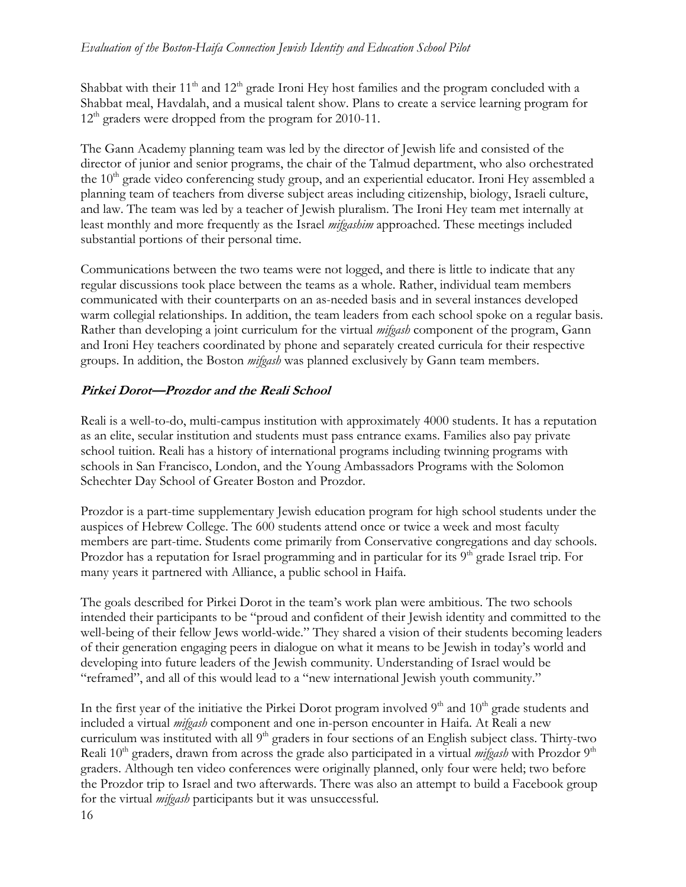Shabbat with their 11th and 12th grade Ironi Hey host families and the program concluded with a Shabbat meal, Havdalah, and a musical talent show. Plans to create a service learning program for 12th graders were dropped from the program for 2010-11.

The Gann Academy planning team was led by the director of Jewish life and consisted of the director of junior and senior programs, the chair of the Talmud department, who also orchestrated the 10th grade video conferencing study group, and an experiential educator. Ironi Hey assembled a planning team of teachers from diverse subject areas including citizenship, biology, Israeli culture, and law. The team was led by a teacher of Jewish pluralism. The Ironi Hey team met internally at least monthly and more frequently as the Israel *mifgashim* approached. These meetings included substantial portions of their personal time.

Communications between the two teams were not logged, and there is little to indicate that any regular discussions took place between the teams as a whole. Rather, individual team members communicated with their counterparts on an as-needed basis and in several instances developed warm collegial relationships. In addition, the team leaders from each school spoke on a regular basis. Rather than developing a joint curriculum for the virtual *mifgash* component of the program, Gann and Ironi Hey teachers coordinated by phone and separately created curricula for their respective groups. In addition, the Boston *mifgash* was planned exclusively by Gann team members.

### ***Pirkei Dorot—Prozdor and the Reali School***

Reali is a well-to-do, multi-campus institution with approximately 4000 students. It has a reputation as an elite, secular institution and students must pass entrance exams. Families also pay private school tuition. Reali has a history of international programs including twinning programs with schools in San Francisco, London, and the Young Ambassadors Programs with the Solomon Schechter Day School of Greater Boston and Prozdor.

Prozdor is a part-time supplementary Jewish education program for high school students under the auspices of Hebrew College. The 600 students attend once or twice a week and most faculty members are part-time. Students come primarily from Conservative congregations and day schools. Prozdor has a reputation for Israel programming and in particular for its 9th grade Israel trip. For many years it partnered with Alliance, a public school in Haifa.

The goals described for Pirkei Dorot in the team's work plan were ambitious. The two schools intended their participants to be "proud and confident of their Jewish identity and committed to the well-being of their fellow Jews world-wide." They shared a vision of their students becoming leaders of their generation engaging peers in dialogue on what it means to be Jewish in today's world and developing into future leaders of the Jewish community. Understanding of Israel would be "reframed", and all of this would lead to a "new international Jewish youth community."

In the first year of the initiative the Pirkei Dorot program involved 9th and 10th grade students and included a virtual *mifgash* component and one in-person encounter in Haifa. At Reali a new curriculum was instituted with all 9th graders in four sections of an English subject class. Thirty-two Reali 10th graders, drawn from across the grade also participated in a virtual *mifgash* with Prozdor 9th graders. Although ten video conferences were originally planned, only four were held; two before the Prozdor trip to Israel and two afterwards. There was also an attempt to build a Facebook group for the virtual *mifgash* participants but it was unsuccessful.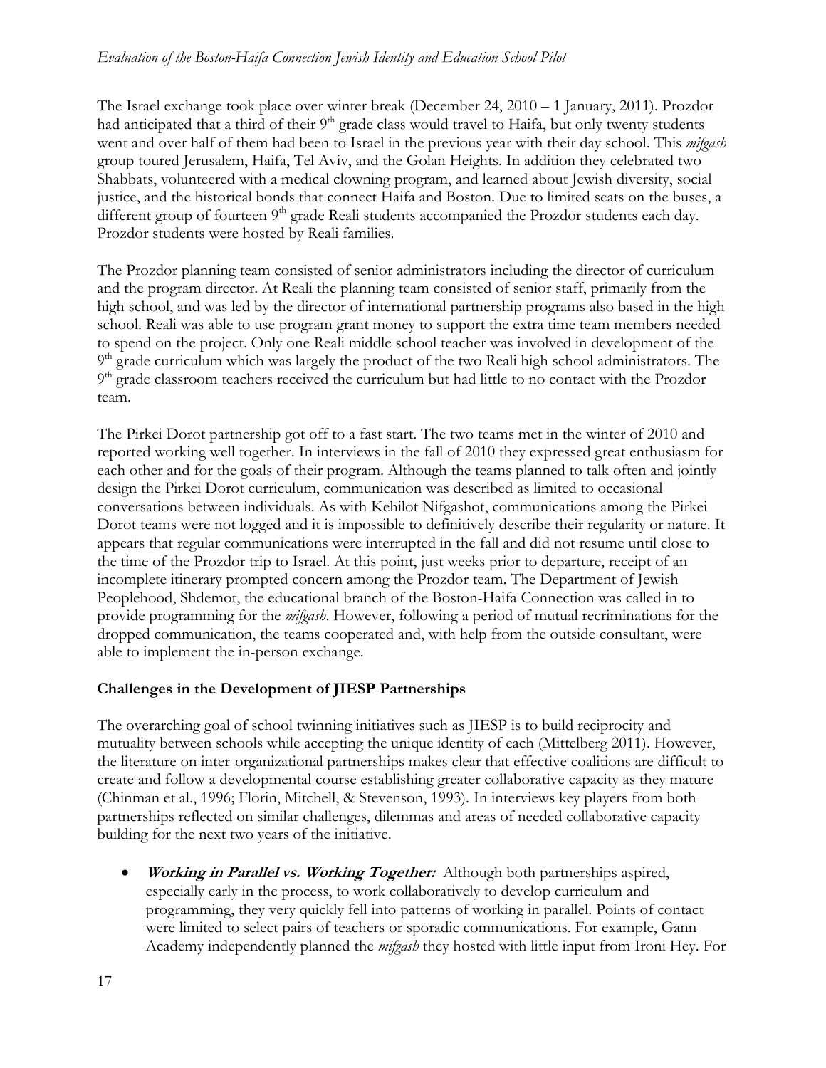The Israel exchange took place over winter break (December 24, 2010 – 1 January, 2011). Prozdor had anticipated that a third of their 9th grade class would travel to Haifa, but only twenty students went and over half of them had been to Israel in the previous year with their day school. This *mifgash* group toured Jerusalem, Haifa, Tel Aviv, and the Golan Heights. In addition they celebrated two Shabbats, volunteered with a medical clowning program, and learned about Jewish diversity, social justice, and the historical bonds that connect Haifa and Boston. Due to limited seats on the buses, a different group of fourteen 9th grade Reali students accompanied the Prozdor students each day. Prozdor students were hosted by Reali families.

The Prozdor planning team consisted of senior administrators including the director of curriculum and the program director. At Reali the planning team consisted of senior staff, primarily from the high school, and was led by the director of international partnership programs also based in the high school. Reali was able to use program grant money to support the extra time team members needed to spend on the project. Only one Reali middle school teacher was involved in development of the 9th grade curriculum which was largely the product of the two Reali high school administrators. The 9th grade classroom teachers received the curriculum but had little to no contact with the Prozdor team.

The Pirkei Dorot partnership got off to a fast start. The two teams met in the winter of 2010 and reported working well together. In interviews in the fall of 2010 they expressed great enthusiasm for each other and for the goals of their program. Although the teams planned to talk often and jointly design the Pirkei Dorot curriculum, communication was described as limited to occasional conversations between individuals. As with Kehilot Nifgashot, communications among the Pirkei Dorot teams were not logged and it is impossible to definitively describe their regularity or nature. It appears that regular communications were interrupted in the fall and did not resume until close to the time of the Prozdor trip to Israel. At this point, just weeks prior to departure, receipt of an incomplete itinerary prompted concern among the Prozdor team. The Department of Jewish Peoplehood, Shdemot, the educational branch of the Boston-Haifa Connection was called in to provide programming for the *mifgash*. However, following a period of mutual recriminations for the dropped communication, the teams cooperated and, with help from the outside consultant, were able to implement the in-person exchange.

## Challenges in the Development of JIESP Partnerships

The overarching goal of school twinning initiatives such as JIESP is to build reciprocity and mutuality between schools while accepting the unique identity of each (Mittelberg 2011). However, the literature on inter-organizational partnerships makes clear that effective coalitions are difficult to create and follow a developmental course establishing greater collaborative capacity as they mature (Chinman et al., 1996; Florin, Mitchell, & Stevenson, 1993). In interviews key players from both partnerships reflected on similar challenges, dilemmas and areas of needed collaborative capacity building for the next two years of the initiative.

- ***Working in Parallel vs. Working Together:*** Although both partnerships aspired, especially early in the process, to work collaboratively to develop curriculum and programming, they very quickly fell into patterns of working in parallel. Points of contact were limited to select pairs of teachers or sporadic communications. For example, Gann Academy independently planned the *mifgash* they hosted with little input from Ironi Hey. For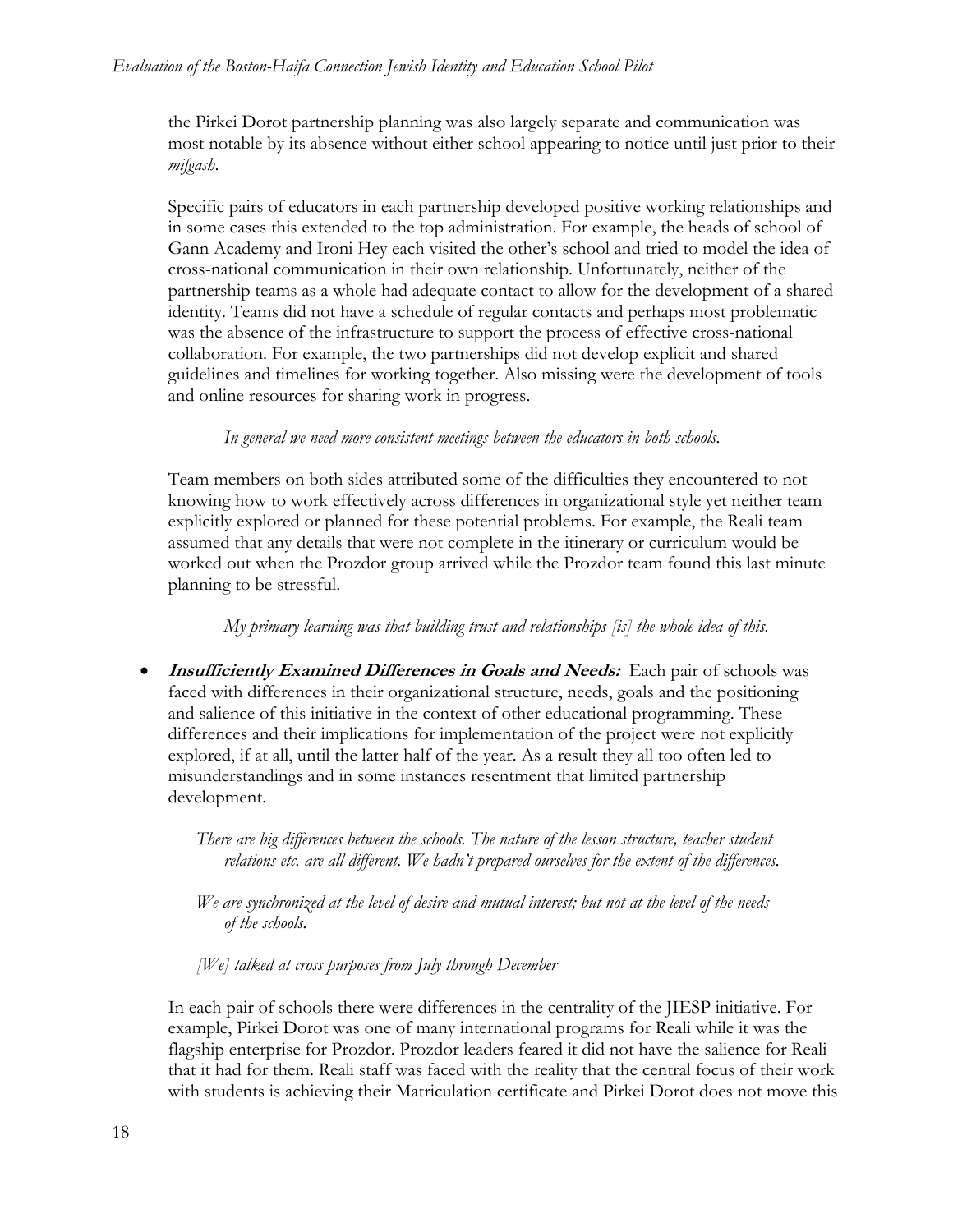the Pirkei Dorot partnership planning was also largely separate and communication was most notable by its absence without either school appearing to notice until just prior to their *mifgash*.

Specific pairs of educators in each partnership developed positive working relationships and in some cases this extended to the top administration. For example, the heads of school of Gann Academy and Ironi Hey each visited the other's school and tried to model the idea of cross-national communication in their own relationship. Unfortunately, neither of the partnership teams as a whole had adequate contact to allow for the development of a shared identity. Teams did not have a schedule of regular contacts and perhaps most problematic was the absence of the infrastructure to support the process of effective cross-national collaboration. For example, the two partnerships did not develop explicit and shared guidelines and timelines for working together. Also missing were the development of tools and online resources for sharing work in progress.

> *In general we need more consistent meetings between the educators in both schools.*

Team members on both sides attributed some of the difficulties they encountered to not knowing how to work effectively across differences in organizational style yet neither team explicitly explored or planned for these potential problems. For example, the Reali team assumed that any details that were not complete in the itinerary or curriculum would be worked out when the Prozdor group arrived while the Prozdor team found this last minute planning to be stressful.

> *My primary learning was that building trust and relationships [is] the whole idea of this.*

- ***Insufficiently Examined Differences in Goals and Needs:*** Each pair of schools was faced with differences in their organizational structure, needs, goals and the positioning and salience of this initiative in the context of other educational programming. These differences and their implications for implementation of the project were not explicitly explored, if at all, until the latter half of the year. As a result they all too often led to misunderstandings and in some instances resentment that limited partnership development.

> *There are big differences between the schools. The nature of the lesson structure, teacher student relations etc. are all different. We hadn't prepared ourselves for the extent of the differences.*
>
> *We are synchronized at the level of desire and mutual interest; but not at the level of the needs of the schools.*
>
> *[We] talked at cross purposes from July through December*

In each pair of schools there were differences in the centrality of the JIESP initiative. For example, Pirkei Dorot was one of many international programs for Reali while it was the flagship enterprise for Prozdor. Prozdor leaders feared it did not have the salience for Reali that it had for them. Reali staff was faced with the reality that the central focus of their work with students is achieving their Matriculation certificate and Pirkei Dorot does not move this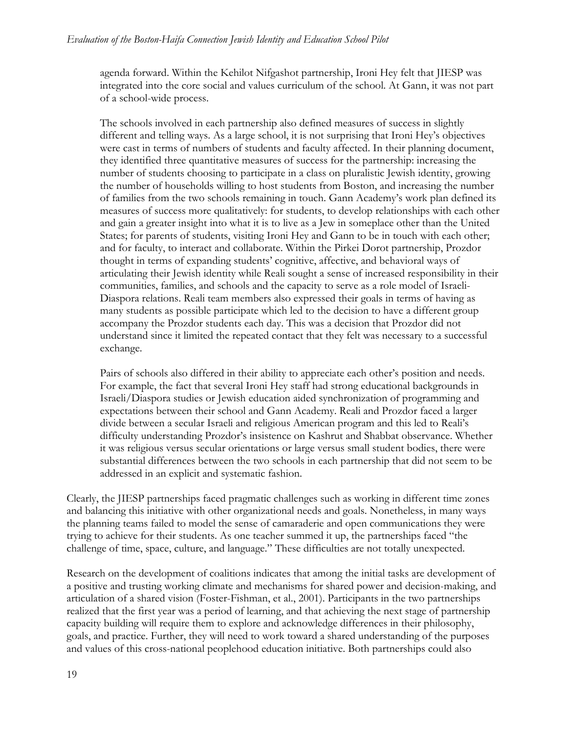agenda forward. Within the Kehilot Nifgashot partnership, Ironi Hey felt that JIESP was integrated into the core social and values curriculum of the school. At Gann, it was not part of a school-wide process.

> The schools involved in each partnership also defined measures of success in slightly different and telling ways. As a large school, it is not surprising that Ironi Hey's objectives were cast in terms of numbers of students and faculty affected. In their planning document, they identified three quantitative measures of success for the partnership: increasing the number of students choosing to participate in a class on pluralistic Jewish identity, growing the number of households willing to host students from Boston, and increasing the number of families from the two schools remaining in touch. Gann Academy's work plan defined its measures of success more qualitatively: for students, to develop relationships with each other and gain a greater insight into what it is to live as a Jew in someplace other than the United States; for parents of students, visiting Ironi Hey and Gann to be in touch with each other; and for faculty, to interact and collaborate. Within the Pirkei Dorot partnership, Prozdor thought in terms of expanding students' cognitive, affective, and behavioral ways of articulating their Jewish identity while Reali sought a sense of increased responsibility in their communities, families, and schools and the capacity to serve as a role model of Israeli-Diaspora relations. Reali team members also expressed their goals in terms of having as many students as possible participate which led to the decision to have a different group accompany the Prozdor students each day. This was a decision that Prozdor did not understand since it limited the repeated contact that they felt was necessary to a successful exchange.

> Pairs of schools also differed in their ability to appreciate each other's position and needs. For example, the fact that several Ironi Hey staff had strong educational backgrounds in Israeli/Diaspora studies or Jewish education aided synchronization of programming and expectations between their school and Gann Academy. Reali and Prozdor faced a larger divide between a secular Israeli and religious American program and this led to Reali's difficulty understanding Prozdor's insistence on Kashrut and Shabbat observance. Whether it was religious versus secular orientations or large versus small student bodies, there were substantial differences between the two schools in each partnership that did not seem to be addressed in an explicit and systematic fashion.

Clearly, the JIESP partnerships faced pragmatic challenges such as working in different time zones and balancing this initiative with other organizational needs and goals. Nonetheless, in many ways the planning teams failed to model the sense of camaraderie and open communications they were trying to achieve for their students. As one teacher summed it up, the partnerships faced "the challenge of time, space, culture, and language." These difficulties are not totally unexpected.

Research on the development of coalitions indicates that among the initial tasks are development of a positive and trusting working climate and mechanisms for shared power and decision-making, and articulation of a shared vision (Foster-Fishman, et al., 2001). Participants in the two partnerships realized that the first year was a period of learning, and that achieving the next stage of partnership capacity building will require them to explore and acknowledge differences in their philosophy, goals, and practice. Further, they will need to work toward a shared understanding of the purposes and values of this cross-national peoplehood education initiative. Both partnerships could also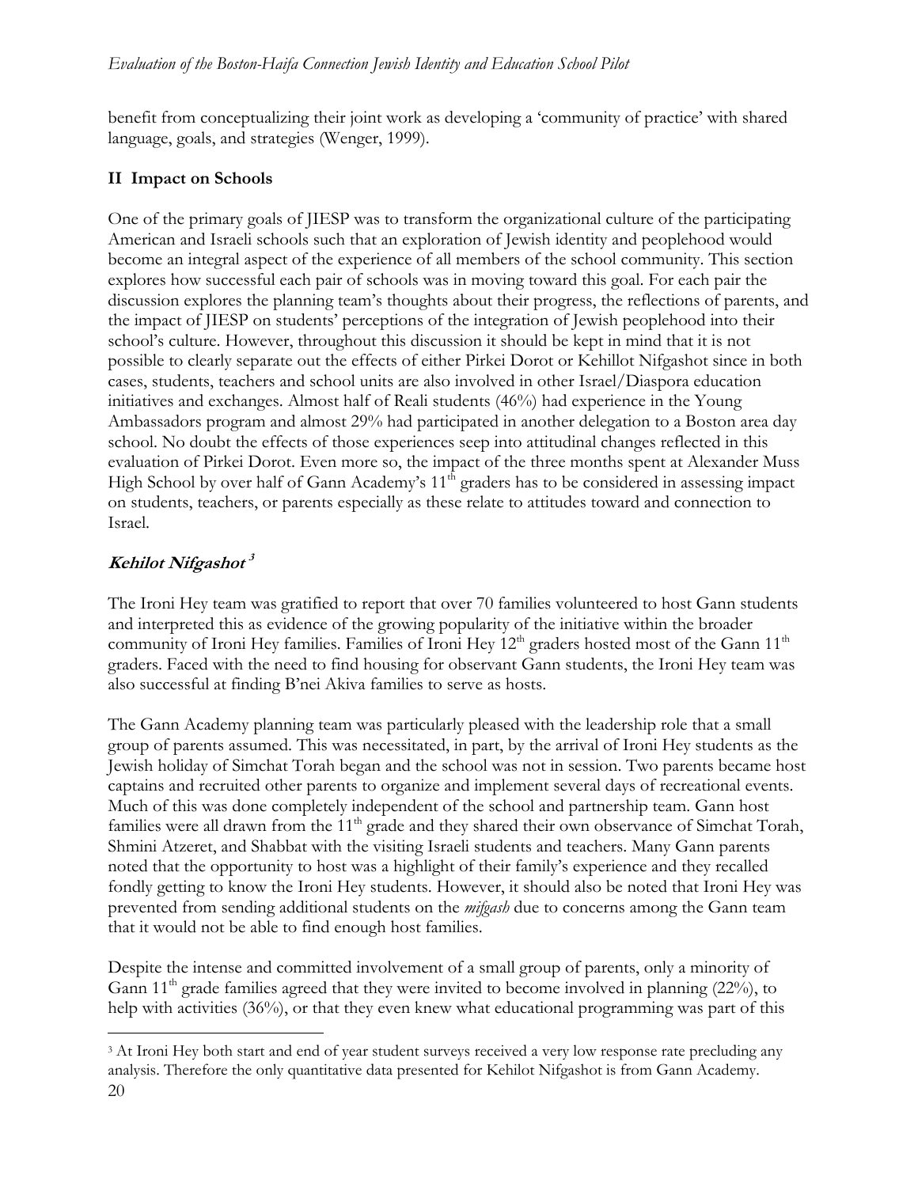benefit from conceptualizing their joint work as developing a 'community of practice' with shared language, goals, and strategies (Wenger, 1999).

## II Impact on Schools

One of the primary goals of JIESP was to transform the organizational culture of the participating American and Israeli schools such that an exploration of Jewish identity and peoplehood would become an integral aspect of the experience of all members of the school community. This section explores how successful each pair of schools was in moving toward this goal. For each pair the discussion explores the planning team's thoughts about their progress, the reflections of parents, and the impact of JIESP on students' perceptions of the integration of Jewish peoplehood into their school's culture. However, throughout this discussion it should be kept in mind that it is not possible to clearly separate out the effects of either Pirkei Dorot or Kehillot Nifgashot since in both cases, students, teachers and school units are also involved in other Israel/Diaspora education initiatives and exchanges. Almost half of Reali students (46%) had experience in the Young Ambassadors program and almost 29% had participated in another delegation to a Boston area day school. No doubt the effects of those experiences seep into attitudinal changes reflected in this evaluation of Pirkei Dorot. Even more so, the impact of the three months spent at Alexander Muss High School by over half of Gann Academy's 11th graders has to be considered in assessing impact on students, teachers, or parents especially as these relate to attitudes toward and connection to Israel.

### *Kehilot Nifgashot* [3]

The Ironi Hey team was gratified to report that over 70 families volunteered to host Gann students and interpreted this as evidence of the growing popularity of the initiative within the broader community of Ironi Hey families. Families of Ironi Hey 12th graders hosted most of the Gann 11th graders. Faced with the need to find housing for observant Gann students, the Ironi Hey team was also successful at finding B'nei Akiva families to serve as hosts.

The Gann Academy planning team was particularly pleased with the leadership role that a small group of parents assumed. This was necessitated, in part, by the arrival of Ironi Hey students as the Jewish holiday of Simchat Torah began and the school was not in session. Two parents became host captains and recruited other parents to organize and implement several days of recreational events. Much of this was done completely independent of the school and partnership team. Gann host families were all drawn from the 11th grade and they shared their own observance of Simchat Torah, Shmini Atzeret, and Shabbat with the visiting Israeli students and teachers. Many Gann parents noted that the opportunity to host was a highlight of their family's experience and they recalled fondly getting to know the Ironi Hey students. However, it should also be noted that Ironi Hey was prevented from sending additional students on the *mifgash* due to concerns among the Gann team that it would not be able to find enough host families.

Despite the intense and committed involvement of a small group of parents, only a minority of Gann 11th grade families agreed that they were invited to become involved in planning (22%), to help with activities (36%), or that they even knew what educational programming was part of this

[3] At Ironi Hey both start and end of year student surveys received a very low response rate precluding any analysis. Therefore the only quantitative data presented for Kehilot Nifgashot is from Gann Academy.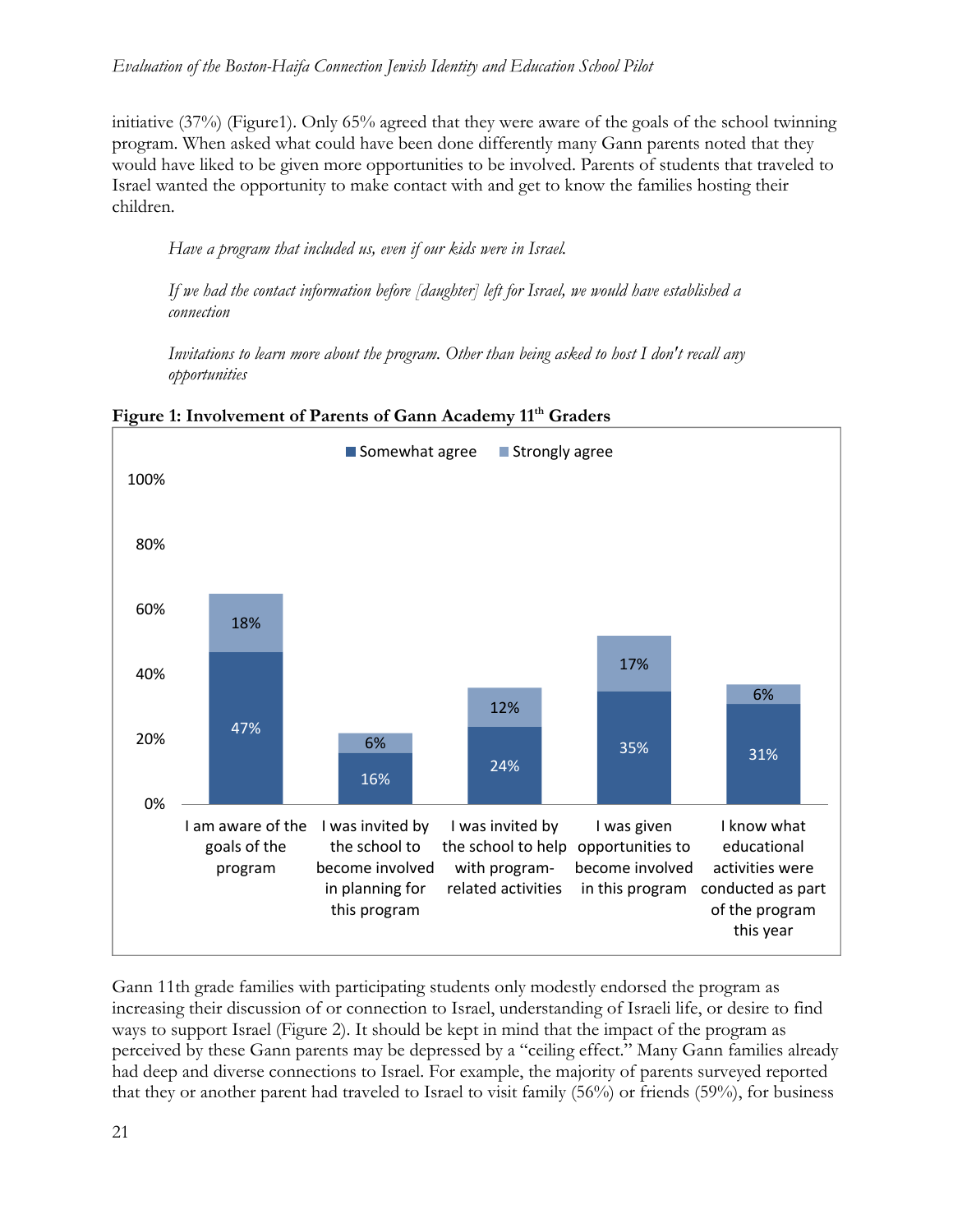initiative (37%) (Figure1). Only 65% agreed that they were aware of the goals of the school twinning program. When asked what could have been done differently many Gann parents noted that they would have liked to be given more opportunities to be involved. Parents of students that traveled to Israel wanted the opportunity to make contact with and get to know the families hosting their children.

> *Have a program that included us, even if our kids were in Israel.*
>
> *If we had the contact information before [daughter] left for Israel, we would have established a connection*
>
> *Invitations to learn more about the program. Other than being asked to host I don't recall any opportunities*

**Figure 1: Involvement of Parents of Gann Academy 11th Graders**

| | Somewhat agree | Strongly agree |
|---|---|---|
| I am aware of the goals of the program | 47% | 18% |
| I was invited by the school to become involved in planning for this program | 16% | 6% |
| I was invited by the school to help with program-related activities | 24% | 12% |
| I was given opportunities to become involved in this program | 35% | 17% |
| I know what educational activities were conducted as part of the program this year | 31% | 6% |

Gann 11th grade families with participating students only modestly endorsed the program as increasing their discussion of or connection to Israel, understanding of Israeli life, or desire to find ways to support Israel (Figure 2). It should be kept in mind that the impact of the program as perceived by these Gann parents may be depressed by a "ceiling effect." Many Gann families already had deep and diverse connections to Israel. For example, the majority of parents surveyed reported that they or another parent had traveled to Israel to visit family (56%) or friends (59%), for business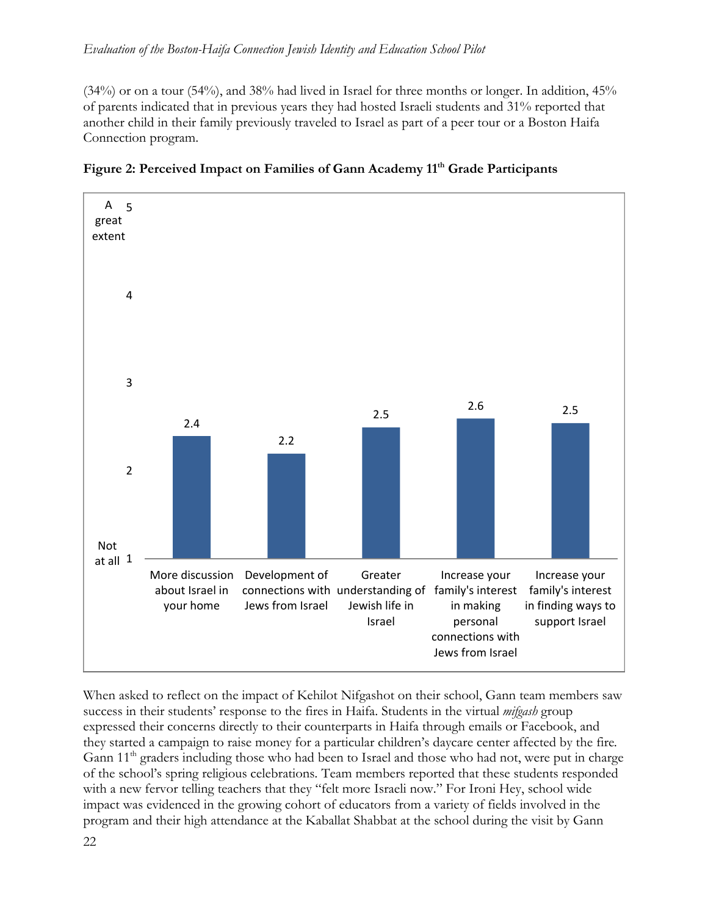(34%) or on a tour (54%), and 38% had lived in Israel for three months or longer. In addition, 45% of parents indicated that in previous years they had hosted Israeli students and 31% reported that another child in their family previously traveled to Israel as part of a peer tour or a Boston Haifa Connection program.

**Figure 2: Perceived Impact on Families of Gann Academy 11th Grade Participants**

| Item | Mean (1 = Not at all, 5 = A great extent) |
|---|---|
| More discussion about Israel in your home | 2.4 |
| Development of connections with Jews from Israel | 2.2 |
| Greater understanding of Jewish life in Israel | 2.5 |
| Increase your family's interest in making personal connections with Jews from Israel | 2.6 |
| Increase your family's interest in finding ways to support Israel | 2.5 |

When asked to reflect on the impact of Kehilot Nifgashot on their school, Gann team members saw success in their students' response to the fires in Haifa. Students in the virtual *mifgash* group expressed their concerns directly to their counterparts in Haifa through emails or Facebook, and they started a campaign to raise money for a particular children's daycare center affected by the fire. Gann 11th graders including those who had been to Israel and those who had not, were put in charge of the school's spring religious celebrations. Team members reported that these students responded with a new fervor telling teachers that they "felt more Israeli now." For Ironi Hey, school wide impact was evidenced in the growing cohort of educators from a variety of fields involved in the program and their high attendance at the Kaballat Shabbat at the school during the visit by Gann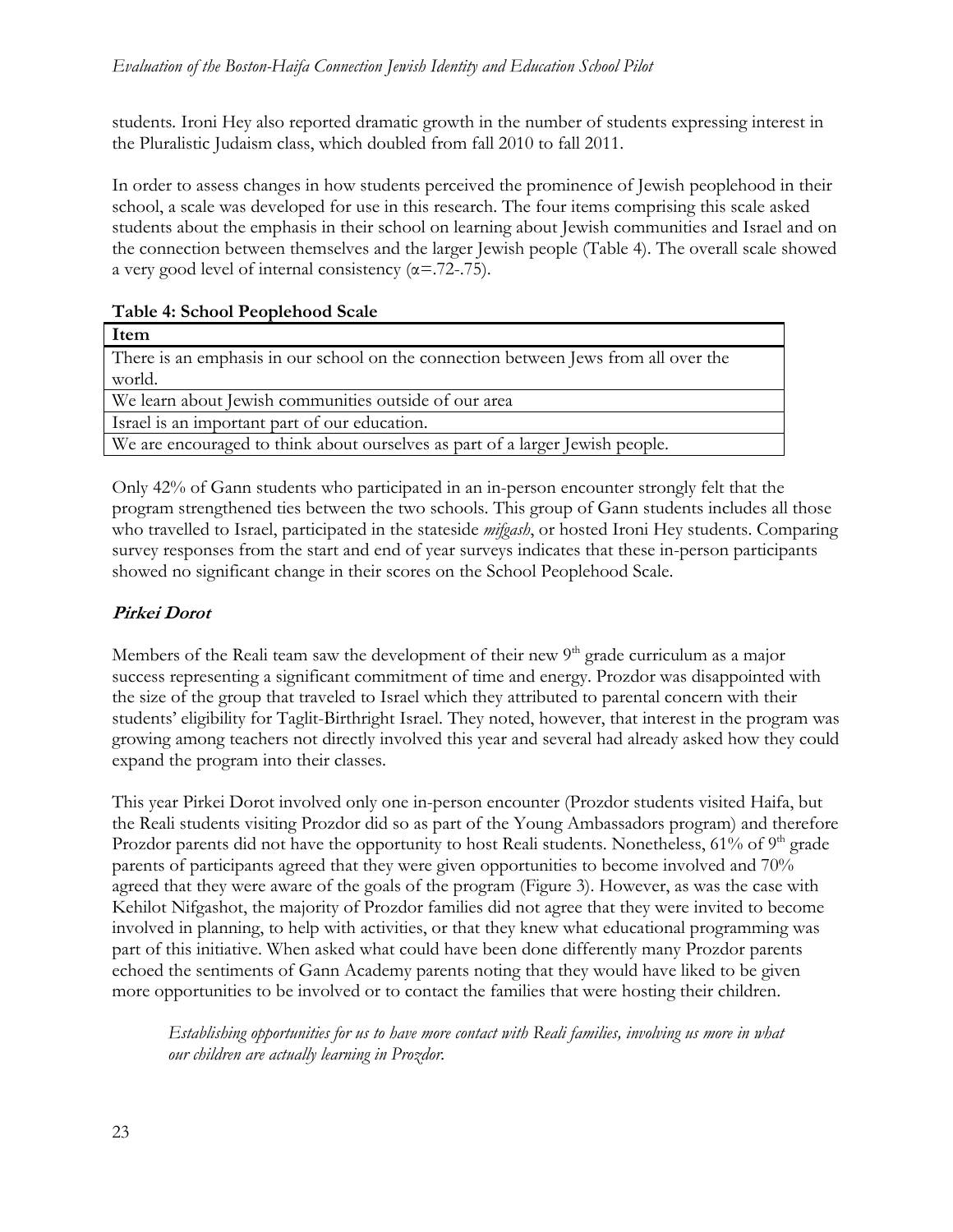students. Ironi Hey also reported dramatic growth in the number of students expressing interest in the Pluralistic Judaism class, which doubled from fall 2010 to fall 2011.

In order to assess changes in how students perceived the prominence of Jewish peoplehood in their school, a scale was developed for use in this research. The four items comprising this scale asked students about the emphasis in their school on learning about Jewish communities and Israel and on the connection between themselves and the larger Jewish people (Table 4). The overall scale showed a very good level of internal consistency ($\alpha$=.72-.75).

**Table 4: School Peoplehood Scale**

| Item |
|---|
| There is an emphasis in our school on the connection between Jews from all over the world. |
| We learn about Jewish communities outside of our area |
| Israel is an important part of our education. |
| We are encouraged to think about ourselves as part of a larger Jewish people. |

Only 42% of Gann students who participated in an in-person encounter strongly felt that the program strengthened ties between the two schools. This group of Gann students includes all those who travelled to Israel, participated in the stateside *mifgash*, or hosted Ironi Hey students. Comparing survey responses from the start and end of year surveys indicates that these in-person participants showed no significant change in their scores on the School Peoplehood Scale.

### *Pirkei Dorot*

Members of the Reali team saw the development of their new 9th grade curriculum as a major success representing a significant commitment of time and energy. Prozdor was disappointed with the size of the group that traveled to Israel which they attributed to parental concern with their students' eligibility for Taglit-Birthright Israel. They noted, however, that interest in the program was growing among teachers not directly involved this year and several had already asked how they could expand the program into their classes.

This year Pirkei Dorot involved only one in-person encounter (Prozdor students visited Haifa, but the Reali students visiting Prozdor did so as part of the Young Ambassadors program) and therefore Prozdor parents did not have the opportunity to host Reali students. Nonetheless, 61% of 9th grade parents of participants agreed that they were given opportunities to become involved and 70% agreed that they were aware of the goals of the program (Figure 3). However, as was the case with Kehilot Nifgashot, the majority of Prozdor families did not agree that they were invited to become involved in planning, to help with activities, or that they knew what educational programming was part of this initiative. When asked what could have been done differently many Prozdor parents echoed the sentiments of Gann Academy parents noting that they would have liked to be given more opportunities to be involved or to contact the families that were hosting their children.

> *Establishing opportunities for us to have more contact with Reali families, involving us more in what our children are actually learning in Prozdor.*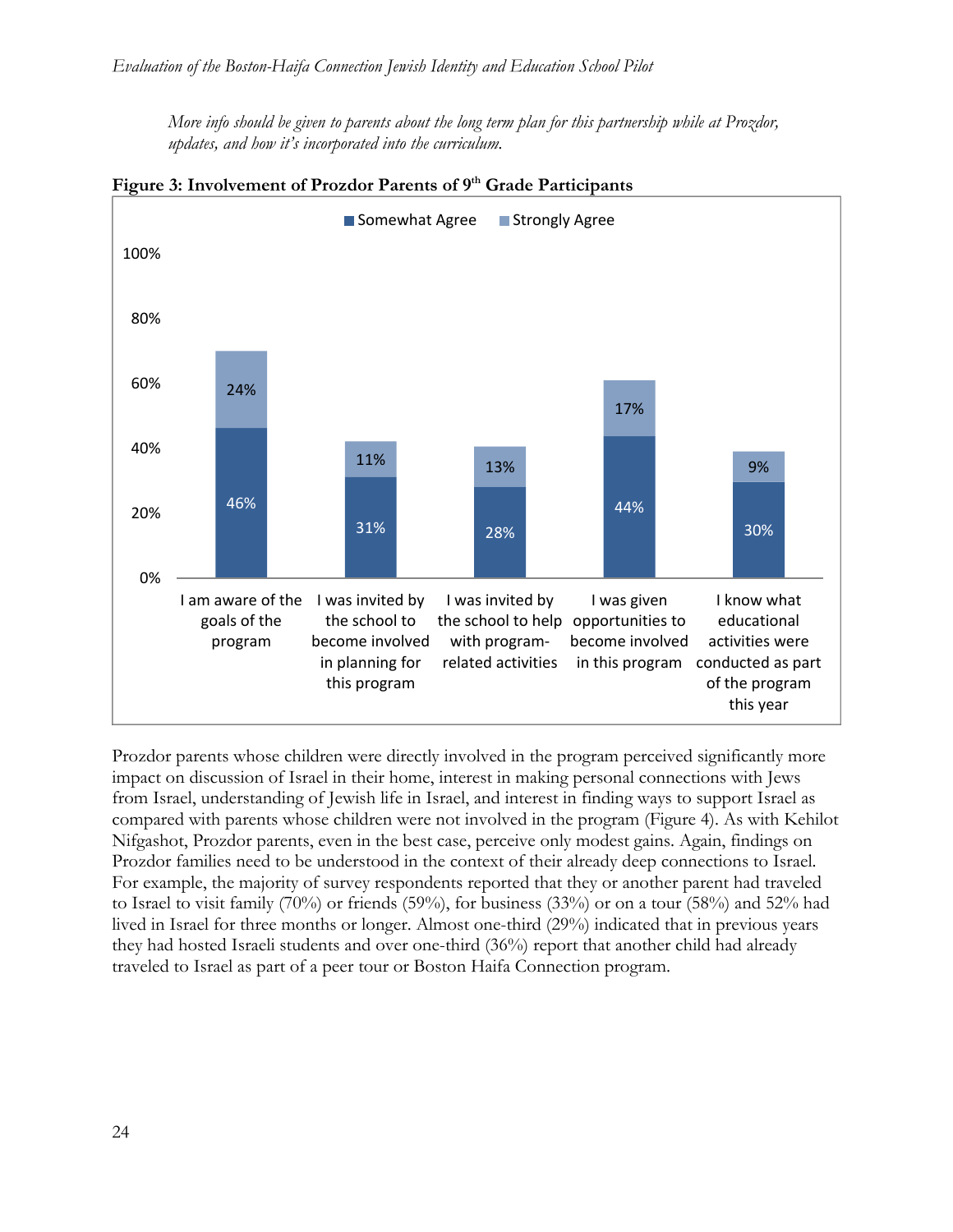*More info should be given to parents about the long term plan for this partnership while at Prozdor, updates, and how it's incorporated into the curriculum.*

**Figure 3: Involvement of Prozdor Parents of 9th Grade Participants**

| | Somewhat Agree | Strongly Agree |
|---|---|---|
| I am aware of the goals of the program | 46% | 24% |
| I was invited by the school to become involved in planning for this program | 31% | 11% |
| I was invited by the school to help with program-related activities | 28% | 13% |
| I was given opportunities to become involved in this program | 44% | 17% |
| I know what educational activities were conducted as part of the program this year | 30% | 9% |

Prozdor parents whose children were directly involved in the program perceived significantly more impact on discussion of Israel in their home, interest in making personal connections with Jews from Israel, understanding of Jewish life in Israel, and interest in finding ways to support Israel as compared with parents whose children were not involved in the program (Figure 4). As with Kehilot Nifgashot, Prozdor parents, even in the best case, perceive only modest gains. Again, findings on Prozdor families need to be understood in the context of their already deep connections to Israel. For example, the majority of survey respondents reported that they or another parent had traveled to Israel to visit family (70%) or friends (59%), for business (33%) or on a tour (58%) and 52% had lived in Israel for three months or longer. Almost one-third (29%) indicated that in previous years they had hosted Israeli students and over one-third (36%) report that another child had already traveled to Israel as part of a peer tour or Boston Haifa Connection program.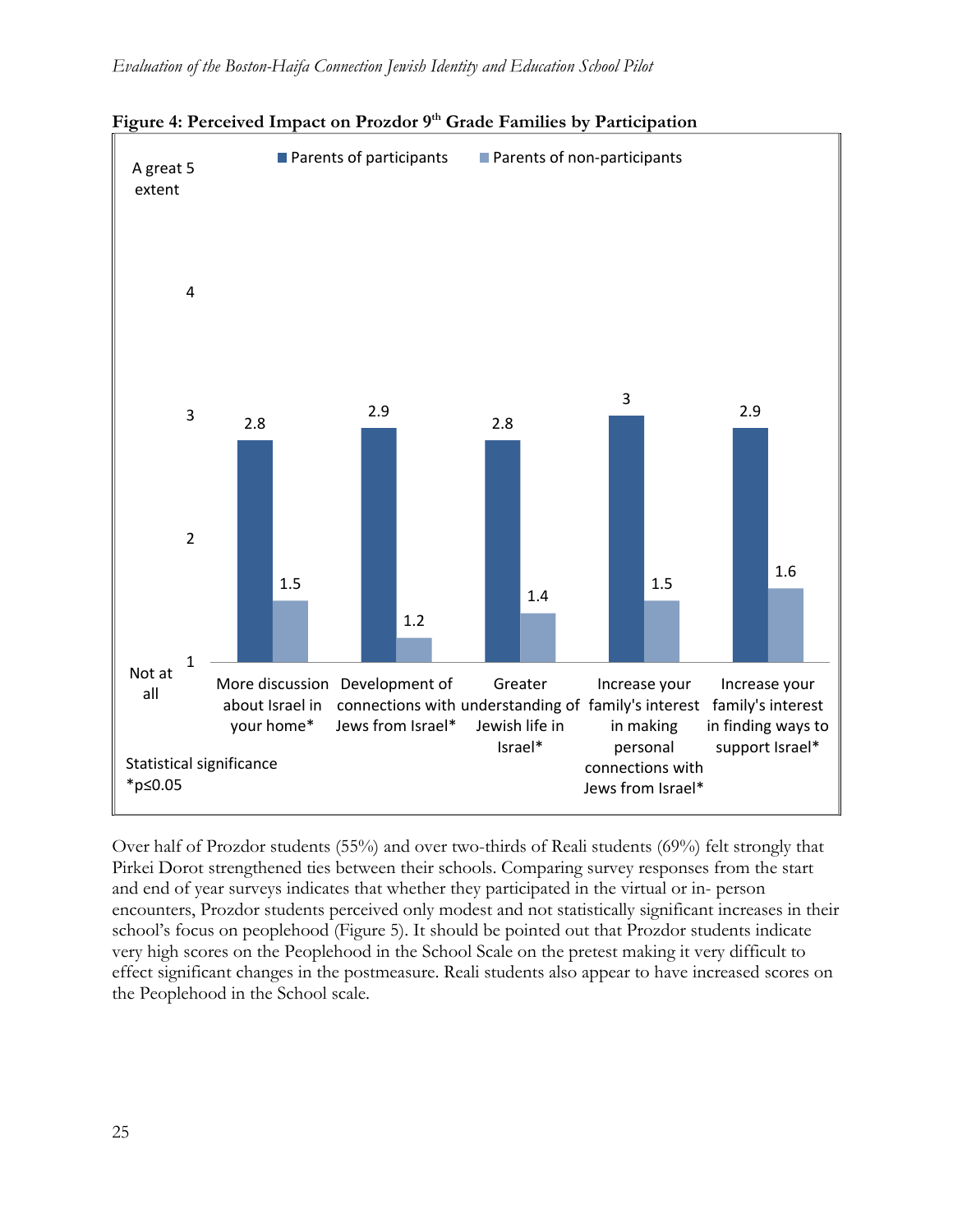**Figure 4: Perceived Impact on Prozdor 9th Grade Families by Participation**

| | Parents of participants | Parents of non-participants |
|---|---|---|
| More discussion about Israel in your home* | 2.8 | 1.5 |
| Development of connections with Jews from Israel* | 2.9 | 1.2 |
| Greater understanding of Jewish life in Israel* | 2.8 | 1.4 |
| Increase your family's interest in making personal connections with Jews from Israel* | 3 | 1.5 |
| Increase your family's interest in finding ways to support Israel* | 2.9 | 1.6 |

Scale: 1 = Not at all; 5 = A great extent

Statistical significance *$p \leq 0.05$

Over half of Prozdor students (55%) and over two-thirds of Reali students (69%) felt strongly that Pirkei Dorot strengthened ties between their schools. Comparing survey responses from the start and end of year surveys indicates that whether they participated in the virtual or in- person encounters, Prozdor students perceived only modest and not statistically significant increases in their school's focus on peoplehood (Figure 5). It should be pointed out that Prozdor students indicate very high scores on the Peoplehood in the School Scale on the pretest making it very difficult to effect significant changes in the postmeasure. Reali students also appear to have increased scores on the Peoplehood in the School scale.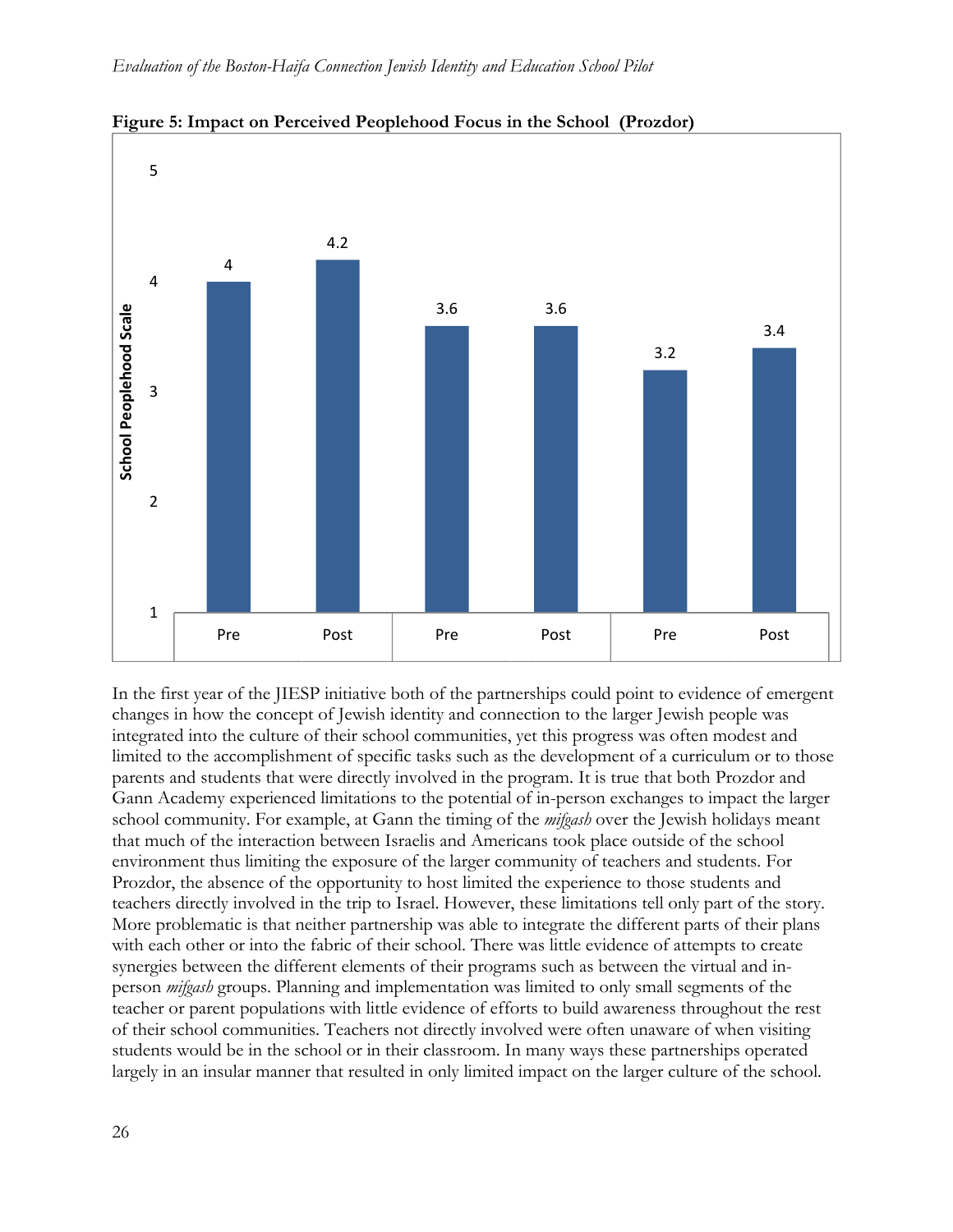**Figure 5: Impact on Perceived Peoplehood Focus in the School (Prozdor)**

| | Pre | Post | Pre | Post | Pre | Post |
|---|---|---|---|---|---|---|
| School Peoplehood Scale | 4 | 4.2 | 3.6 | 3.6 | 3.2 | 3.4 |

In the first year of the JIESP initiative both of the partnerships could point to evidence of emergent changes in how the concept of Jewish identity and connection to the larger Jewish people was integrated into the culture of their school communities, yet this progress was often modest and limited to the accomplishment of specific tasks such as the development of a curriculum or to those parents and students that were directly involved in the program. It is true that both Prozdor and Gann Academy experienced limitations to the potential of in-person exchanges to impact the larger school community. For example, at Gann the timing of the *mifgash* over the Jewish holidays meant that much of the interaction between Israelis and Americans took place outside of the school environment thus limiting the exposure of the larger community of teachers and students. For Prozdor, the absence of the opportunity to host limited the experience to those students and teachers directly involved in the trip to Israel. However, these limitations tell only part of the story. More problematic is that neither partnership was able to integrate the different parts of their plans with each other or into the fabric of their school. There was little evidence of attempts to create synergies between the different elements of their programs such as between the virtual and in-person *mifgash* groups. Planning and implementation was limited to only small segments of the teacher or parent populations with little evidence of efforts to build awareness throughout the rest of their school communities. Teachers not directly involved were often unaware of when visiting students would be in the school or in their classroom. In many ways these partnerships operated largely in an insular manner that resulted in only limited impact on the larger culture of the school.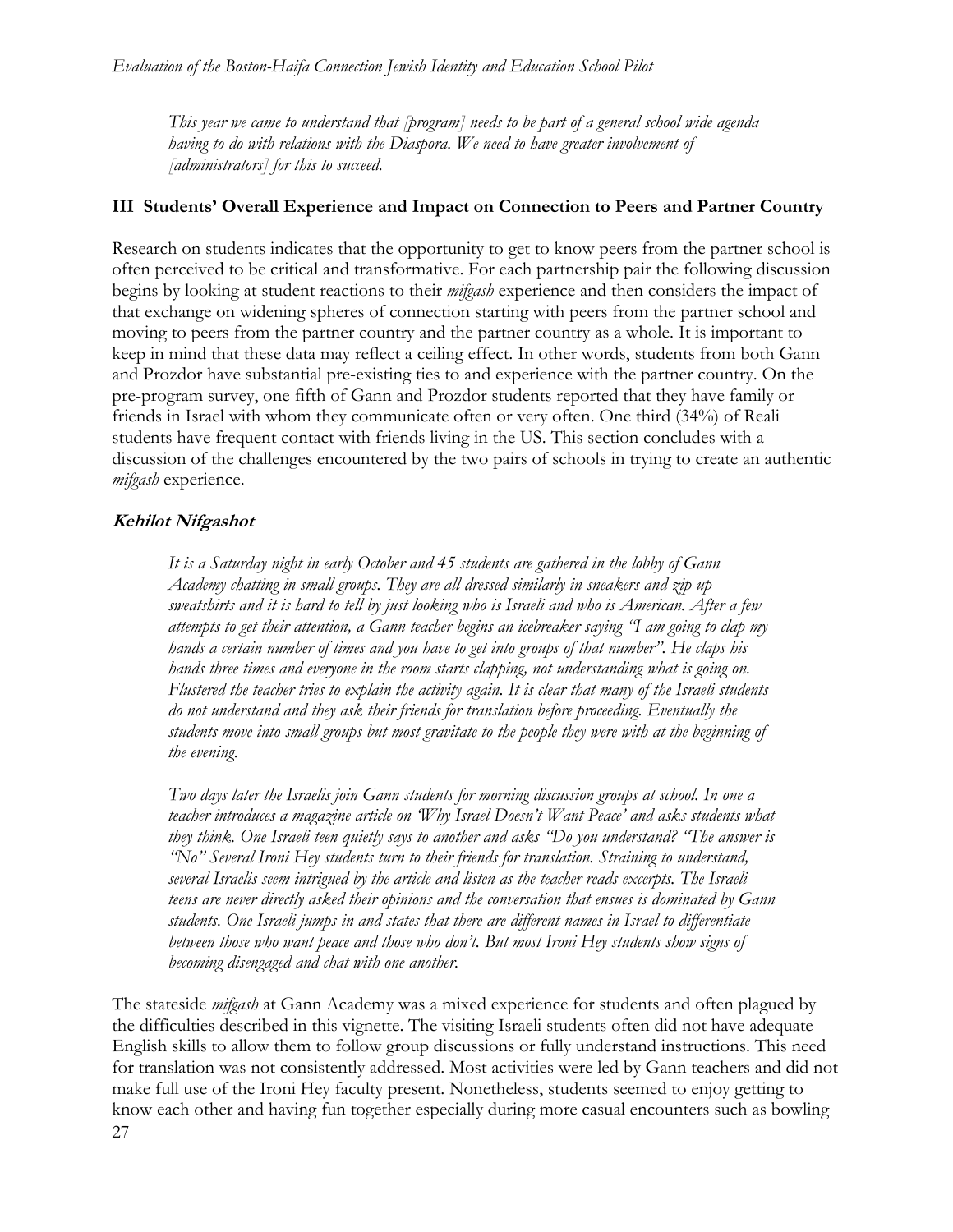*This year we came to understand that [program] needs to be part of a general school wide agenda having to do with relations with the Diaspora. We need to have greater involvement of [administrators] for this to succeed.*

## III Students' Overall Experience and Impact on Connection to Peers and Partner Country

Research on students indicates that the opportunity to get to know peers from the partner school is often perceived to be critical and transformative. For each partnership pair the following discussion begins by looking at student reactions to their *mifgash* experience and then considers the impact of that exchange on widening spheres of connection starting with peers from the partner school and moving to peers from the partner country and the partner country as a whole. It is important to keep in mind that these data may reflect a ceiling effect. In other words, students from both Gann and Prozdor have substantial pre-existing ties to and experience with the partner country. On the pre-program survey, one fifth of Gann and Prozdor students reported that they have family or friends in Israel with whom they communicate often or very often. One third (34%) of Reali students have frequent contact with friends living in the US. This section concludes with a discussion of the challenges encountered by the two pairs of schools in trying to create an authentic *mifgash* experience.

### *Kehilot Nifgashot*

*It is a Saturday night in early October and 45 students are gathered in the lobby of Gann Academy chatting in small groups. They are all dressed similarly in sneakers and zip up sweatshirts and it is hard to tell by just looking who is Israeli and who is American. After a few attempts to get their attention, a Gann teacher begins an icebreaker saying "I am going to clap my hands a certain number of times and you have to get into groups of that number". He claps his hands three times and everyone in the room starts clapping, not understanding what is going on. Flustered the teacher tries to explain the activity again. It is clear that many of the Israeli students do not understand and they ask their friends for translation before proceeding. Eventually the students move into small groups but most gravitate to the people they were with at the beginning of the evening.*

*Two days later the Israelis join Gann students for morning discussion groups at school. In one a teacher introduces a magazine article on 'Why Israel Doesn't Want Peace' and asks students what they think. One Israeli teen quietly says to another and asks "Do you understand? "The answer is "No" Several Ironi Hey students turn to their friends for translation. Straining to understand, several Israelis seem intrigued by the article and listen as the teacher reads excerpts. The Israeli teens are never directly asked their opinions and the conversation that ensues is dominated by Gann students. One Israeli jumps in and states that there are different names in Israel to differentiate between those who want peace and those who don't. But most Ironi Hey students show signs of becoming disengaged and chat with one another.*

The stateside *mifgash* at Gann Academy was a mixed experience for students and often plagued by the difficulties described in this vignette. The visiting Israeli students often did not have adequate English skills to allow them to follow group discussions or fully understand instructions. This need for translation was not consistently addressed. Most activities were led by Gann teachers and did not make full use of the Ironi Hey faculty present. Nonetheless, students seemed to enjoy getting to know each other and having fun together especially during more casual encounters such as bowling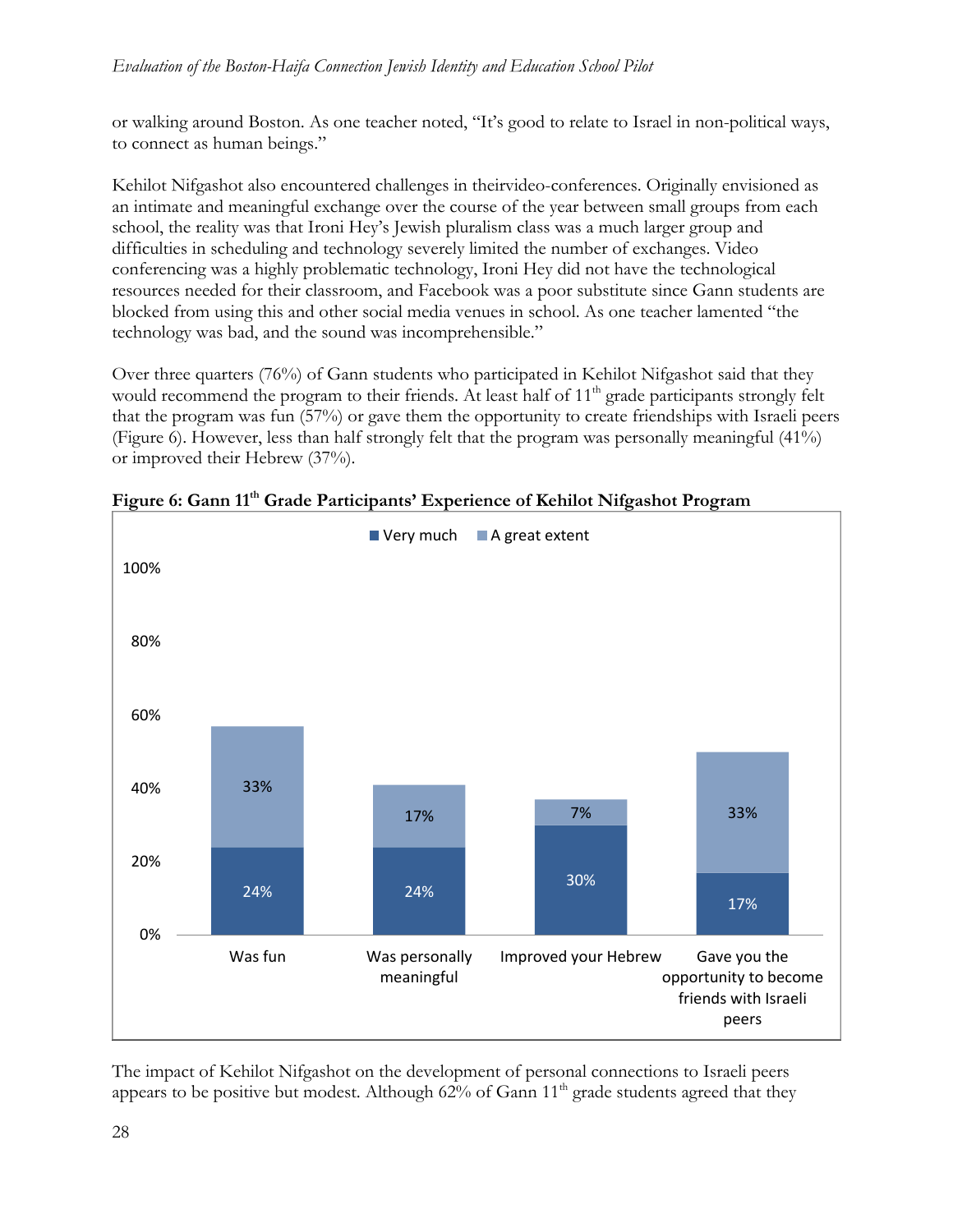or walking around Boston. As one teacher noted, "It's good to relate to Israel in non-political ways, to connect as human beings."

Kehilot Nifgashot also encountered challenges in theirvideo-conferences. Originally envisioned as an intimate and meaningful exchange over the course of the year between small groups from each school, the reality was that Ironi Hey's Jewish pluralism class was a much larger group and difficulties in scheduling and technology severely limited the number of exchanges. Video conferencing was a highly problematic technology, Ironi Hey did not have the technological resources needed for their classroom, and Facebook was a poor substitute since Gann students are blocked from using this and other social media venues in school. As one teacher lamented "the technology was bad, and the sound was incomprehensible."

Over three quarters (76%) of Gann students who participated in Kehilot Nifgashot said that they would recommend the program to their friends. At least half of 11th grade participants strongly felt that the program was fun (57%) or gave them the opportunity to create friendships with Israeli peers (Figure 6). However, less than half strongly felt that the program was personally meaningful (41%) or improved their Hebrew (37%).

**Figure 6: Gann 11th Grade Participants' Experience of Kehilot Nifgashot Program**

| | Very much | A great extent |
|---|---|---|
| Was fun | 24% | 33% |
| Was personally meaningful | 24% | 17% |
| Improved your Hebrew | 30% | 7% |
| Gave you the opportunity to become friends with Israeli peers | 17% | 33% |

The impact of Kehilot Nifgashot on the development of personal connections to Israeli peers appears to be positive but modest. Although 62% of Gann 11th grade students agreed that they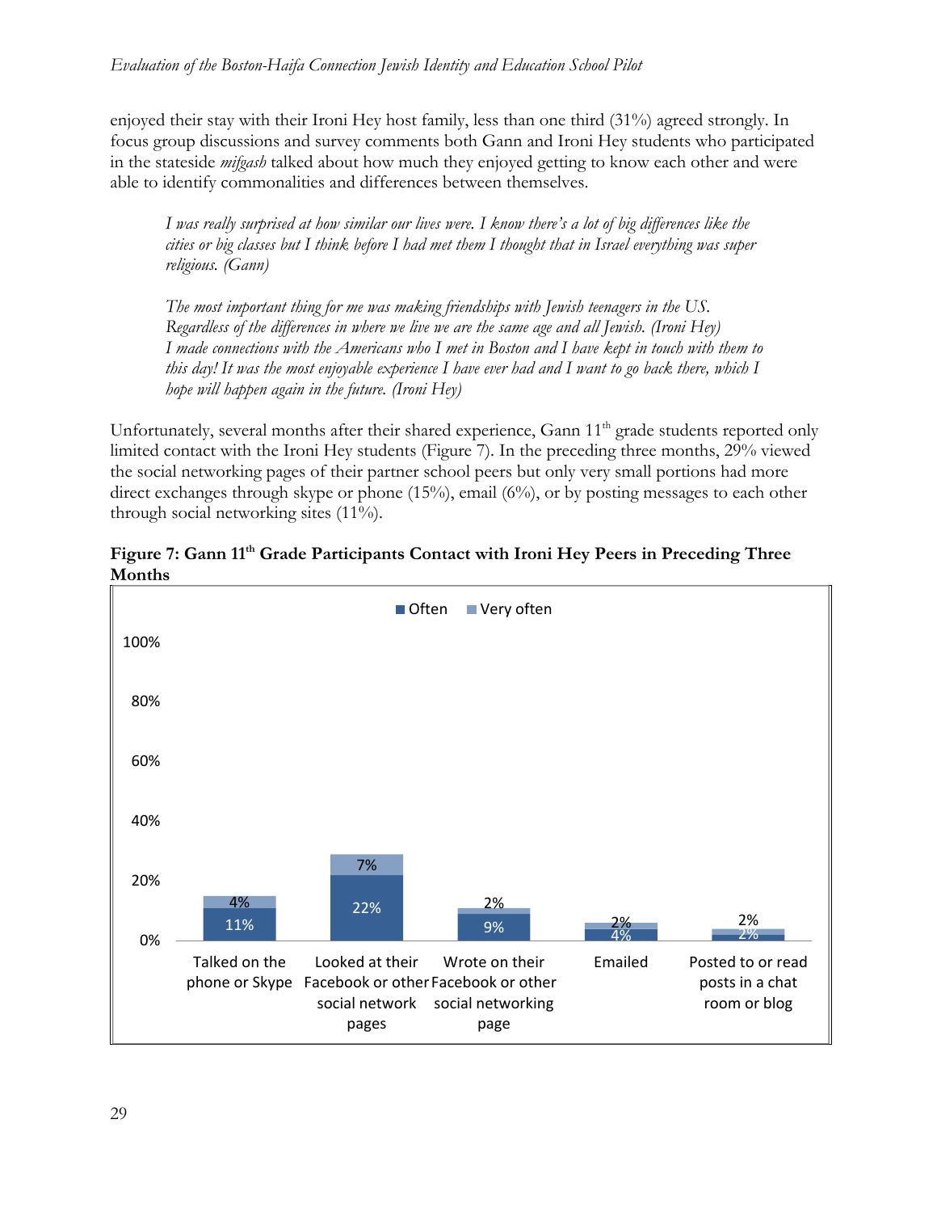enjoyed their stay with their Ironi Hey host family, less than one third (31%) agreed strongly. In focus group discussions and survey comments both Gann and Ironi Hey students who participated in the stateside *mifgash* talked about how much they enjoyed getting to know each other and were able to identify commonalities and differences between themselves.

> *I was really surprised at how similar our lives were. I know there's a lot of big differences like the cities or big classes but I think before I had met them I thought that in Israel everything was super religious. (Gann)*

> *The most important thing for me was making friendships with Jewish teenagers in the US. Regardless of the differences in where we live we are the same age and all Jewish. (Ironi Hey)*
> *I made connections with the Americans who I met in Boston and I have kept in touch with them to this day! It was the most enjoyable experience I have ever had and I want to go back there, which I hope will happen again in the future. (Ironi Hey)*

Unfortunately, several months after their shared experience, Gann 11th grade students reported only limited contact with the Ironi Hey students (Figure 7). In the preceding three months, 29% viewed the social networking pages of their partner school peers but only very small portions had more direct exchanges through skype or phone (15%), email (6%), or by posting messages to each other through social networking sites (11%).

**Figure 7: Gann 11th Grade Participants Contact with Ironi Hey Peers in Preceding Three Months**

| | Often | Very often |
| --- | --- | --- |
| Talked on the phone or Skype | 11% | 4% |
| Looked at their Facebook or other social network pages | 22% | 7% |
| Wrote on their Facebook or other social networking page | 9% | 2% |
| Emailed | 4% | 2% |
| Posted to or read posts in a chat room or blog | 2% | 2% |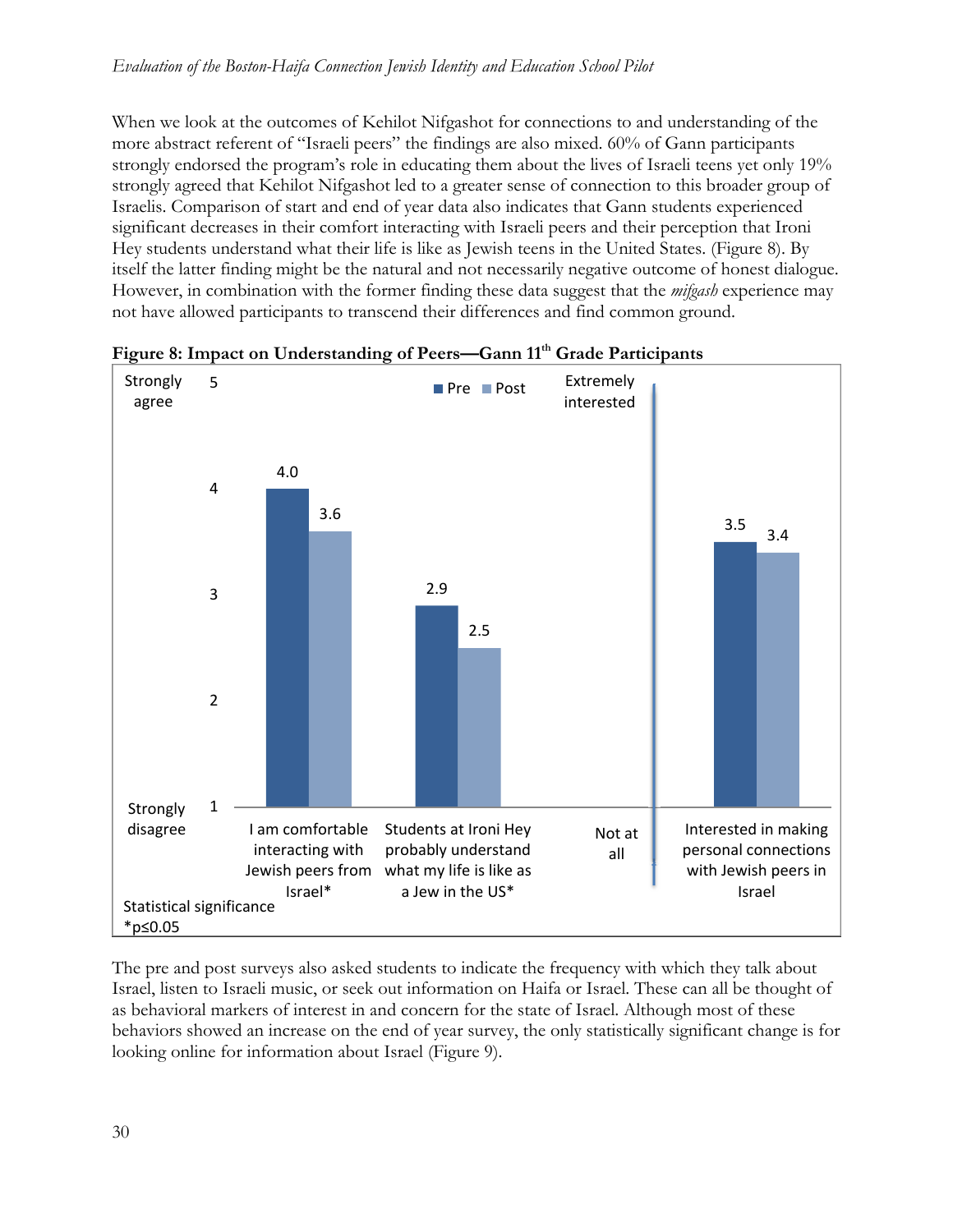When we look at the outcomes of Kehilot Nifgashot for connections to and understanding of the more abstract referent of "Israeli peers" the findings are also mixed. 60% of Gann participants strongly endorsed the program's role in educating them about the lives of Israeli teens yet only 19% strongly agreed that Kehilot Nifgashot led to a greater sense of connection to this broader group of Israelis. Comparison of start and end of year data also indicates that Gann students experienced significant decreases in their comfort interacting with Israeli peers and their perception that Ironi Hey students understand what their life is like as Jewish teens in the United States. (Figure 8). By itself the latter finding might be the natural and not necessarily negative outcome of honest dialogue. However, in combination with the former finding these data suggest that the *mifgash* experience may not have allowed participants to transcend their differences and find common ground.

**Figure 8: Impact on Understanding of Peers—Gann 11th Grade Participants**

| Item | Pre | Post |
|---|---|---|
| I am comfortable interacting with Jewish peers from Israel* | 4.0 | 3.6 |
| Students at Ironi Hey probably understand what my life is like as a Jew in the US* | 2.9 | 2.5 |
| Interested in making personal connections with Jewish peers in Israel | 3.5 | 3.4 |

Scale for first two items: 1 = Strongly disagree, 5 = Strongly agree. Scale for last item: 1 = Not at all, 5 = Extremely interested.

Statistical significance
*p≤0.05

The pre and post surveys also asked students to indicate the frequency with which they talk about Israel, listen to Israeli music, or seek out information on Haifa or Israel. These can all be thought of as behavioral markers of interest in and concern for the state of Israel. Although most of these behaviors showed an increase on the end of year survey, the only statistically significant change is for looking online for information about Israel (Figure 9).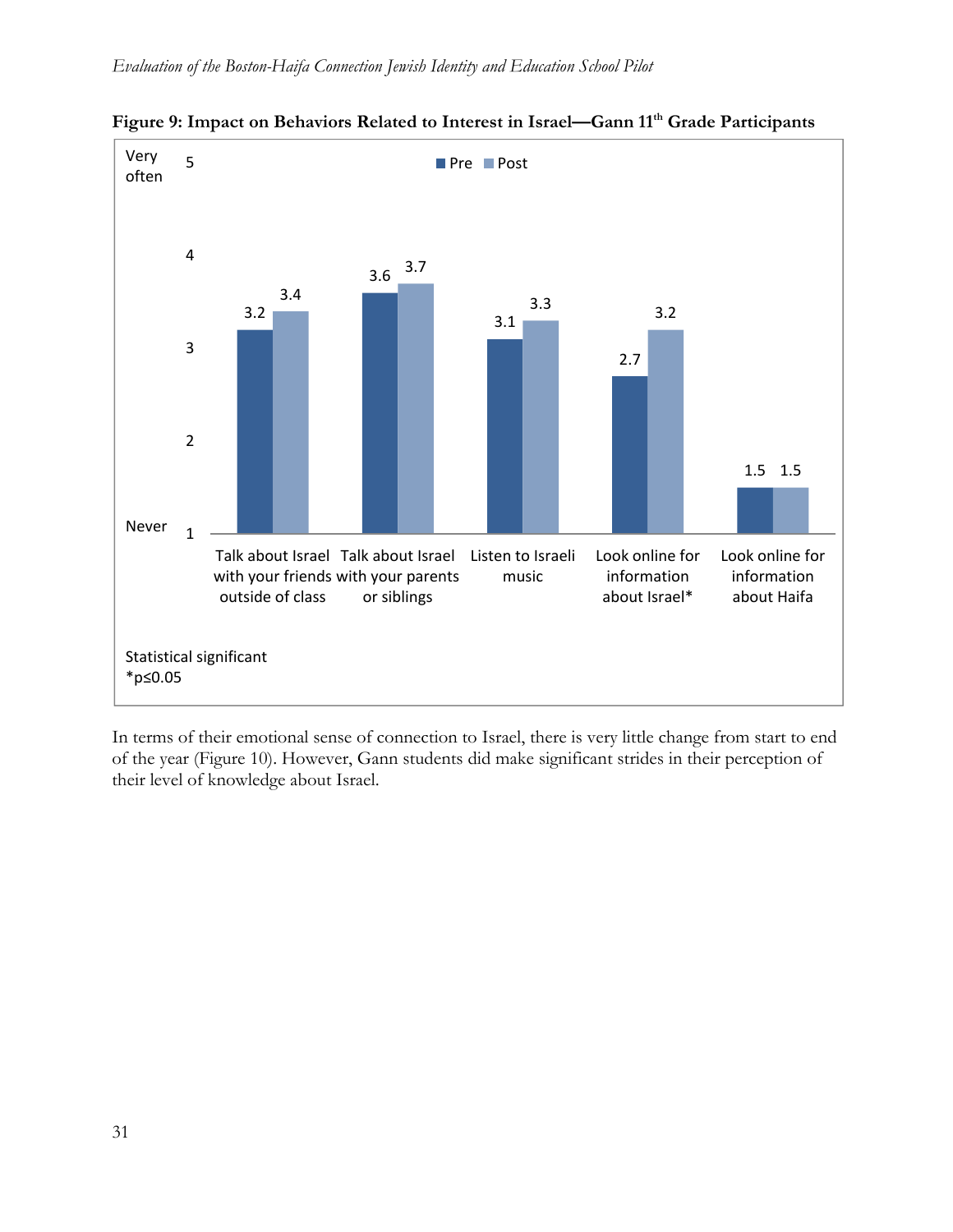**Figure 9: Impact on Behaviors Related to Interest in Israel—Gann 11th Grade Participants**

| | Pre | Post |
|---|---|---|
| Talk about Israel with your friends outside of class | 3.2 | 3.4 |
| Talk about Israel with your parents or siblings | 3.6 | 3.7 |
| Listen to Israeli music | 3.1 | 3.3 |
| Look online for information about Israel* | 2.7 | 3.2 |
| Look online for information about Haifa | 1.5 | 1.5 |

Scale: 1 = Never, 5 = Very often

Statistical significant
*p≤0.05

In terms of their emotional sense of connection to Israel, there is very little change from start to end of the year (Figure 10). However, Gann students did make significant strides in their perception of their level of knowledge about Israel.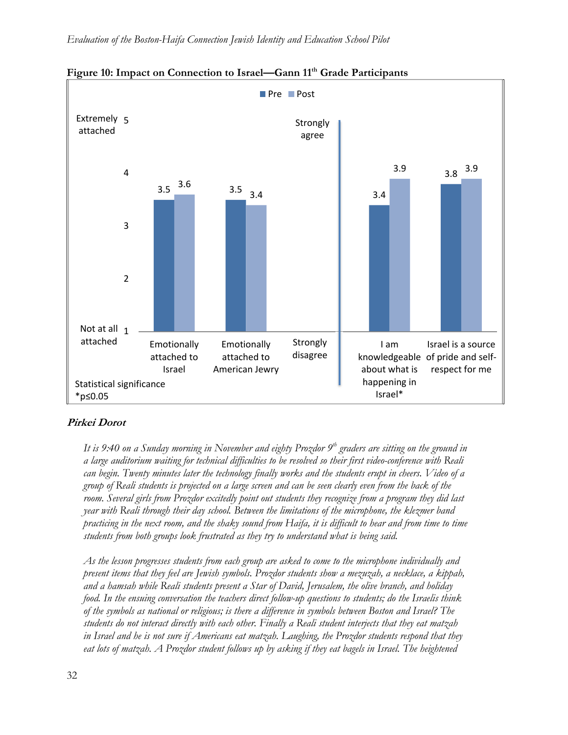**Figure 10: Impact on Connection to Israel—Gann 11th Grade Participants**

| | Pre | Post |
|---|---|---|
| Emotionally attached to Israel | 3.5 | 3.6 |
| Emotionally attached to American Jewry | 3.5 | 3.4 |
| I am knowledgeable about what is happening in Israel* | 3.4 | 3.9 |
| Israel is a source of pride and self-respect for me | 3.8 | 3.9 |

Scale: 1 = Not at all attached / Strongly disagree; 5 = Extremely attached / Strongly agree

Statistical significance *$p \leq 0.05$

### *Pirkei Dorot*

*It is 9:40 on a Sunday morning in November and eighty Prozdor 9th graders are sitting on the ground in a large auditorium waiting for technical difficulties to be resolved so their first video-conference with Reali can begin. Twenty minutes later the technology finally works and the students erupt in cheers. Video of a group of Reali students is projected on a large screen and can be seen clearly even from the back of the room. Several girls from Prozdor excitedly point out students they recognize from a program they did last year with Reali through their day school. Between the limitations of the microphone, the klezmer band practicing in the next room, and the shaky sound from Haifa, it is difficult to hear and from time to time students from both groups look frustrated as they try to understand what is being said.*

*As the lesson progresses students from each group are asked to come to the microphone individually and present items that they feel are Jewish symbols. Prozdor students show a mezuzah, a necklace, a kippah, and a hamsah while Reali students present a Star of David, Jerusalem, the olive branch, and holiday food. In the ensuing conversation the teachers direct follow-up questions to students; do the Israelis think of the symbols as national or religious; is there a difference in symbols between Boston and Israel? The students do not interact directly with each other. Finally a Reali student interjects that they eat matzah in Israel and he is not sure if Americans eat matzah. Laughing, the Prozdor students respond that they eat lots of matzah. A Prozdor student follows up by asking if they eat bagels in Israel. The heightened*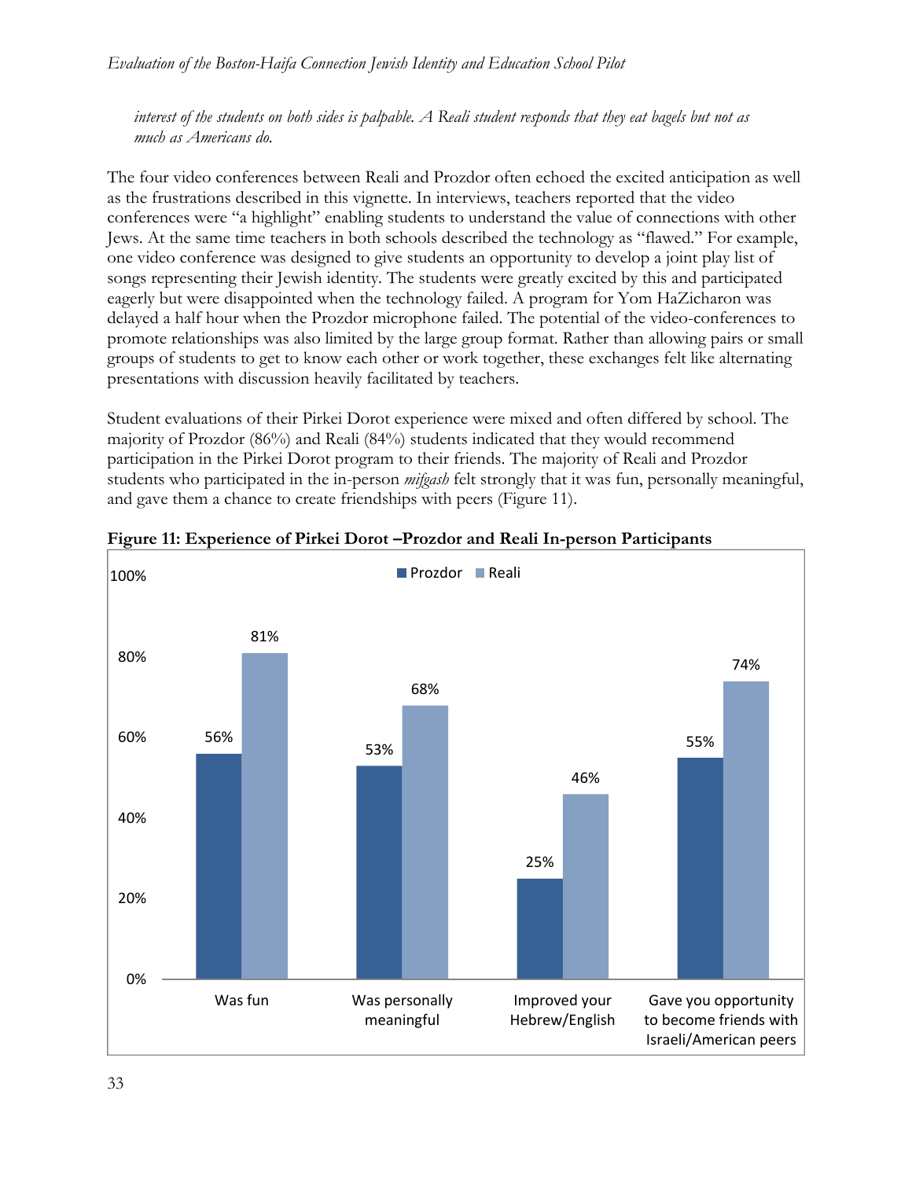*interest of the students on both sides is palpable. A Reali student responds that they eat bagels but not as much as Americans do.*

The four video conferences between Reali and Prozdor often echoed the excited anticipation as well as the frustrations described in this vignette. In interviews, teachers reported that the video conferences were "a highlight" enabling students to understand the value of connections with other Jews. At the same time teachers in both schools described the technology as "flawed." For example, one video conference was designed to give students an opportunity to develop a joint play list of songs representing their Jewish identity. The students were greatly excited by this and participated eagerly but were disappointed when the technology failed. A program for Yom HaZicharon was delayed a half hour when the Prozdor microphone failed. The potential of the video-conferences to promote relationships was also limited by the large group format. Rather than allowing pairs or small groups of students to get to know each other or work together, these exchanges felt like alternating presentations with discussion heavily facilitated by teachers.

Student evaluations of their Pirkei Dorot experience were mixed and often differed by school. The majority of Prozdor (86%) and Reali (84%) students indicated that they would recommend participation in the Pirkei Dorot program to their friends. The majority of Reali and Prozdor students who participated in the in-person *mifgash* felt strongly that it was fun, personally meaningful, and gave them a chance to create friendships with peers (Figure 11).

**Figure 11: Experience of Pirkei Dorot –Prozdor and Reali In-person Participants**

| | Prozdor | Reali |
|---|---|---|
| Was fun | 56% | 81% |
| Was personally meaningful | 53% | 68% |
| Improved your Hebrew/English | 25% | 46% |
| Gave you opportunity to become friends with Israeli/American peers | 55% | 74% |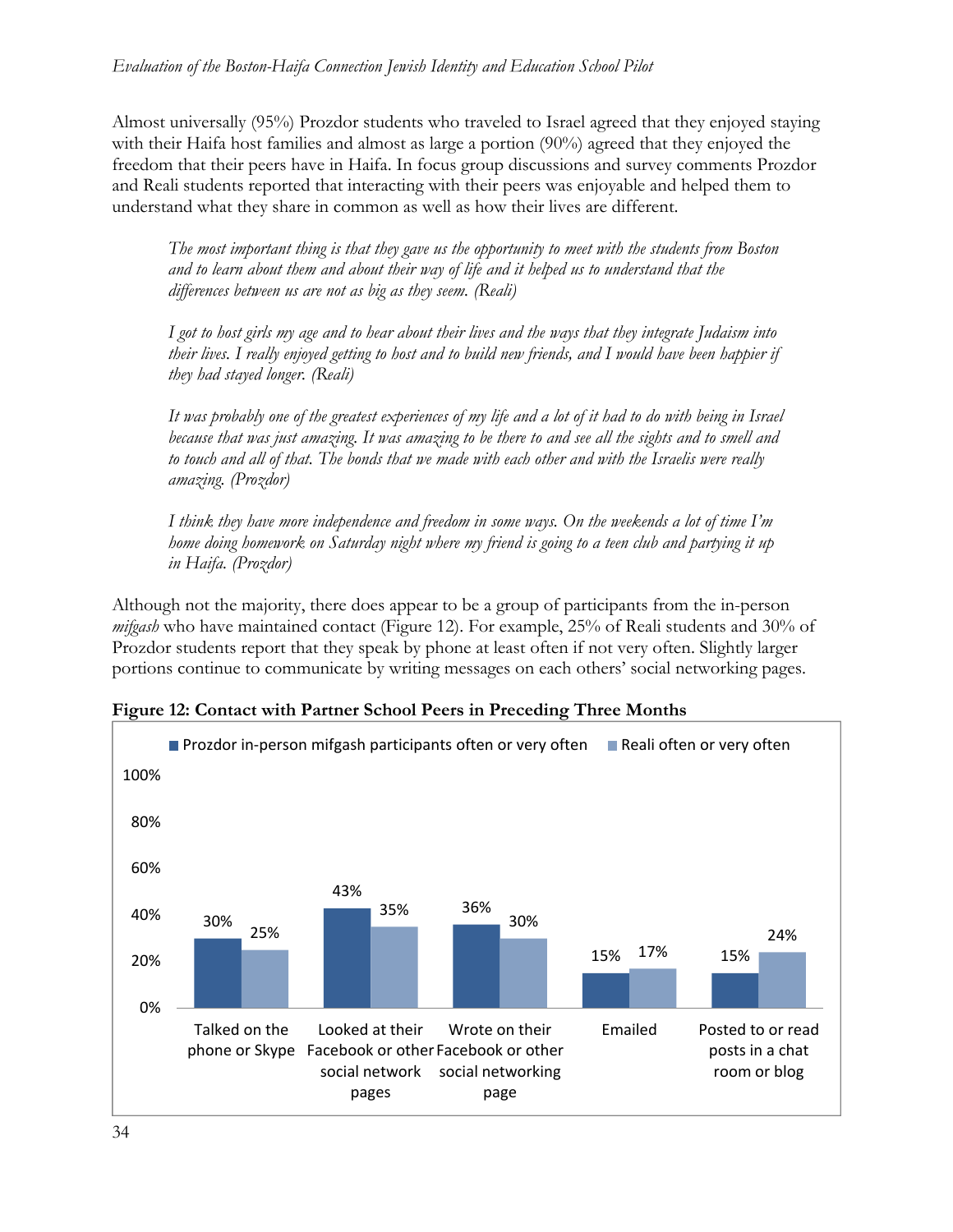Almost universally (95%) Prozdor students who traveled to Israel agreed that they enjoyed staying with their Haifa host families and almost as large a portion (90%) agreed that they enjoyed the freedom that their peers have in Haifa. In focus group discussions and survey comments Prozdor and Reali students reported that interacting with their peers was enjoyable and helped them to understand what they share in common as well as how their lives are different.

> *The most important thing is that they gave us the opportunity to meet with the students from Boston and to learn about them and about their way of life and it helped us to understand that the differences between us are not as big as they seem. (Reali)*

> *I got to host girls my age and to hear about their lives and the ways that they integrate Judaism into their lives. I really enjoyed getting to host and to build new friends, and I would have been happier if they had stayed longer. (Reali)*

> *It was probably one of the greatest experiences of my life and a lot of it had to do with being in Israel because that was just amazing. It was amazing to be there to and see all the sights and to smell and to touch and all of that. The bonds that we made with each other and with the Israelis were really amazing. (Prozdor)*

> *I think they have more independence and freedom in some ways. On the weekends a lot of time I'm home doing homework on Saturday night where my friend is going to a teen club and partying it up in Haifa. (Prozdor)*

Although not the majority, there does appear to be a group of participants from the in-person *mifgash* who have maintained contact (Figure 12). For example, 25% of Reali students and 30% of Prozdor students report that they speak by phone at least often if not very often. Slightly larger portions continue to communicate by writing messages on each others' social networking pages.

**Figure 12: Contact with Partner School Peers in Preceding Three Months**

| | Prozdor in-person mifgash participants often or very often | Reali often or very often |
|---|---|---|
| Talked on the phone or Skype | 30% | 25% |
| Looked at their Facebook or other social network pages | 43% | 35% |
| Wrote on their Facebook or other social networking page | 36% | 30% |
| Emailed | 15% | 17% |
| Posted to or read posts in a chat room or blog | 15% | 24% |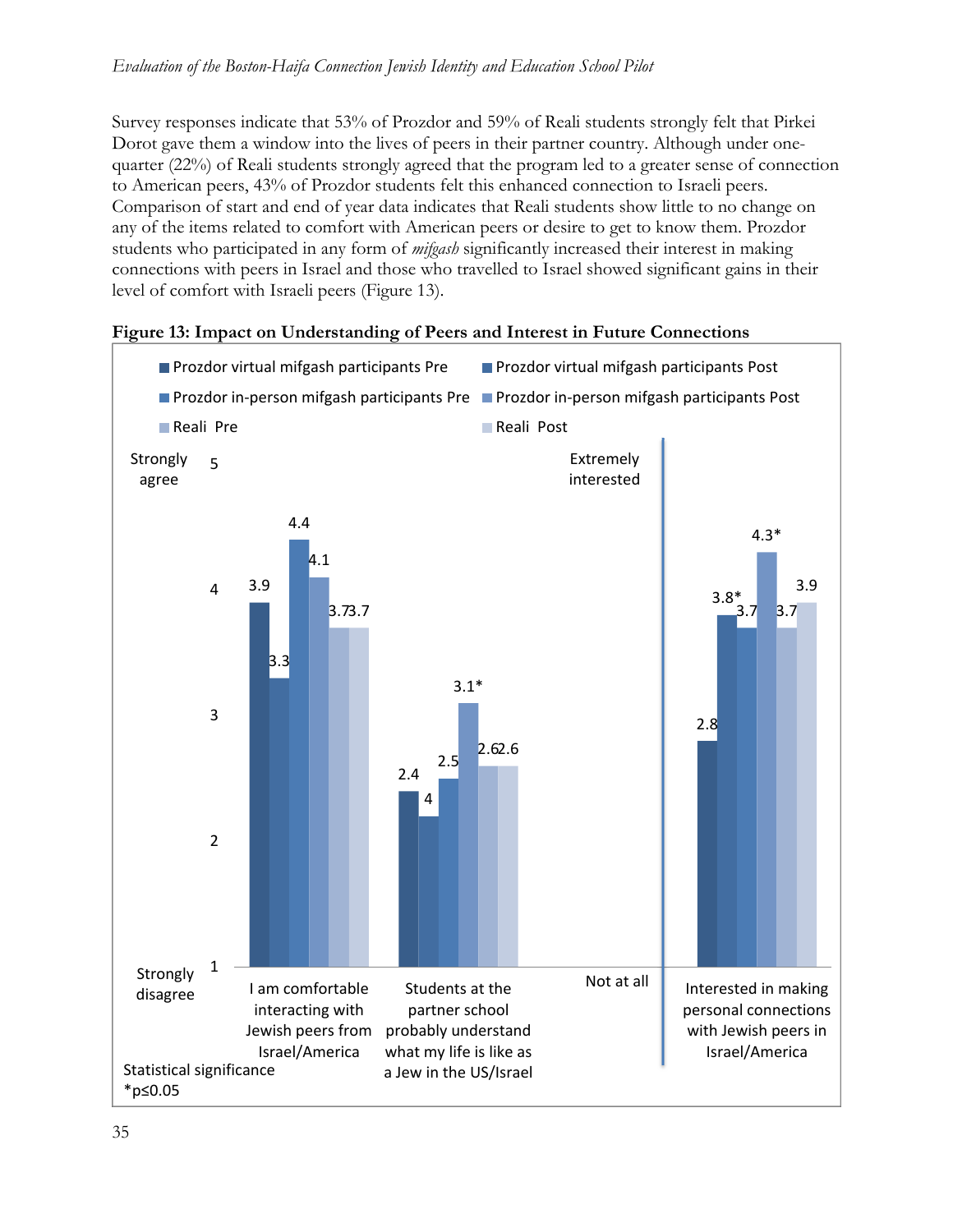Survey responses indicate that 53% of Prozdor and 59% of Reali students strongly felt that Pirkei Dorot gave them a window into the lives of peers in their partner country. Although under one-quarter (22%) of Reali students strongly agreed that the program led to a greater sense of connection to American peers, 43% of Prozdor students felt this enhanced connection to Israeli peers. Comparison of start and end of year data indicates that Reali students show little to no change on any of the items related to comfort with American peers or desire to get to know them. Prozdor students who participated in any form of *mifgash* significantly increased their interest in making connections with peers in Israel and those who travelled to Israel showed significant gains in their level of comfort with Israeli peers (Figure 13).

**Figure 13: Impact on Understanding of Peers and Interest in Future Connections**

| | Prozdor virtual mifgash participants Pre | Prozdor virtual mifgash participants Post | Prozdor in-person mifgash participants Pre | Prozdor in-person mifgash participants Post | Reali Pre | Reali Post |
|---|---|---|---|---|---|---|
| I am comfortable interacting with Jewish peers from Israel/America | 3.9 | 3.3 | 4.4 | 4.1 | 3.7 | 3.7 |
| Students at the partner school probably understand what my life is like as a Jew in the US/Israel | 2.4 | 4 | 2.5 | 3.1* | 2.6 | 2.6 |
| Interested in making personal connections with Jewish peers in Israel/America | 2.8 | 3.8* | 3.7 | 4.3* | 3.7 | 3.9 |

Scale for first two items: 1 = Strongly disagree, 5 = Strongly agree. Scale for third item: 1 = Not at all, 5 = Extremely interested.

Statistical significance
*$p \leq 0.05$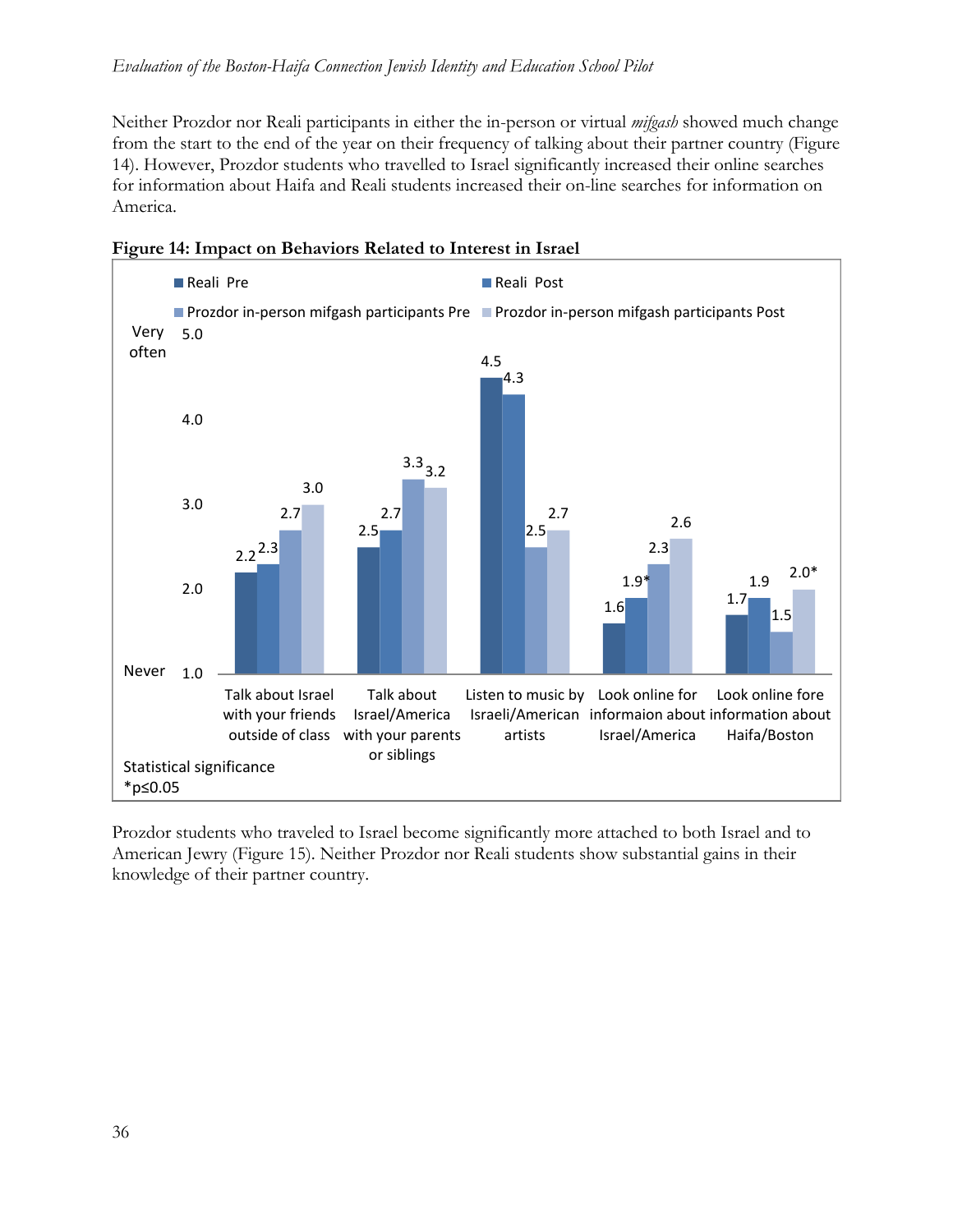Neither Prozdor nor Reali participants in either the in-person or virtual *mifgash* showed much change from the start to the end of the year on their frequency of talking about their partner country (Figure 14). However, Prozdor students who travelled to Israel significantly increased their online searches for information about Haifa and Reali students increased their on-line searches for information on America.

**Figure 14: Impact on Behaviors Related to Interest in Israel**

| | Reali Pre | Reali Post | Prozdor in-person mifgash participants Pre | Prozdor in-person mifgash participants Post |
|---|---|---|---|---|
| Talk about Israel with your friends outside of class | 2.2 | 2.3 | 2.7 | 3.0 |
| Talk about Israel/America with your parents or siblings | 2.5 | 2.7 | 3.3 | 3.2 |
| Listen to music by Israeli/American artists | 4.5 | 4.3 | 2.5 | 2.7 |
| Look online for informaion about Israel/America | 1.6 | 1.9* | 2.3 | 2.6 |
| Look online fore information about Haifa/Boston | 1.7 | 1.9 | 1.5 | 2.0* |

Scale: 1.0 = Never, 5.0 = Very often

Statistical significance
*p≤0.05

Prozdor students who traveled to Israel become significantly more attached to both Israel and to American Jewry (Figure 15). Neither Prozdor nor Reali students show substantial gains in their knowledge of their partner country.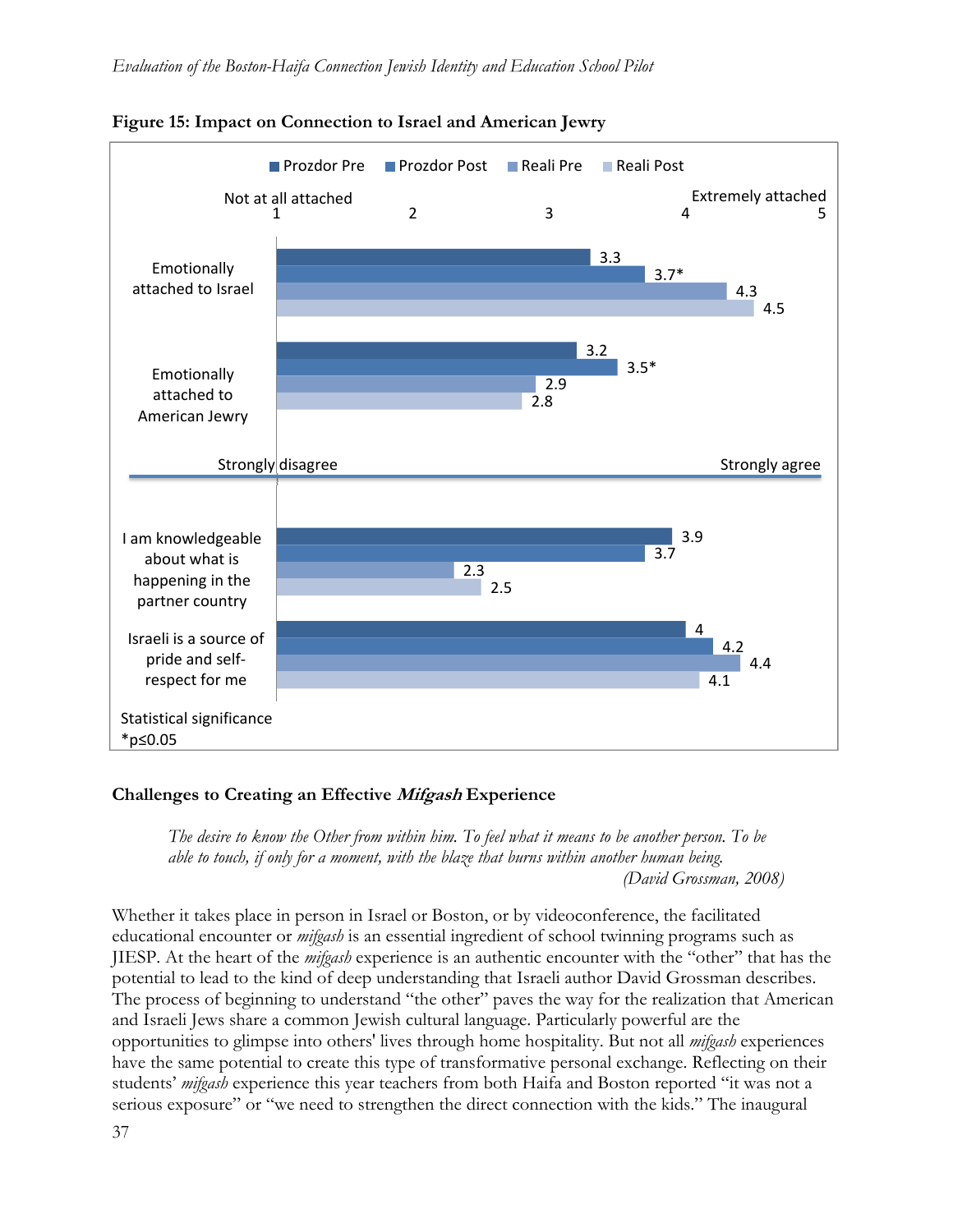**Figure 15: Impact on Connection to Israel and American Jewry**

| | Prozdor Pre | Prozdor Post | Reali Pre | Reali Post |
|---|---|---|---|---|
| Emotionally attached to Israel | 3.3 | 3.7* | 4.3 | 4.5 |
| Emotionally attached to American Jewry | 3.2 | 3.5* | 2.9 | 2.8 |
| I am knowledgeable about what is happening in the partner country | 3.9 | 3.7 | 2.3 | 2.5 |
| Israeli is a source of pride and self-respect for me | 4 | 4.2 | 4.4 | 4.1 |

Scale for first two items: 1 = Not at all attached, 5 = Extremely attached. Scale for last two items: Strongly disagree to Strongly agree.

Statistical significance
*p≤0.05

### Challenges to Creating an Effective *Mifgash* Experience

> *The desire to know the Other from within him. To feel what it means to be another person. To be able to touch, if only for a moment, with the blaze that burns within another human being.*
> *(David Grossman, 2008)*

Whether it takes place in person in Israel or Boston, or by videoconference, the facilitated educational encounter or *mifgash* is an essential ingredient of school twinning programs such as JIESP. At the heart of the *mifgash* experience is an authentic encounter with the "other" that has the potential to lead to the kind of deep understanding that Israeli author David Grossman describes. The process of beginning to understand "the other" paves the way for the realization that American and Israeli Jews share a common Jewish cultural language. Particularly powerful are the opportunities to glimpse into others' lives through home hospitality. But not all *mifgash* experiences have the same potential to create this type of transformative personal exchange. Reflecting on their students' *mifgash* experience this year teachers from both Haifa and Boston reported "it was not a serious exposure" or "we need to strengthen the direct connection with the kids." The inaugural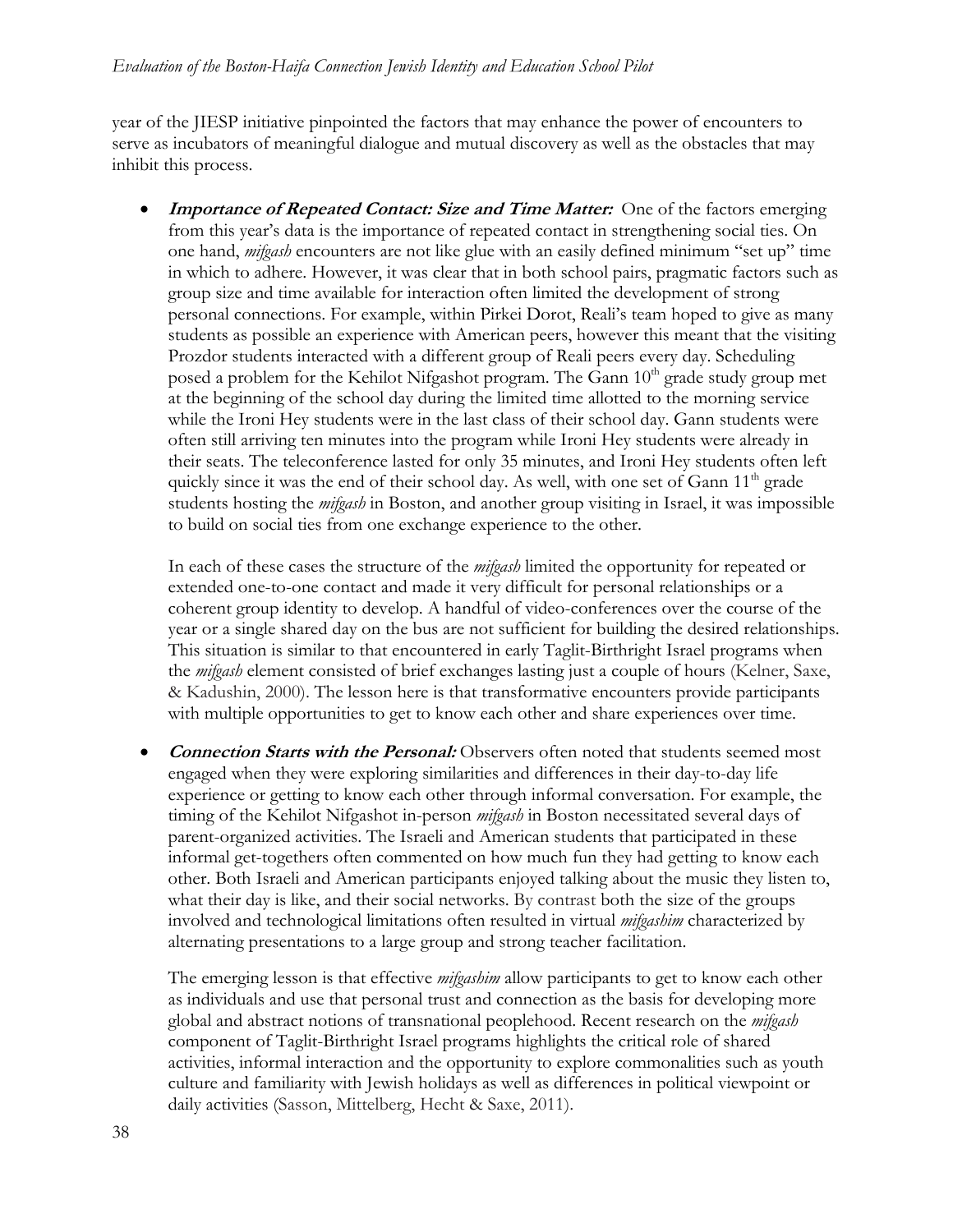year of the JIESP initiative pinpointed the factors that may enhance the power of encounters to serve as incubators of meaningful dialogue and mutual discovery as well as the obstacles that may inhibit this process.

- ***Importance of Repeated Contact: Size and Time Matter:*** One of the factors emerging from this year's data is the importance of repeated contact in strengthening social ties. On one hand, *mifgash* encounters are not like glue with an easily defined minimum "set up" time in which to adhere. However, it was clear that in both school pairs, pragmatic factors such as group size and time available for interaction often limited the development of strong personal connections. For example, within Pirkei Dorot, Reali's team hoped to give as many students as possible an experience with American peers, however this meant that the visiting Prozdor students interacted with a different group of Reali peers every day. Scheduling posed a problem for the Kehilot Nifgashot program. The Gann 10th grade study group met at the beginning of the school day during the limited time allotted to the morning service while the Ironi Hey students were in the last class of their school day. Gann students were often still arriving ten minutes into the program while Ironi Hey students were already in their seats. The teleconference lasted for only 35 minutes, and Ironi Hey students often left quickly since it was the end of their school day. As well, with one set of Gann 11th grade students hosting the *mifgash* in Boston, and another group visiting in Israel, it was impossible to build on social ties from one exchange experience to the other.

  In each of these cases the structure of the *mifgash* limited the opportunity for repeated or extended one-to-one contact and made it very difficult for personal relationships or a coherent group identity to develop. A handful of video-conferences over the course of the year or a single shared day on the bus are not sufficient for building the desired relationships. This situation is similar to that encountered in early Taglit-Birthright Israel programs when the *mifgash* element consisted of brief exchanges lasting just a couple of hours (Kelner, Saxe, & Kadushin, 2000). The lesson here is that transformative encounters provide participants with multiple opportunities to get to know each other and share experiences over time.

- ***Connection Starts with the Personal:*** Observers often noted that students seemed most engaged when they were exploring similarities and differences in their day-to-day life experience or getting to know each other through informal conversation. For example, the timing of the Kehilot Nifgashot in-person *mifgash* in Boston necessitated several days of parent-organized activities. The Israeli and American students that participated in these informal get-togethers often commented on how much fun they had getting to know each other. Both Israeli and American participants enjoyed talking about the music they listen to, what their day is like, and their social networks. By contrast both the size of the groups involved and technological limitations often resulted in virtual *mifgashim* characterized by alternating presentations to a large group and strong teacher facilitation.

  The emerging lesson is that effective *mifgashim* allow participants to get to know each other as individuals and use that personal trust and connection as the basis for developing more global and abstract notions of transnational peoplehood. Recent research on the *mifgash* component of Taglit-Birthright Israel programs highlights the critical role of shared activities, informal interaction and the opportunity to explore commonalities such as youth culture and familiarity with Jewish holidays as well as differences in political viewpoint or daily activities (Sasson, Mittelberg, Hecht & Saxe, 2011).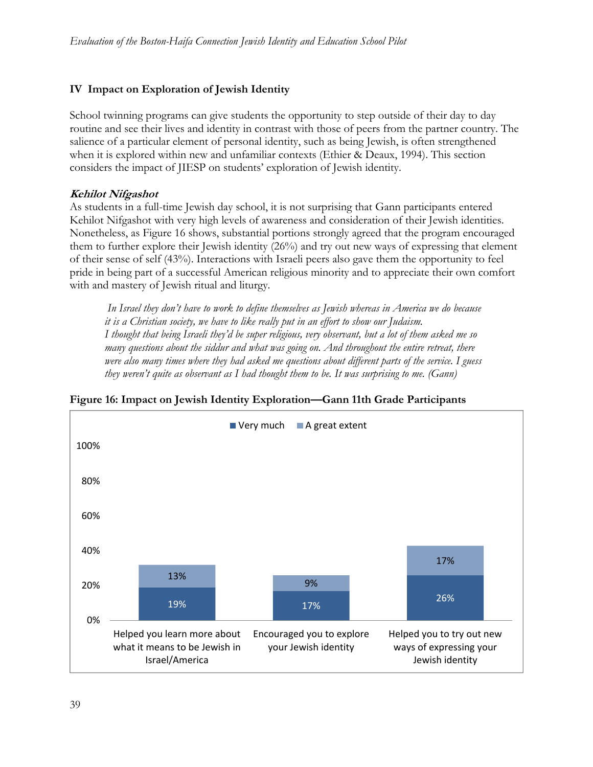## IV Impact on Exploration of Jewish Identity

School twinning programs can give students the opportunity to step outside of their day to day routine and see their lives and identity in contrast with those of peers from the partner country. The salience of a particular element of personal identity, such as being Jewish, is often strengthened when it is explored within new and unfamiliar contexts (Ethier & Deaux, 1994). This section considers the impact of JIESP on students' exploration of Jewish identity.

### *Kehilot Nifgashot*

As students in a full-time Jewish day school, it is not surprising that Gann participants entered Kehilot Nifgashot with very high levels of awareness and consideration of their Jewish identities. Nonetheless, as Figure 16 shows, substantial portions strongly agreed that the program encouraged them to further explore their Jewish identity (26%) and try out new ways of expressing that element of their sense of self (43%). Interactions with Israeli peers also gave them the opportunity to feel pride in being part of a successful American religious minority and to appreciate their own comfort with and mastery of Jewish ritual and liturgy.

> *In Israel they don't have to work to define themselves as Jewish whereas in America we do because it is a Christian society, we have to like really put in an effort to show our Judaism.*
> *I thought that being Israeli they'd be super religious, very observant, but a lot of them asked me so many questions about the siddur and what was going on. And throughout the entire retreat, there were also many times where they had asked me questions about different parts of the service. I guess they weren't quite as observant as I had thought them to be. It was surprising to me. (Gann)*

**Figure 16: Impact on Jewish Identity Exploration—Gann 11th Grade Participants**

| | Very much | A great extent |
|---|---|---|
| Helped you learn more about what it means to be Jewish in Israel/America | 19% | 13% |
| Encouraged you to explore your Jewish identity | 17% | 9% |
| Helped you to try out new ways of expressing your Jewish identity | 26% | 17% |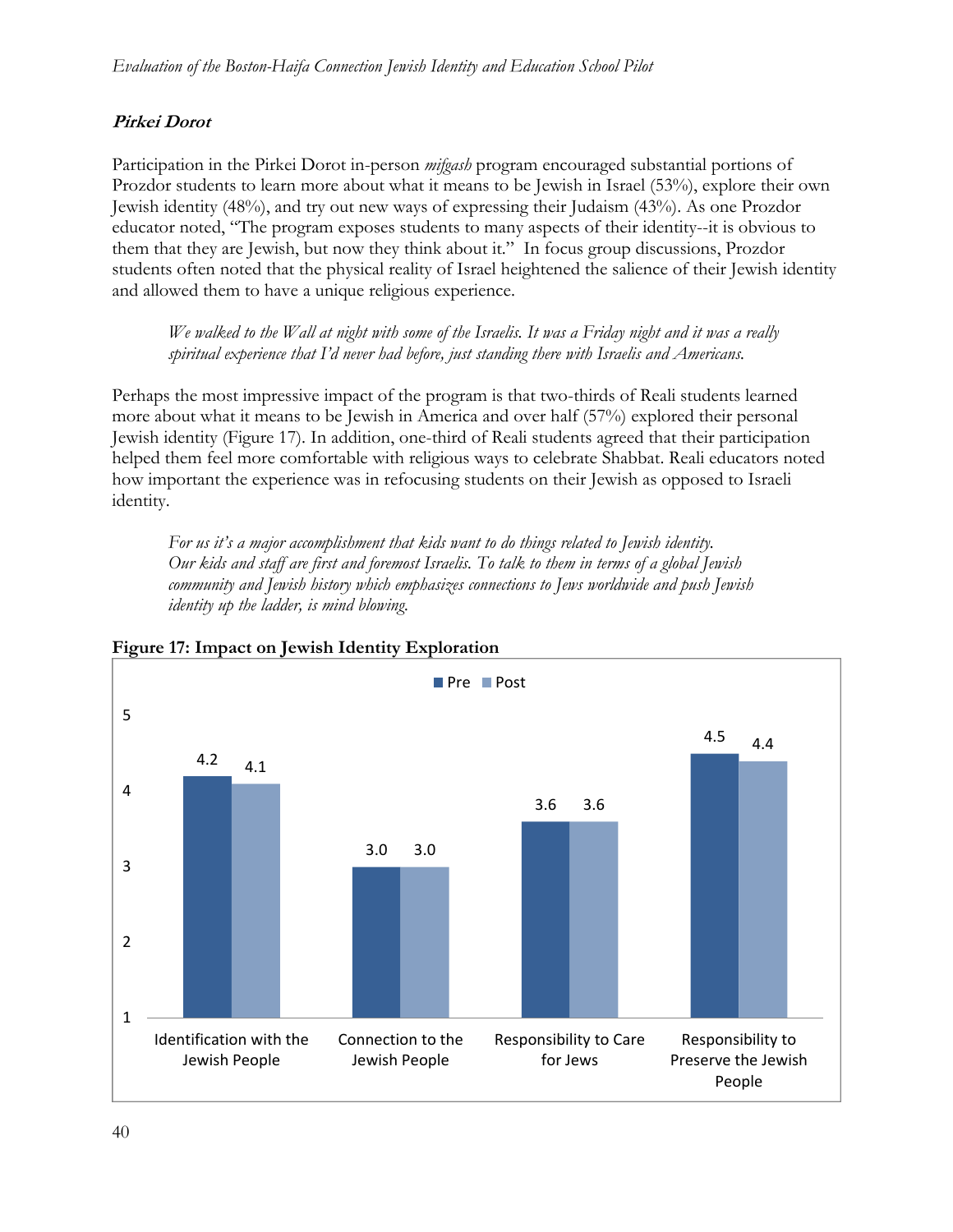### *Pirkei Dorot*

Participation in the Pirkei Dorot in-person *mifgash* program encouraged substantial portions of Prozdor students to learn more about what it means to be Jewish in Israel (53%), explore their own Jewish identity (48%), and try out new ways of expressing their Judaism (43%). As one Prozdor educator noted, "The program exposes students to many aspects of their identity--it is obvious to them that they are Jewish, but now they think about it." In focus group discussions, Prozdor students often noted that the physical reality of Israel heightened the salience of their Jewish identity and allowed them to have a unique religious experience.

> *We walked to the Wall at night with some of the Israelis. It was a Friday night and it was a really spiritual experience that I'd never had before, just standing there with Israelis and Americans.*

Perhaps the most impressive impact of the program is that two-thirds of Reali students learned more about what it means to be Jewish in America and over half (57%) explored their personal Jewish identity (Figure 17). In addition, one-third of Reali students agreed that their participation helped them feel more comfortable with religious ways to celebrate Shabbat. Reali educators noted how important the experience was in refocusing students on their Jewish as opposed to Israeli identity.

> *For us it's a major accomplishment that kids want to do things related to Jewish identity. Our kids and staff are first and foremost Israelis. To talk to them in terms of a global Jewish community and Jewish history which emphasizes connections to Jews worldwide and push Jewish identity up the ladder, is mind blowing.*

**Figure 17: Impact on Jewish Identity Exploration**

| | Pre | Post |
|---|---|---|
| Identification with the Jewish People | 4.2 | 4.1 |
| Connection to the Jewish People | 3.0 | 3.0 |
| Responsibility to Care for Jews | 3.6 | 3.6 |
| Responsibility to Preserve the Jewish People | 4.5 | 4.4 |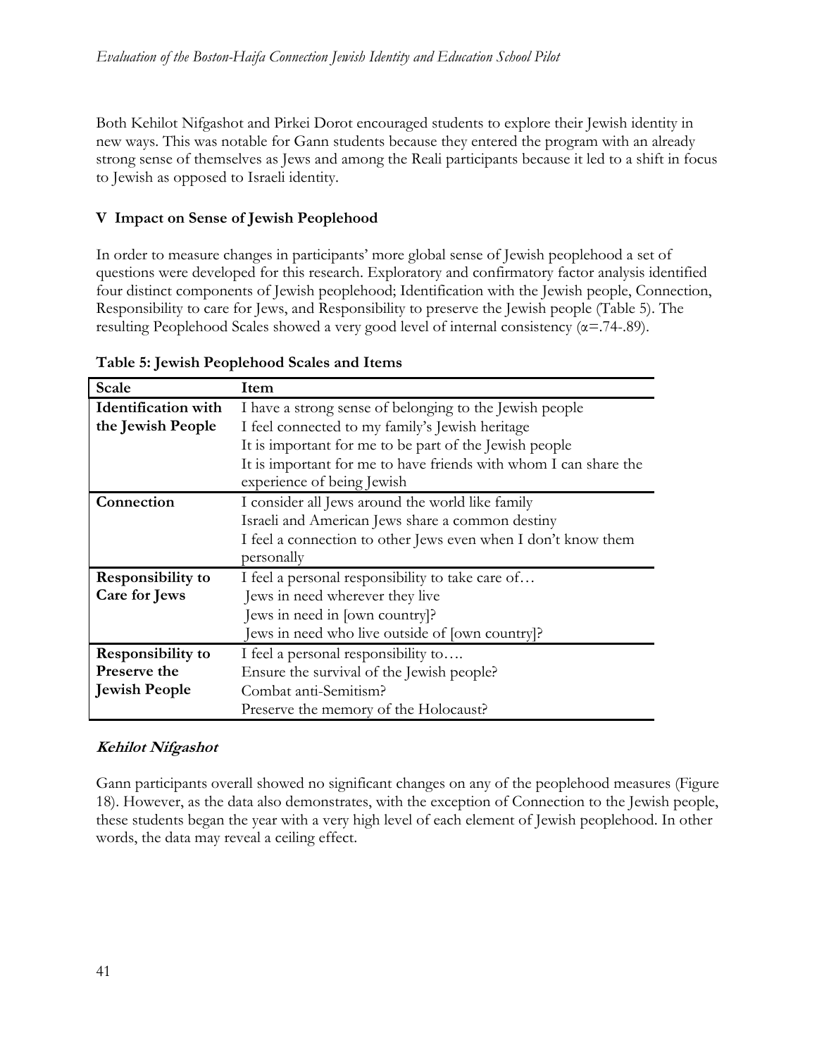Both Kehilot Nifgashot and Pirkei Dorot encouraged students to explore their Jewish identity in new ways. This was notable for Gann students because they entered the program with an already strong sense of themselves as Jews and among the Reali participants because it led to a shift in focus to Jewish as opposed to Israeli identity.

## V Impact on Sense of Jewish Peoplehood

In order to measure changes in participants' more global sense of Jewish peoplehood a set of questions were developed for this research. Exploratory and confirmatory factor analysis identified four distinct components of Jewish peoplehood; Identification with the Jewish people, Connection, Responsibility to care for Jews, and Responsibility to preserve the Jewish people (Table 5). The resulting Peoplehood Scales showed a very good level of internal consistency ($\alpha$=.74-.89).

**Table 5: Jewish Peoplehood Scales and Items**

| Scale | Item |
|---|---|
| **Identification with the Jewish People** | I have a strong sense of belonging to the Jewish people |
| | I feel connected to my family's Jewish heritage |
| | It is important for me to be part of the Jewish people |
| | It is important for me to have friends with whom I can share the experience of being Jewish |
| **Connection** | I consider all Jews around the world like family |
| | Israeli and American Jews share a common destiny |
| | I feel a connection to other Jews even when I don't know them personally |
| **Responsibility to Care for Jews** | I feel a personal responsibility to take care of… |
| | Jews in need wherever they live |
| | Jews in need in [own country]? |
| | Jews in need who live outside of [own country]? |
| **Responsibility to Preserve the Jewish People** | I feel a personal responsibility to…. |
| | Ensure the survival of the Jewish people? |
| | Combat anti-Semitism? |
| | Preserve the memory of the Holocaust? |

### *Kehilot Nifgashot*

Gann participants overall showed no significant changes on any of the peoplehood measures (Figure 18). However, as the data also demonstrates, with the exception of Connection to the Jewish people, these students began the year with a very high level of each element of Jewish peoplehood. In other words, the data may reveal a ceiling effect.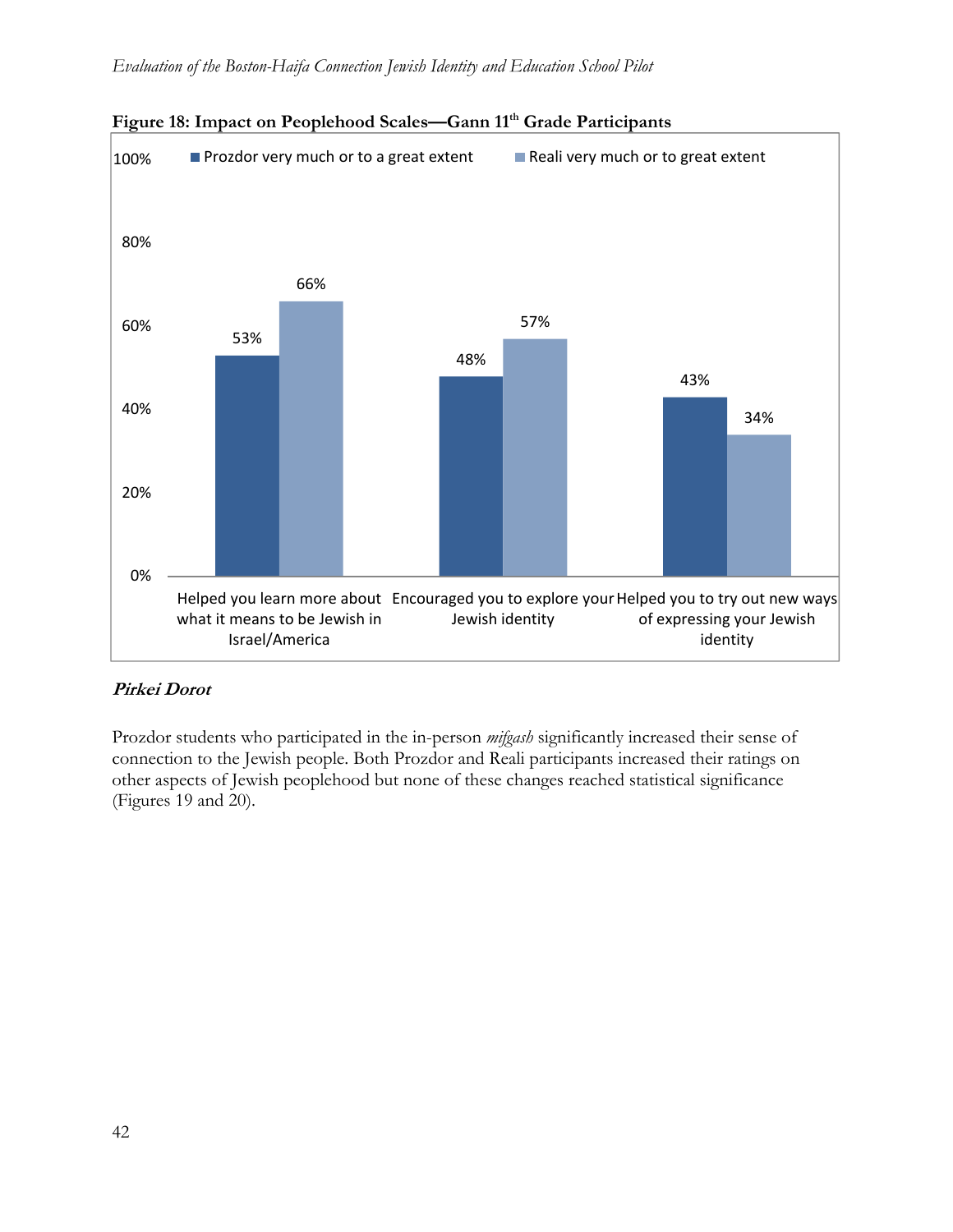**Figure 18: Impact on Peoplehood Scales—Gann 11th Grade Participants**

| | Prozdor very much or to a great extent | Reali very much or to great extent |
|---|---|---|
| Helped you learn more about what it means to be Jewish in Israel/America | 53% | 66% |
| Encouraged you to explore your Jewish identity | 48% | 57% |
| Helped you to try out new ways of expressing your Jewish identity | 43% | 34% |

### *Pirkei Dorot*

Prozdor students who participated in the in-person *mifgash* significantly increased their sense of connection to the Jewish people. Both Prozdor and Reali participants increased their ratings on other aspects of Jewish peoplehood but none of these changes reached statistical significance (Figures 19 and 20).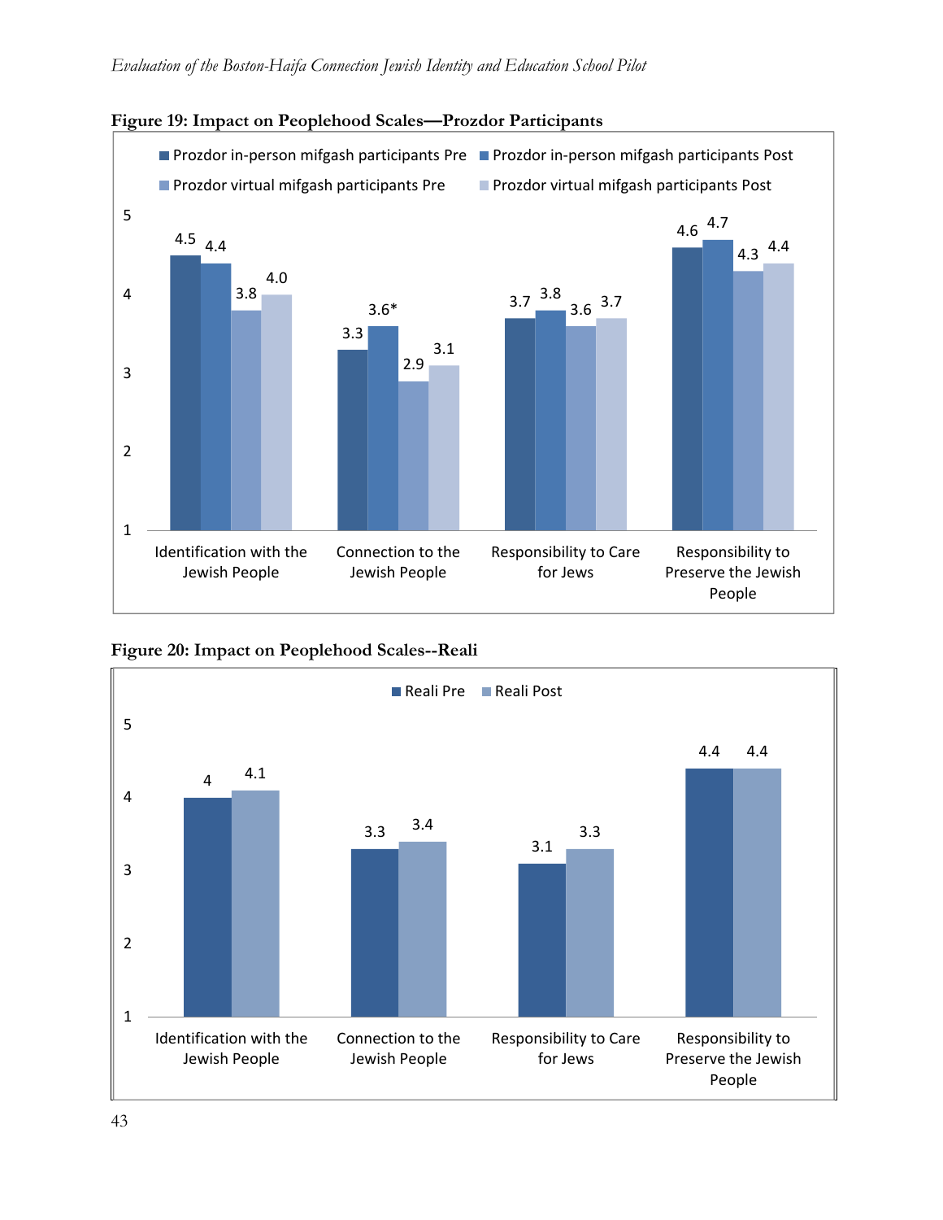**Figure 19: Impact on Peoplehood Scales—Prozdor Participants**

| | Prozdor in-person mifgash participants Pre | Prozdor in-person mifgash participants Post | Prozdor virtual mifgash participants Pre | Prozdor virtual mifgash participants Post |
|---|---|---|---|---|
| Identification with the Jewish People | 4.5 | 4.4 | 3.8 | 4.0 |
| Connection to the Jewish People | 3.3 | 3.6* | 2.9 | 3.1 |
| Responsibility to Care for Jews | 3.7 | 3.8 | 3.6 | 3.7 |
| Responsibility to Preserve the Jewish People | 4.6 | 4.7 | 4.3 | 4.4 |

**Figure 20: Impact on Peoplehood Scales--Reali**

| | Reali Pre | Reali Post |
|---|---|---|
| Identification with the Jewish People | 4 | 4.1 |
| Connection to the Jewish People | 3.3 | 3.4 |
| Responsibility to Care for Jews | 3.1 | 3.3 |
| Responsibility to Preserve the Jewish People | 4.4 | 4.4 |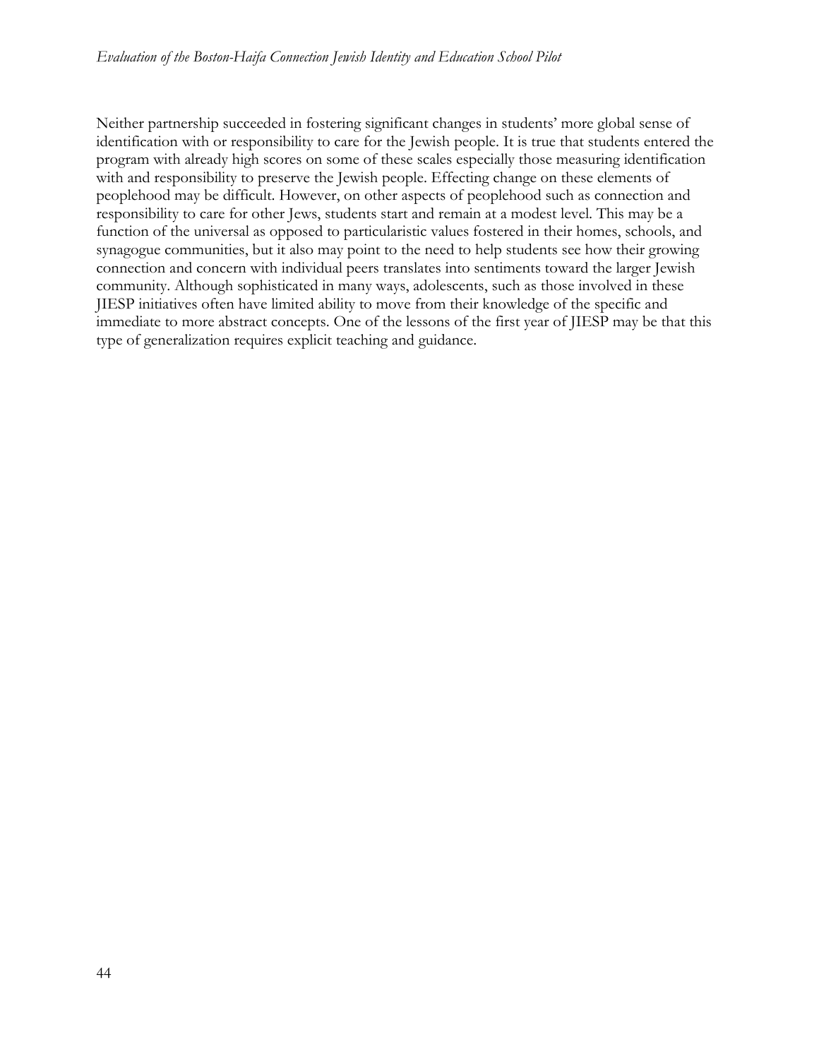Neither partnership succeeded in fostering significant changes in students' more global sense of identification with or responsibility to care for the Jewish people. It is true that students entered the program with already high scores on some of these scales especially those measuring identification with and responsibility to preserve the Jewish people. Effecting change on these elements of peoplehood may be difficult. However, on other aspects of peoplehood such as connection and responsibility to care for other Jews, students start and remain at a modest level. This may be a function of the universal as opposed to particularistic values fostered in their homes, schools, and synagogue communities, but it also may point to the need to help students see how their growing connection and concern with individual peers translates into sentiments toward the larger Jewish community. Although sophisticated in many ways, adolescents, such as those involved in these JIESP initiatives often have limited ability to move from their knowledge of the specific and immediate to more abstract concepts. One of the lessons of the first year of JIESP may be that this type of generalization requires explicit teaching and guidance.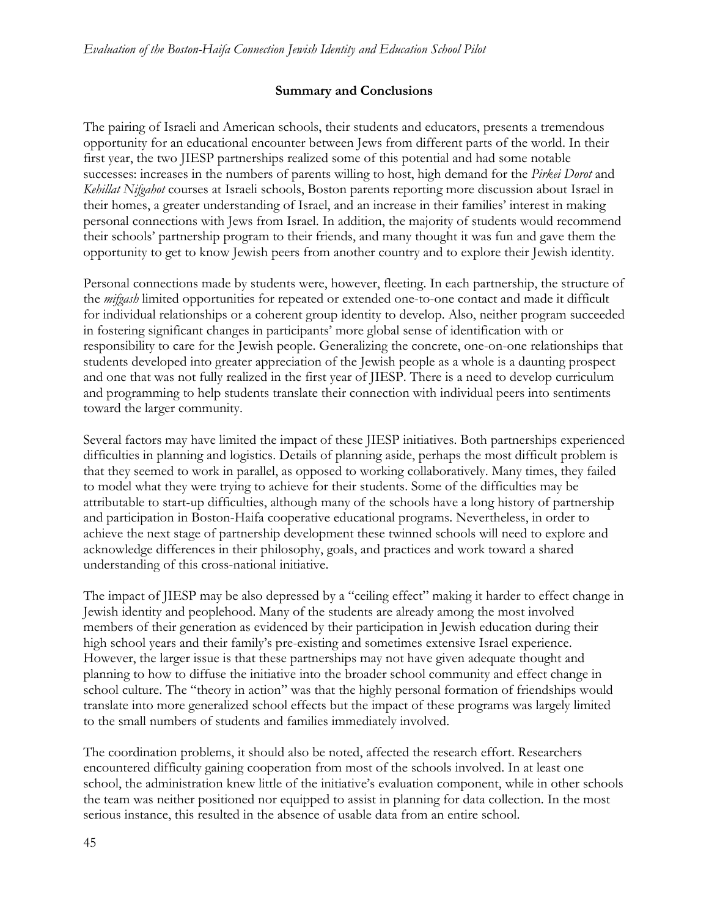## Summary and Conclusions

The pairing of Israeli and American schools, their students and educators, presents a tremendous opportunity for an educational encounter between Jews from different parts of the world. In their first year, the two JIESP partnerships realized some of this potential and had some notable successes: increases in the numbers of parents willing to host, high demand for the *Pirkei Dorot* and *Kehillat Nifgahot* courses at Israeli schools, Boston parents reporting more discussion about Israel in their homes, a greater understanding of Israel, and an increase in their families' interest in making personal connections with Jews from Israel. In addition, the majority of students would recommend their schools' partnership program to their friends, and many thought it was fun and gave them the opportunity to get to know Jewish peers from another country and to explore their Jewish identity.

Personal connections made by students were, however, fleeting. In each partnership, the structure of the *mifgash* limited opportunities for repeated or extended one-to-one contact and made it difficult for individual relationships or a coherent group identity to develop. Also, neither program succeeded in fostering significant changes in participants' more global sense of identification with or responsibility to care for the Jewish people. Generalizing the concrete, one-on-one relationships that students developed into greater appreciation of the Jewish people as a whole is a daunting prospect and one that was not fully realized in the first year of JIESP. There is a need to develop curriculum and programming to help students translate their connection with individual peers into sentiments toward the larger community.

Several factors may have limited the impact of these JIESP initiatives. Both partnerships experienced difficulties in planning and logistics. Details of planning aside, perhaps the most difficult problem is that they seemed to work in parallel, as opposed to working collaboratively. Many times, they failed to model what they were trying to achieve for their students. Some of the difficulties may be attributable to start-up difficulties, although many of the schools have a long history of partnership and participation in Boston-Haifa cooperative educational programs. Nevertheless, in order to achieve the next stage of partnership development these twinned schools will need to explore and acknowledge differences in their philosophy, goals, and practices and work toward a shared understanding of this cross-national initiative.

The impact of JIESP may be also depressed by a "ceiling effect" making it harder to effect change in Jewish identity and peoplehood. Many of the students are already among the most involved members of their generation as evidenced by their participation in Jewish education during their high school years and their family's pre-existing and sometimes extensive Israel experience. However, the larger issue is that these partnerships may not have given adequate thought and planning to how to diffuse the initiative into the broader school community and effect change in school culture. The "theory in action" was that the highly personal formation of friendships would translate into more generalized school effects but the impact of these programs was largely limited to the small numbers of students and families immediately involved.

The coordination problems, it should also be noted, affected the research effort. Researchers encountered difficulty gaining cooperation from most of the schools involved. In at least one school, the administration knew little of the initiative's evaluation component, while in other schools the team was neither positioned nor equipped to assist in planning for data collection. In the most serious instance, this resulted in the absence of usable data from an entire school.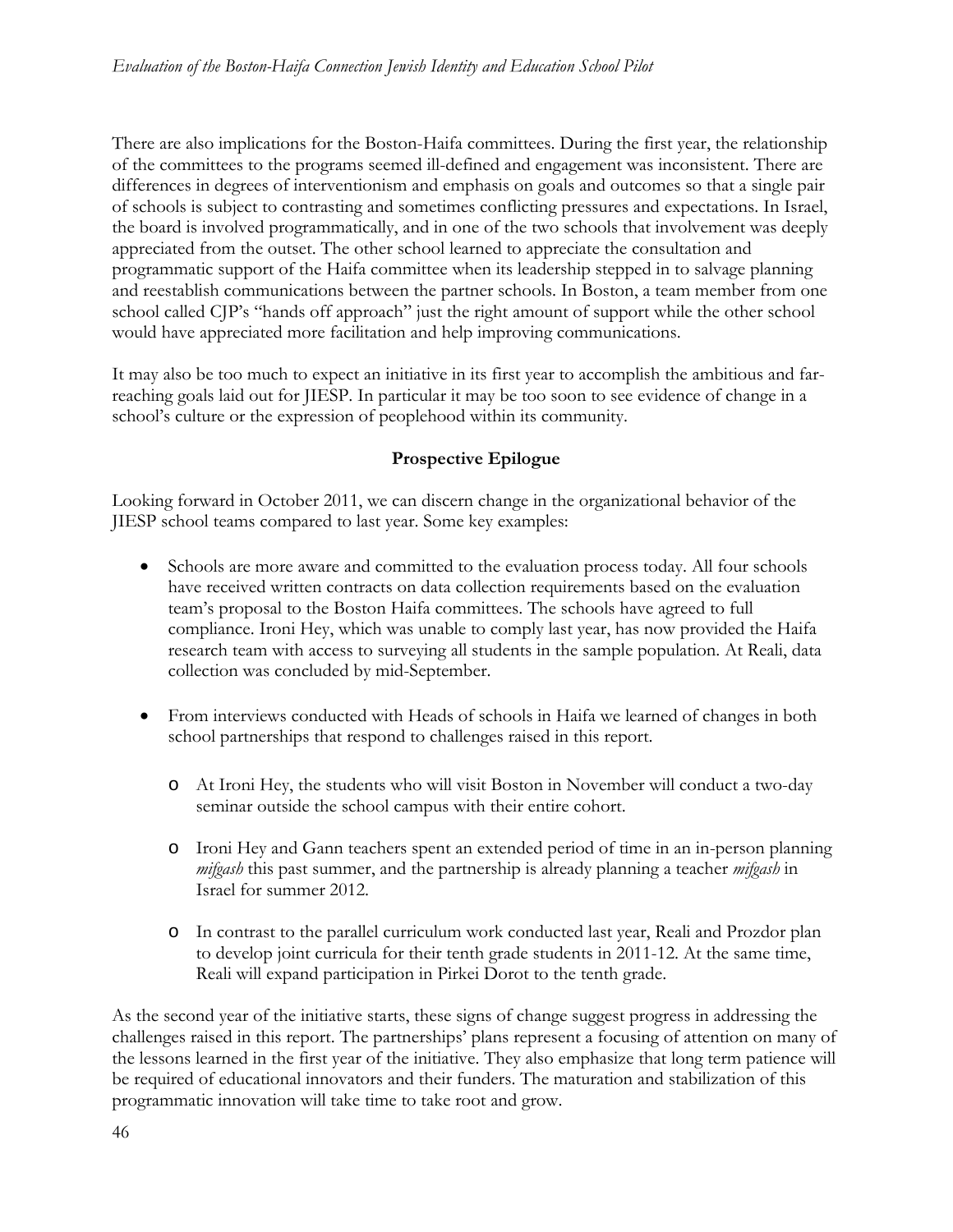There are also implications for the Boston-Haifa committees. During the first year, the relationship of the committees to the programs seemed ill-defined and engagement was inconsistent. There are differences in degrees of interventionism and emphasis on goals and outcomes so that a single pair of schools is subject to contrasting and sometimes conflicting pressures and expectations. In Israel, the board is involved programmatically, and in one of the two schools that involvement was deeply appreciated from the outset. The other school learned to appreciate the consultation and programmatic support of the Haifa committee when its leadership stepped in to salvage planning and reestablish communications between the partner schools. In Boston, a team member from one school called CJP's "hands off approach" just the right amount of support while the other school would have appreciated more facilitation and help improving communications.

It may also be too much to expect an initiative in its first year to accomplish the ambitious and far-reaching goals laid out for JIESP. In particular it may be too soon to see evidence of change in a school's culture or the expression of peoplehood within its community.

## Prospective Epilogue

Looking forward in October 2011, we can discern change in the organizational behavior of the JIESP school teams compared to last year. Some key examples:

- Schools are more aware and committed to the evaluation process today. All four schools have received written contracts on data collection requirements based on the evaluation team's proposal to the Boston Haifa committees. The schools have agreed to full compliance. Ironi Hey, which was unable to comply last year, has now provided the Haifa research team with access to surveying all students in the sample population. At Reali, data collection was concluded by mid-September.

- From interviews conducted with Heads of schools in Haifa we learned of changes in both school partnerships that respond to challenges raised in this report.

  - At Ironi Hey, the students who will visit Boston in November will conduct a two-day seminar outside the school campus with their entire cohort.

  - Ironi Hey and Gann teachers spent an extended period of time in an in-person planning *mifgash* this past summer, and the partnership is already planning a teacher *mifgash* in Israel for summer 2012.

  - In contrast to the parallel curriculum work conducted last year, Reali and Prozdor plan to develop joint curricula for their tenth grade students in 2011-12. At the same time, Reali will expand participation in Pirkei Dorot to the tenth grade.

As the second year of the initiative starts, these signs of change suggest progress in addressing the challenges raised in this report. The partnerships' plans represent a focusing of attention on many of the lessons learned in the first year of the initiative. They also emphasize that long term patience will be required of educational innovators and their funders. The maturation and stabilization of this programmatic innovation will take time to take root and grow.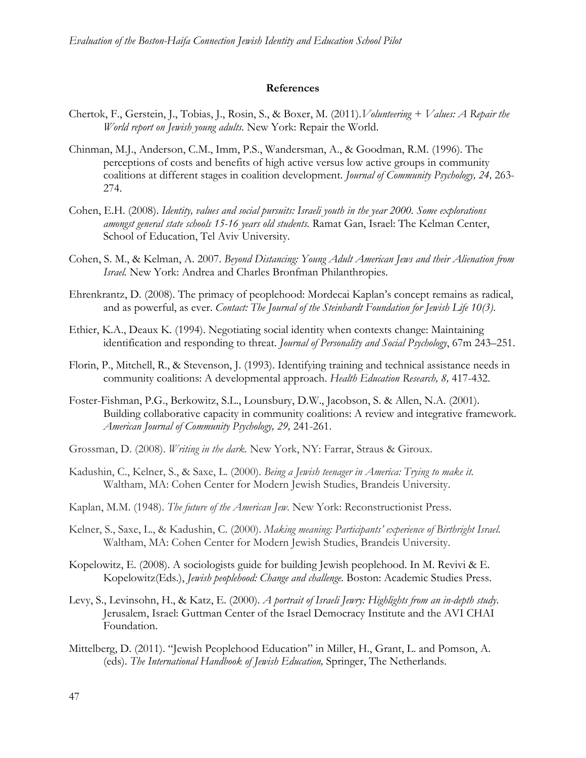## References

Chertok, F., Gerstein, J., Tobias, J., Rosin, S., & Boxer, M. (2011).*Volunteering + Values: A Repair the World report on Jewish young adults.* New York: Repair the World.

Chinman, M.J., Anderson, C.M., Imm, P.S., Wandersman, A., & Goodman, R.M. (1996). The perceptions of costs and benefits of high active versus low active groups in community coalitions at different stages in coalition development. *Journal of Community Psychology, 24,* 263-274.

Cohen, E.H. (2008). *Identity, values and social pursuits: Israeli youth in the year 2000. Some explorations amongst general state schools 15-16 years old students.* Ramat Gan, Israel: The Kelman Center, School of Education, Tel Aviv University.

Cohen, S. M., & Kelman, A. 2007. *Beyond Distancing: Young Adult American Jews and their Alienation from Israel.* New York: Andrea and Charles Bronfman Philanthropies.

Ehrenkrantz, D. (2008). The primacy of peoplehood: Mordecai Kaplan's concept remains as radical, and as powerful, as ever. *Contact: The Journal of the Steinhardt Foundation for Jewish Life 10(3).*

Ethier, K.A., Deaux K. (1994). Negotiating social identity when contexts change: Maintaining identification and responding to threat. *Journal of Personality and Social Psychology*, 67m 243–251.

Florin, P., Mitchell, R., & Stevenson, J. (1993). Identifying training and technical assistance needs in community coalitions: A developmental approach. *Health Education Research, 8,* 417-432.

Foster-Fishman, P.G., Berkowitz, S.L., Lounsbury, D.W., Jacobson, S. & Allen, N.A. (2001). Building collaborative capacity in community coalitions: A review and integrative framework. *American Journal of Community Psychology, 29,* 241-261.

Grossman, D. (2008). *Writing in the dark.* New York, NY: Farrar, Straus & Giroux.

Kadushin, C., Kelner, S., & Saxe, L. (2000). *Being a Jewish teenager in America: Trying to make it.* Waltham, MA: Cohen Center for Modern Jewish Studies, Brandeis University.

Kaplan, M.M. (1948). *The future of the American Jew*. New York: Reconstructionist Press.

Kelner, S., Saxe, L., & Kadushin, C. (2000). *Making meaning: Participants' experience of Birthright Israel.* Waltham, MA: Cohen Center for Modern Jewish Studies, Brandeis University.

Kopelowitz, E. (2008). A sociologists guide for building Jewish peoplehood. In M. Revivi & E. Kopelowitz(Eds.), *Jewish peoplehood: Change and challenge.* Boston: Academic Studies Press.

Levy, S., Levinsohn, H., & Katz, E. (2000). *A portrait of Israeli Jewry: Highlights from an in-depth study*. Jerusalem, Israel: Guttman Center of the Israel Democracy Institute and the AVI CHAI Foundation.

Mittelberg, D. (2011). "Jewish Peoplehood Education" in Miller, H., Grant, L. and Pomson, A. (eds). *The International Handbook of Jewish Education,* Springer, The Netherlands.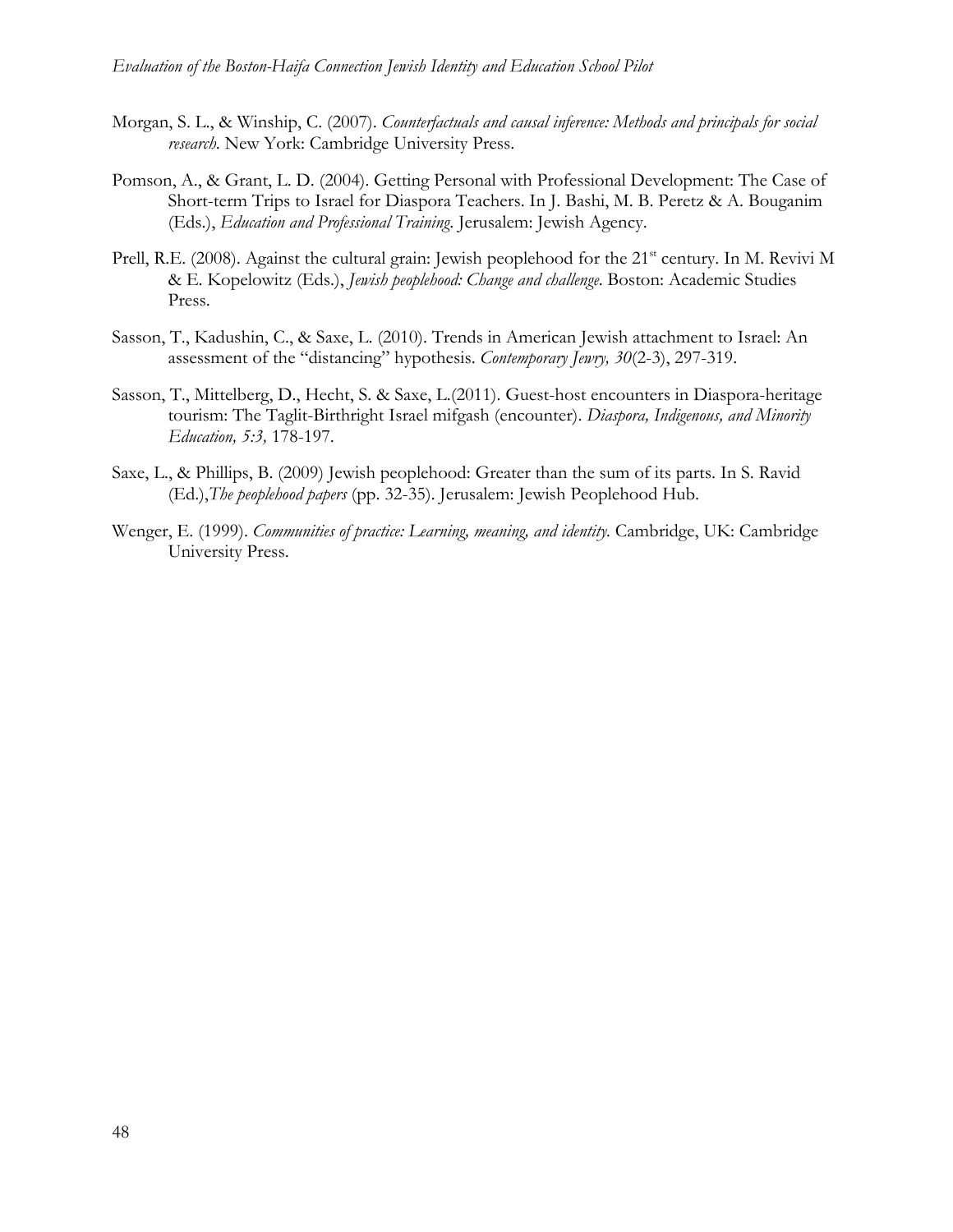Morgan, S. L., & Winship, C. (2007). *Counterfactuals and causal inference: Methods and principals for social research.* New York: Cambridge University Press.

Pomson, A., & Grant, L. D. (2004). Getting Personal with Professional Development: The Case of Short-term Trips to Israel for Diaspora Teachers. In J. Bashi, M. B. Peretz & A. Bouganim (Eds.), *Education and Professional Training.* Jerusalem: Jewish Agency.

Prell, R.E. (2008). Against the cultural grain: Jewish peoplehood for the 21st century. In M. Revivi M & E. Kopelowitz (Eds.), *Jewish peoplehood: Change and challenge.* Boston: Academic Studies Press.

Sasson, T., Kadushin, C., & Saxe, L. (2010). Trends in American Jewish attachment to Israel: An assessment of the "distancing" hypothesis. *Contemporary Jewry, 30*(2-3), 297-319.

Sasson, T., Mittelberg, D., Hecht, S. & Saxe, L.(2011). Guest-host encounters in Diaspora-heritage tourism: The Taglit-Birthright Israel mifgash (encounter). *Diaspora, Indigenous, and Minority Education, 5:3,* 178-197.

Saxe, L., & Phillips, B. (2009) Jewish peoplehood: Greater than the sum of its parts. In S. Ravid (Ed.),*The peoplehood papers* (pp. 32-35). Jerusalem: Jewish Peoplehood Hub.

Wenger, E. (1999). *Communities of practice: Learning, meaning, and identity.* Cambridge, UK: Cambridge University Press.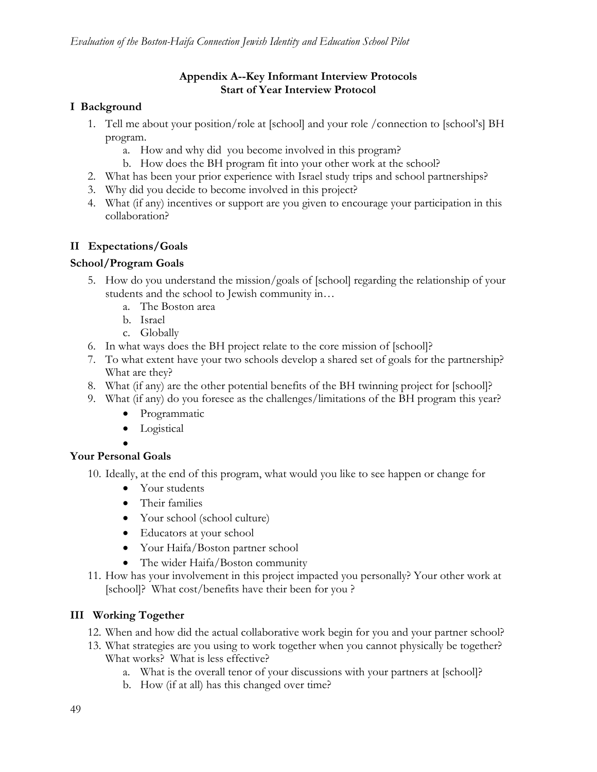## Appendix A--Key Informant Interview Protocols
## Start of Year Interview Protocol

### I Background

1. Tell me about your position/role at [school] and your role /connection to [school's] BH program.
   a. How and why did you become involved in this program?
   b. How does the BH program fit into your other work at the school?
2. What has been your prior experience with Israel study trips and school partnerships?
3. Why did you decide to become involved in this project?
4. What (if any) incentives or support are you given to encourage your participation in this collaboration?

### II Expectations/Goals

#### School/Program Goals

5. How do you understand the mission/goals of [school] regarding the relationship of your students and the school to Jewish community in…
   a. The Boston area
   b. Israel
   c. Globally
6. In what ways does the BH project relate to the core mission of [school]?
7. To what extent have your two schools develop a shared set of goals for the partnership? What are they?
8. What (if any) are the other potential benefits of the BH twinning project for [school]?
9. What (if any) do you foresee as the challenges/limitations of the BH program this year?
   - Programmatic
   - Logistical
   - 

#### Your Personal Goals

10. Ideally, at the end of this program, what would you like to see happen or change for
    - Your students
    - Their families
    - Your school (school culture)
    - Educators at your school
    - Your Haifa/Boston partner school
    - The wider Haifa/Boston community
11. How has your involvement in this project impacted you personally? Your other work at [school]? What cost/benefits have their been for you ?

### III Working Together

12. When and how did the actual collaborative work begin for you and your partner school?
13. What strategies are you using to work together when you cannot physically be together? What works? What is less effective?
    a. What is the overall tenor of your discussions with your partners at [school]?
    b. How (if at all) has this changed over time?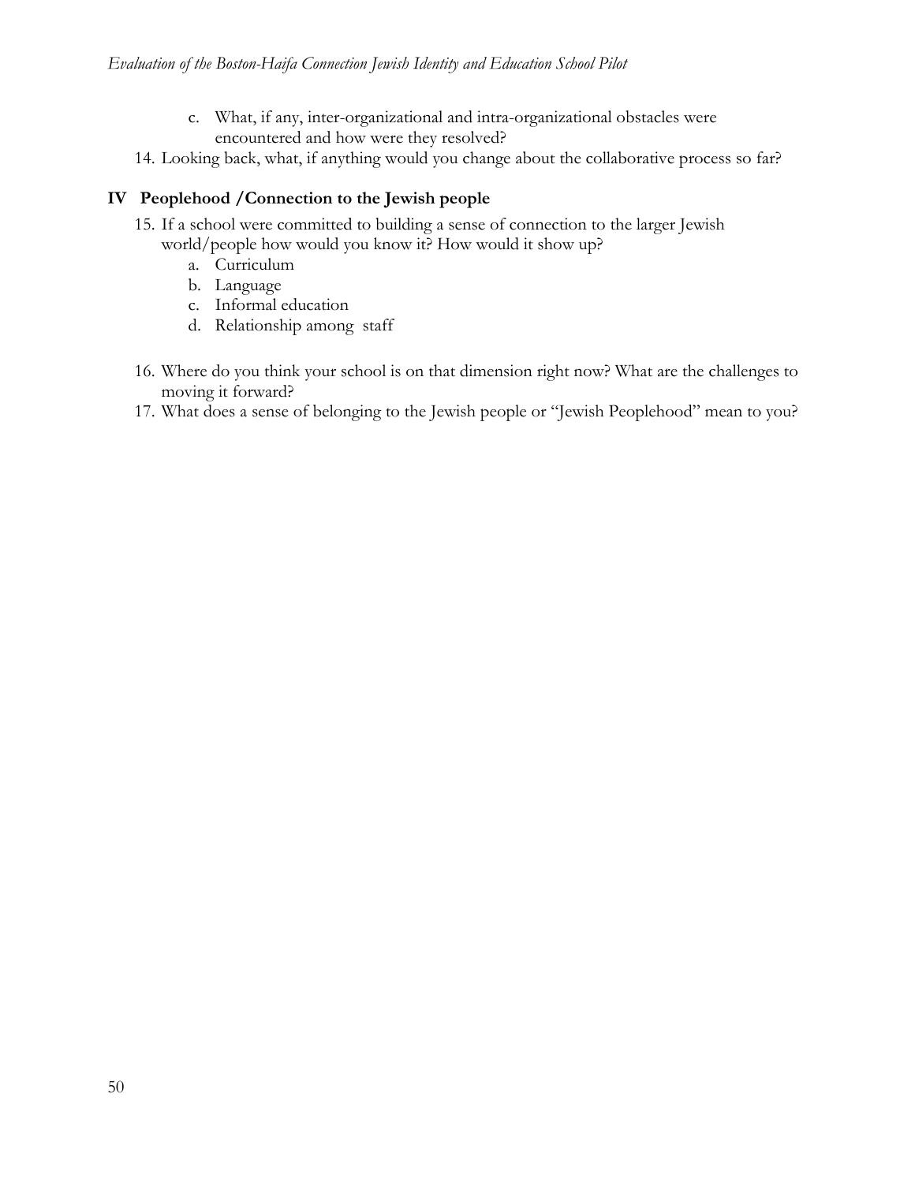c. What, if any, inter-organizational and intra-organizational obstacles were encountered and how were they resolved?

14. Looking back, what, if anything would you change about the collaborative process so far?

## IV Peoplehood /Connection to the Jewish people

15. If a school were committed to building a sense of connection to the larger Jewish world/people how would you know it? How would it show up?
    a. Curriculum
    b. Language
    c. Informal education
    d. Relationship among staff

16. Where do you think your school is on that dimension right now? What are the challenges to moving it forward?
17. What does a sense of belonging to the Jewish people or "Jewish Peoplehood" mean to you?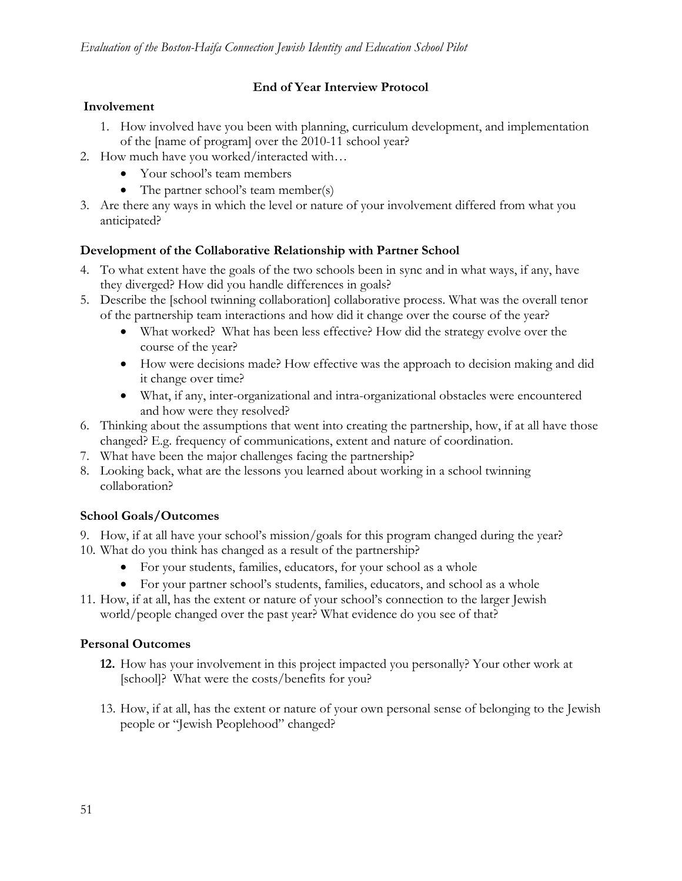## End of Year Interview Protocol

### Involvement

1. How involved have you been with planning, curriculum development, and implementation of the [name of program] over the 2010-11 school year?
2. How much have you worked/interacted with…
   - Your school's team members
   - The partner school's team member(s)
3. Are there any ways in which the level or nature of your involvement differed from what you anticipated?

### Development of the Collaborative Relationship with Partner School

4. To what extent have the goals of the two schools been in sync and in what ways, if any, have they diverged? How did you handle differences in goals?
5. Describe the [school twinning collaboration] collaborative process. What was the overall tenor of the partnership team interactions and how did it change over the course of the year?
   - What worked? What has been less effective? How did the strategy evolve over the course of the year?
   - How were decisions made? How effective was the approach to decision making and did it change over time?
   - What, if any, inter-organizational and intra-organizational obstacles were encountered and how were they resolved?
6. Thinking about the assumptions that went into creating the partnership, how, if at all have those changed? E.g. frequency of communications, extent and nature of coordination.
7. What have been the major challenges facing the partnership?
8. Looking back, what are the lessons you learned about working in a school twinning collaboration?

### School Goals/Outcomes

9. How, if at all have your school's mission/goals for this program changed during the year?
10. What do you think has changed as a result of the partnership?
    - For your students, families, educators, for your school as a whole
    - For your partner school's students, families, educators, and school as a whole
11. How, if at all, has the extent or nature of your school's connection to the larger Jewish world/people changed over the past year? What evidence do you see of that?

### Personal Outcomes

12. How has your involvement in this project impacted you personally? Your other work at [school]? What were the costs/benefits for you?

13. How, if at all, has the extent or nature of your own personal sense of belonging to the Jewish people or "Jewish Peoplehood" changed?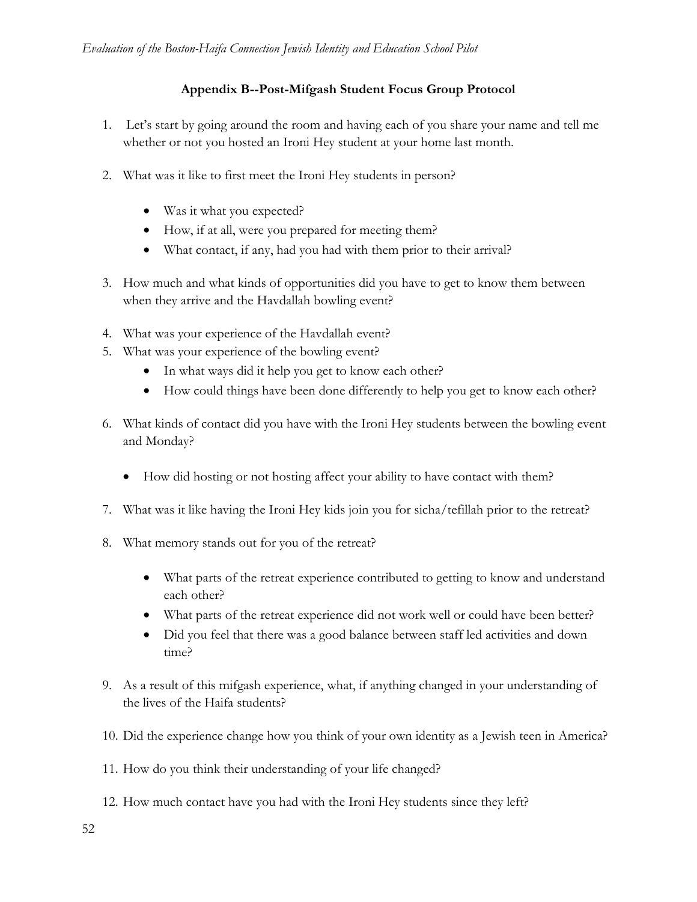## Appendix B--Post-Mifgash Student Focus Group Protocol

1. Let's start by going around the room and having each of you share your name and tell me whether or not you hosted an Ironi Hey student at your home last month.

2. What was it like to first meet the Ironi Hey students in person?
   - Was it what you expected?
   - How, if at all, were you prepared for meeting them?
   - What contact, if any, had you had with them prior to their arrival?

3. How much and what kinds of opportunities did you have to get to know them between when they arrive and the Havdallah bowling event?

4. What was your experience of the Havdallah event?

5. What was your experience of the bowling event?
   - In what ways did it help you get to know each other?
   - How could things have been done differently to help you get to know each other?

6. What kinds of contact did you have with the Ironi Hey students between the bowling event and Monday?
   - How did hosting or not hosting affect your ability to have contact with them?

7. What was it like having the Ironi Hey kids join you for sicha/tefillah prior to the retreat?

8. What memory stands out for you of the retreat?
   - What parts of the retreat experience contributed to getting to know and understand each other?
   - What parts of the retreat experience did not work well or could have been better?
   - Did you feel that there was a good balance between staff led activities and down time?

9. As a result of this mifgash experience, what, if anything changed in your understanding of the lives of the Haifa students?

10. Did the experience change how you think of your own identity as a Jewish teen in America?

11. How do you think their understanding of your life changed?

12. How much contact have you had with the Ironi Hey students since they left?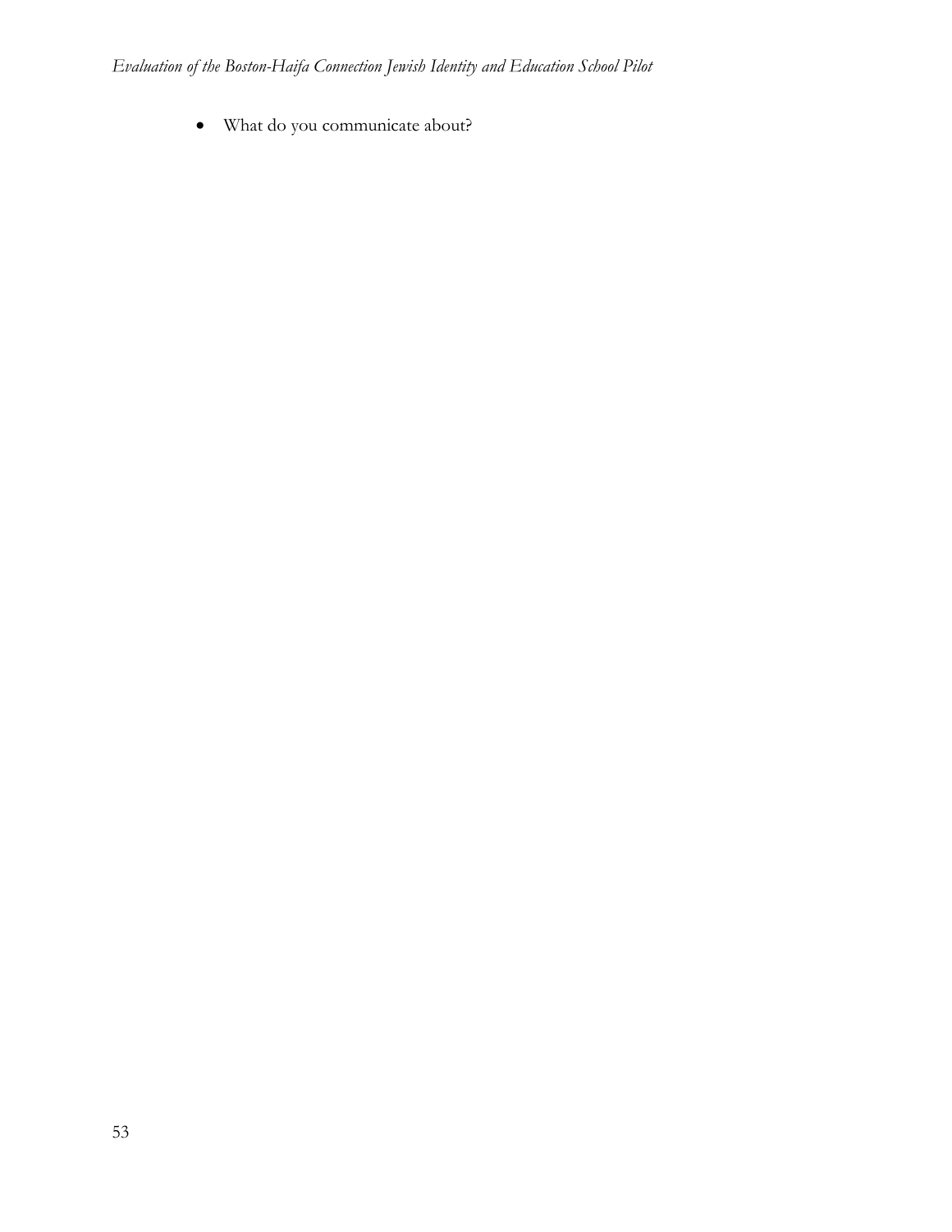- What do you communicate about?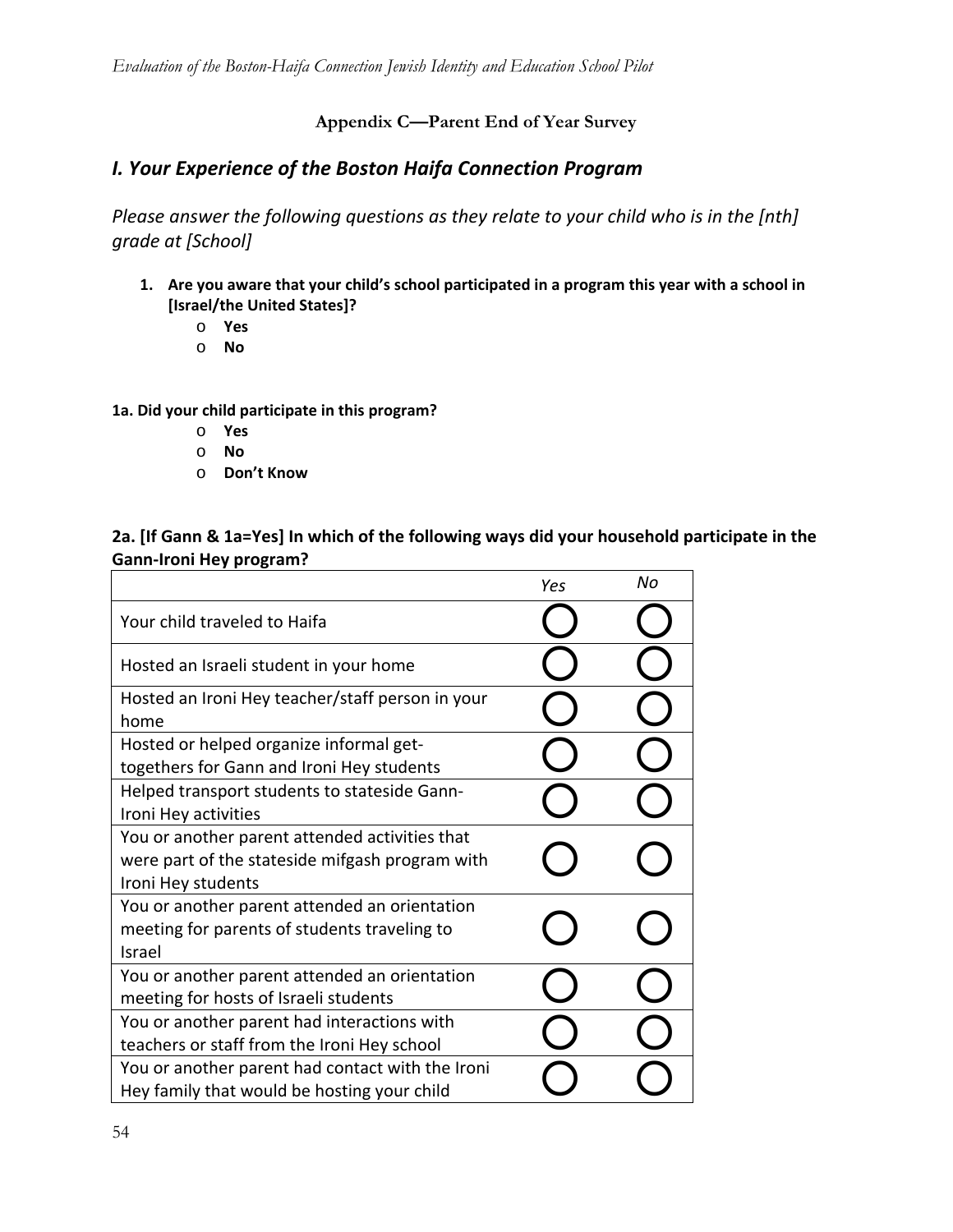**Appendix C—Parent End of Year Survey**

## *I. Your Experience of the Boston Haifa Connection Program*

*Please answer the following questions as they relate to your child who is in the [nth] grade at [School]*

1. **Are you aware that your child's school participated in a program this year with a school in [Israel/the United States]?**
   - **Yes**
   - **No**

**1a. Did your child participate in this program?**

- **Yes**
- **No**
- **Don't Know**

### 2a. [If Gann & 1a=Yes] In which of the following ways did your household participate in the Gann-Ironi Hey program?

| | *Yes* | *No* |
|---|---|---|
| Your child traveled to Haifa | ○ | ○ |
| Hosted an Israeli student in your home | ○ | ○ |
| Hosted an Ironi Hey teacher/staff person in your home | ○ | ○ |
| Hosted or helped organize informal get-togethers for Gann and Ironi Hey students | ○ | ○ |
| Helped transport students to stateside Gann-Ironi Hey activities | ○ | ○ |
| You or another parent attended activities that were part of the stateside mifgash program with Ironi Hey students | ○ | ○ |
| You or another parent attended an orientation meeting for parents of students traveling to Israel | ○ | ○ |
| You or another parent attended an orientation meeting for hosts of Israeli students | ○ | ○ |
| You or another parent had interactions with teachers or staff from the Ironi Hey school | ○ | ○ |
| You or another parent had contact with the Ironi Hey family that would be hosting your child | ○ | ○ |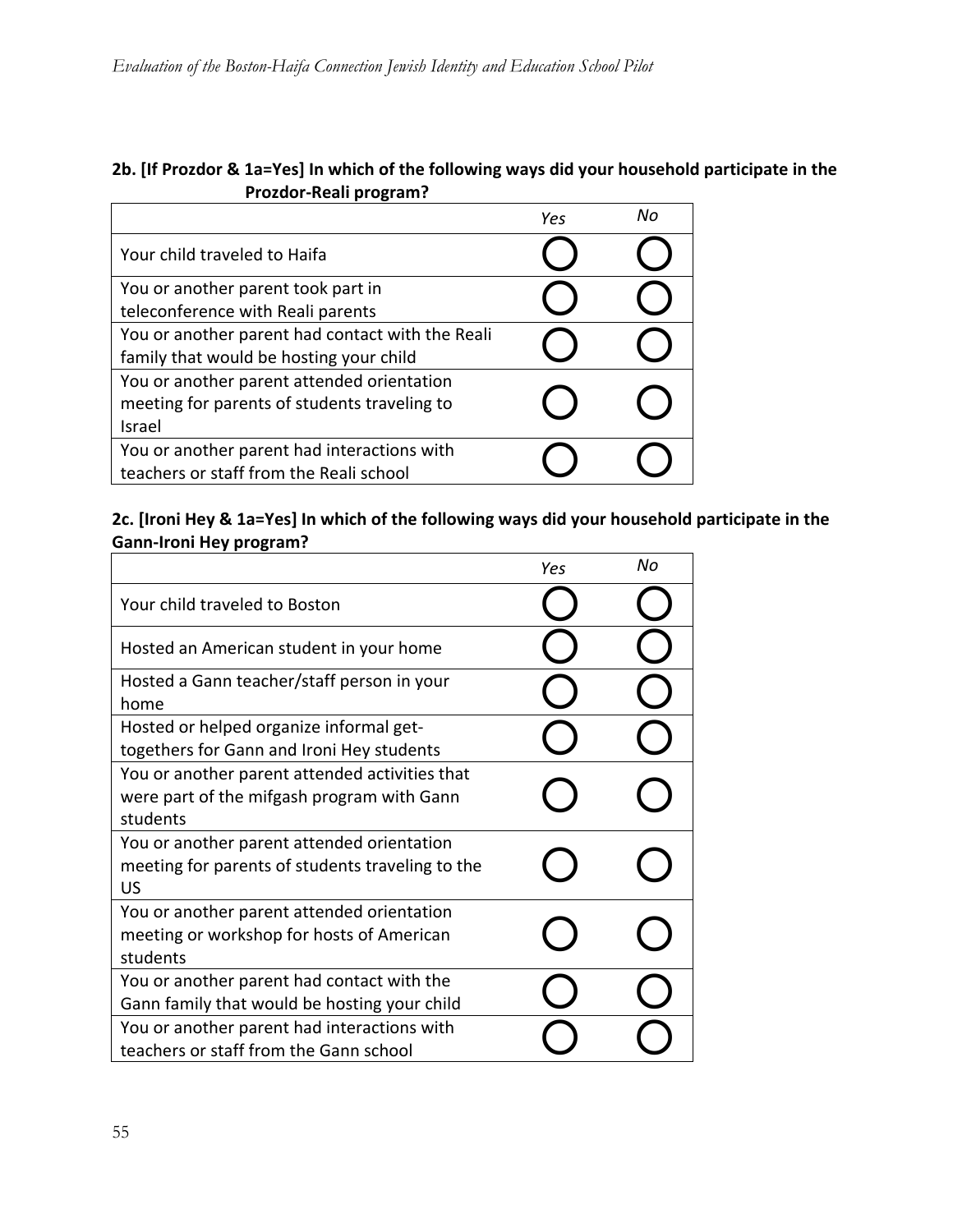**2b. [If Prozdor & 1a=Yes] In which of the following ways did your household participate in the Prozdor-Reali program?**

| | *Yes* | *No* |
|---|---|---|
| Your child traveled to Haifa | ◯ | ◯ |
| You or another parent took part in teleconference with Reali parents | ◯ | ◯ |
| You or another parent had contact with the Reali family that would be hosting your child | ◯ | ◯ |
| You or another parent attended orientation meeting for parents of students traveling to Israel | ◯ | ◯ |
| You or another parent had interactions with teachers or staff from the Reali school | ◯ | ◯ |

**2c. [Ironi Hey & 1a=Yes] In which of the following ways did your household participate in the Gann-Ironi Hey program?**

| | *Yes* | *No* |
|---|---|---|
| Your child traveled to Boston | ◯ | ◯ |
| Hosted an American student in your home | ◯ | ◯ |
| Hosted a Gann teacher/staff person in your home | ◯ | ◯ |
| Hosted or helped organize informal get-togethers for Gann and Ironi Hey students | ◯ | ◯ |
| You or another parent attended activities that were part of the mifgash program with Gann students | ◯ | ◯ |
| You or another parent attended orientation meeting for parents of students traveling to the US | ◯ | ◯ |
| You or another parent attended orientation meeting or workshop for hosts of American students | ◯ | ◯ |
| You or another parent had contact with the Gann family that would be hosting your child | ◯ | ◯ |
| You or another parent had interactions with teachers or staff from the Gann school | ◯ | ◯ |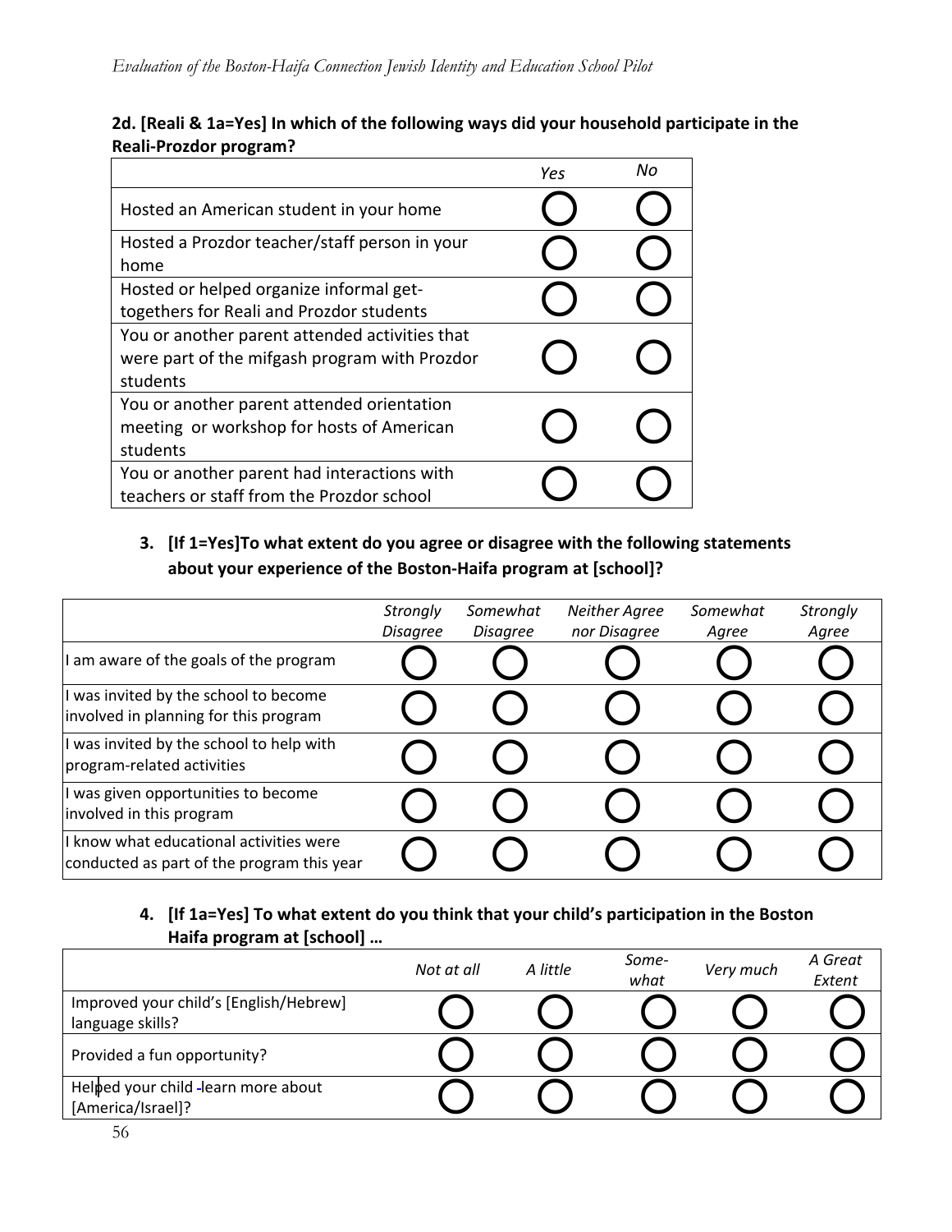**2d. [Reali & 1a=Yes] In which of the following ways did your household participate in the Reali-Prozdor program?**

| | *Yes* | *No* |
|---|---|---|
| Hosted an American student in your home | ◯ | ◯ |
| Hosted a Prozdor teacher/staff person in your home | ◯ | ◯ |
| Hosted or helped organize informal get-togethers for Reali and Prozdor students | ◯ | ◯ |
| You or another parent attended activities that were part of the mifgash program with Prozdor students | ◯ | ◯ |
| You or another parent attended orientation meeting or workshop for hosts of American students | ◯ | ◯ |
| You or another parent had interactions with teachers or staff from the Prozdor school | ◯ | ◯ |

3. **[If 1=Yes]To what extent do you agree or disagree with the following statements about your experience of the Boston-Haifa program at [school]?**

| | *Strongly Disagree* | *Somewhat Disagree* | *Neither Agree nor Disagree* | *Somewhat Agree* | *Strongly Agree* |
|---|---|---|---|---|---|
| I am aware of the goals of the program | ◯ | ◯ | ◯ | ◯ | ◯ |
| I was invited by the school to become involved in planning for this program | ◯ | ◯ | ◯ | ◯ | ◯ |
| I was invited by the school to help with program-related activities | ◯ | ◯ | ◯ | ◯ | ◯ |
| I was given opportunities to become involved in this program | ◯ | ◯ | ◯ | ◯ | ◯ |
| I know what educational activities were conducted as part of the program this year | ◯ | ◯ | ◯ | ◯ | ◯ |

4. **[If 1a=Yes] To what extent do you think that your child's participation in the Boston Haifa program at [school] …**

| | *Not at all* | *A little* | *Some-what* | *Very much* | *A Great Extent* |
|---|---|---|---|---|---|
| Improved your child's [English/Hebrew] language skills? | ◯ | ◯ | ◯ | ◯ | ◯ |
| Provided a fun opportunity? | ◯ | ◯ | ◯ | ◯ | ◯ |
| Helped your child learn more about [America/Israel]? | ◯ | ◯ | ◯ | ◯ | ◯ |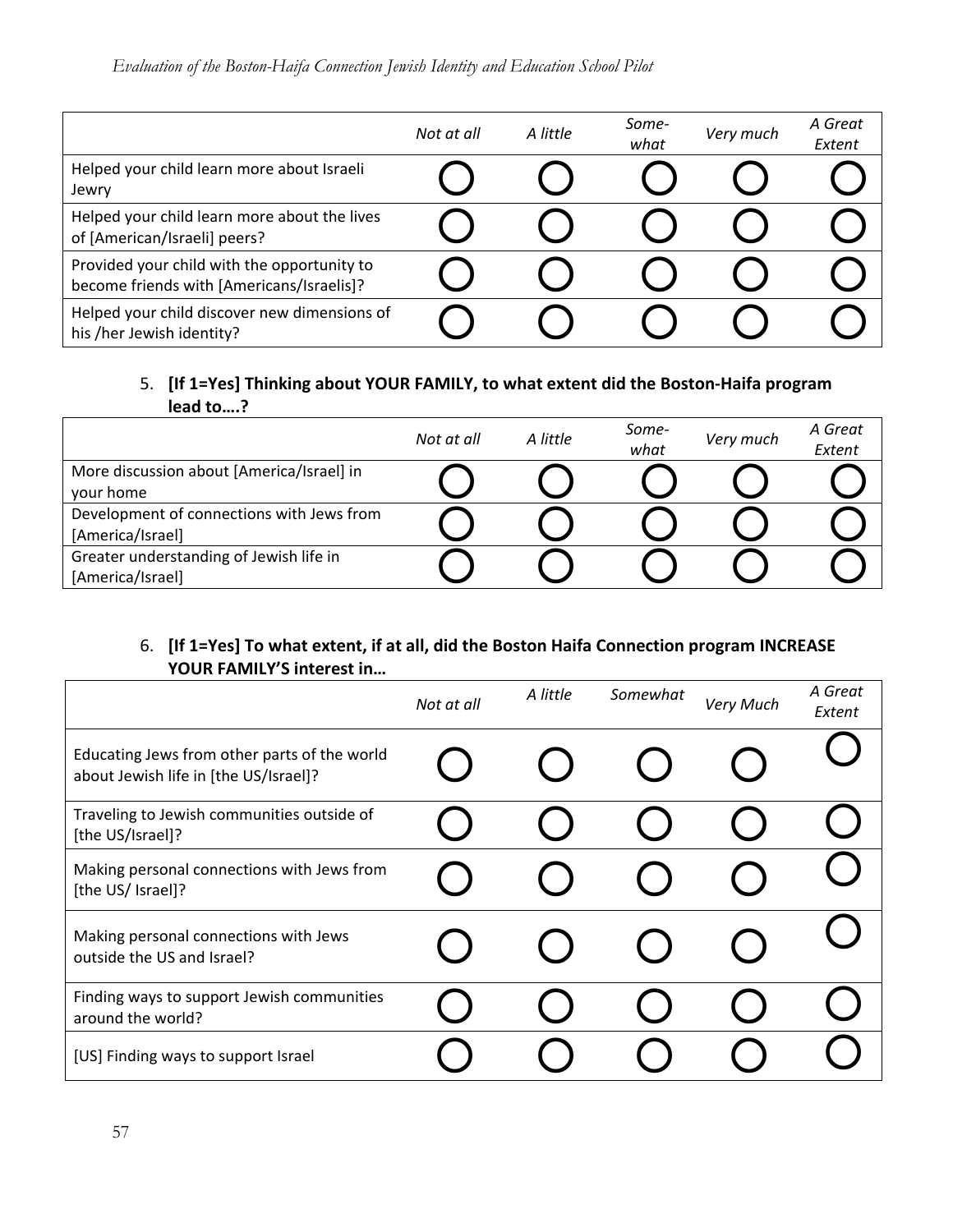| | *Not at all* | *A little* | *Some-what* | *Very much* | *A Great Extent* |
|---|---|---|---|---|---|
| Helped your child learn more about Israeli Jewry | ◯ | ◯ | ◯ | ◯ | ◯ |
| Helped your child learn more about the lives of [American/Israeli] peers? | ◯ | ◯ | ◯ | ◯ | ◯ |
| Provided your child with the opportunity to become friends with [Americans/Israelis]? | ◯ | ◯ | ◯ | ◯ | ◯ |
| Helped your child discover new dimensions of his /her Jewish identity? | ◯ | ◯ | ◯ | ◯ | ◯ |

5. **[If 1=Yes] Thinking about YOUR FAMILY, to what extent did the Boston-Haifa program lead to….?**

| | *Not at all* | *A little* | *Some-what* | *Very much* | *A Great Extent* |
|---|---|---|---|---|---|
| More discussion about [America/Israel] in your home | ◯ | ◯ | ◯ | ◯ | ◯ |
| Development of connections with Jews from [America/Israel] | ◯ | ◯ | ◯ | ◯ | ◯ |
| Greater understanding of Jewish life in [America/Israel] | ◯ | ◯ | ◯ | ◯ | ◯ |

6. **[If 1=Yes] To what extent, if at all, did the Boston Haifa Connection program INCREASE YOUR FAMILY'S interest in…**

| | *Not at all* | *A little* | *Somewhat* | *Very Much* | *A Great Extent* |
|---|---|---|---|---|---|
| Educating Jews from other parts of the world about Jewish life in [the US/Israel]? | ◯ | ◯ | ◯ | ◯ | ◯ |
| Traveling to Jewish communities outside of [the US/Israel]? | ◯ | ◯ | ◯ | ◯ | ◯ |
| Making personal connections with Jews from [the US/ Israel]? | ◯ | ◯ | ◯ | ◯ | ◯ |
| Making personal connections with Jews outside the US and Israel? | ◯ | ◯ | ◯ | ◯ | ◯ |
| Finding ways to support Jewish communities around the world? | ◯ | ◯ | ◯ | ◯ | ◯ |
| [US] Finding ways to support Israel | ◯ | ◯ | ◯ | ◯ | ◯ |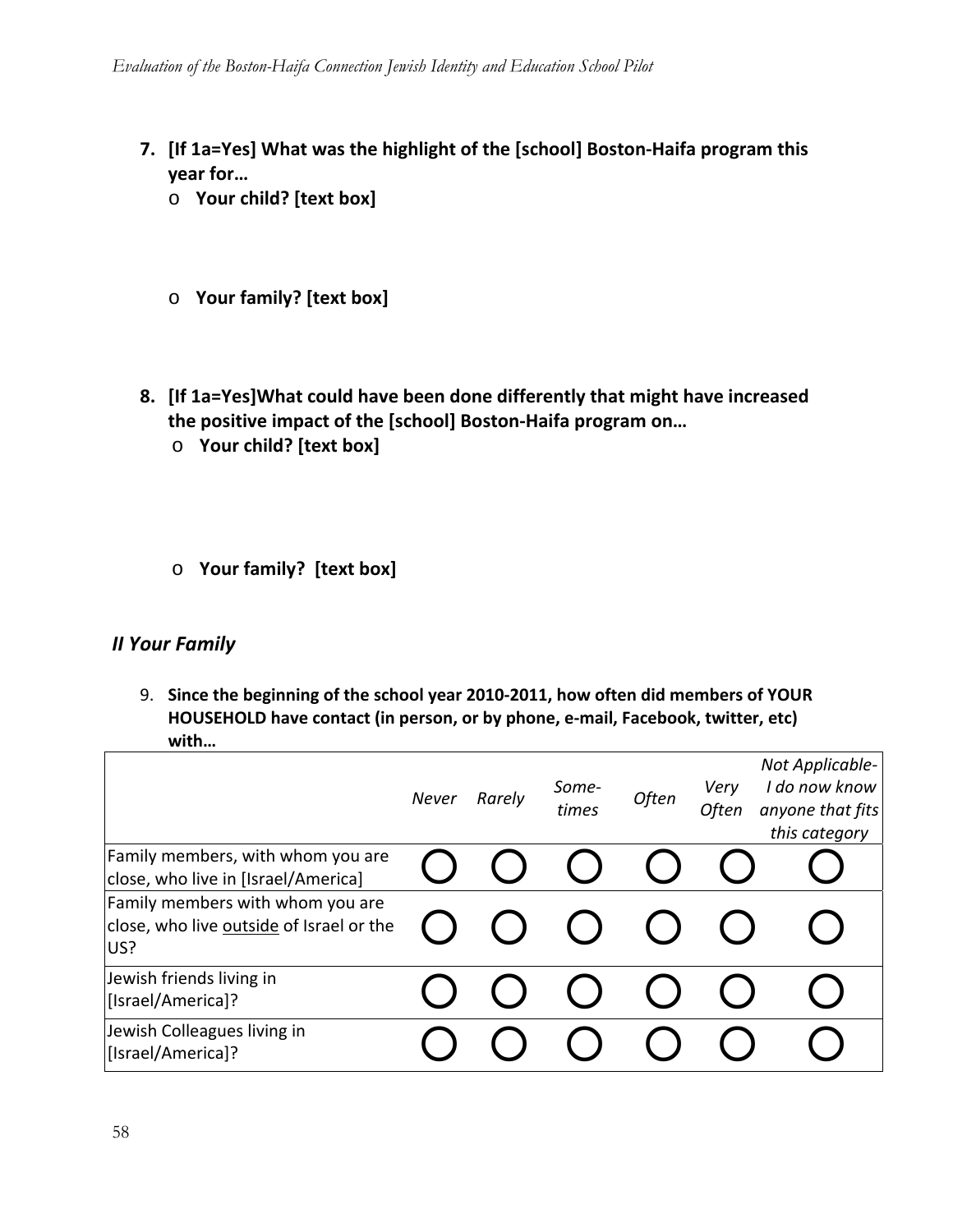7. **[If 1a=Yes] What was the highlight of the [school] Boston-Haifa program this year for…**
   - **Your child? [text box]**

   - **Your family? [text box]**

8. **[If 1a=Yes]What could have been done differently that might have increased the positive impact of the [school] Boston-Haifa program on…**
   - **Your child? [text box]**

   - **Your family? [text box]**

## *II Your Family*

9. **Since the beginning of the school year 2010-2011, how often did members of YOUR HOUSEHOLD have contact (in person, or by phone, e-mail, Facebook, twitter, etc) with…**

| | *Never* | *Rarely* | *Some-times* | *Often* | *Very Often* | *Not Applicable- I do now know anyone that fits this category* |
|---|---|---|---|---|---|---|
| Family members, with whom you are close, who live in [Israel/America] | ◯ | ◯ | ◯ | ◯ | ◯ | ◯ |
| Family members with whom you are close, who live <u>outside</u> of Israel or the US? | ◯ | ◯ | ◯ | ◯ | ◯ | ◯ |
| Jewish friends living in [Israel/America]? | ◯ | ◯ | ◯ | ◯ | ◯ | ◯ |
| Jewish Colleagues living in [Israel/America]? | ◯ | ◯ | ◯ | ◯ | ◯ | ◯ |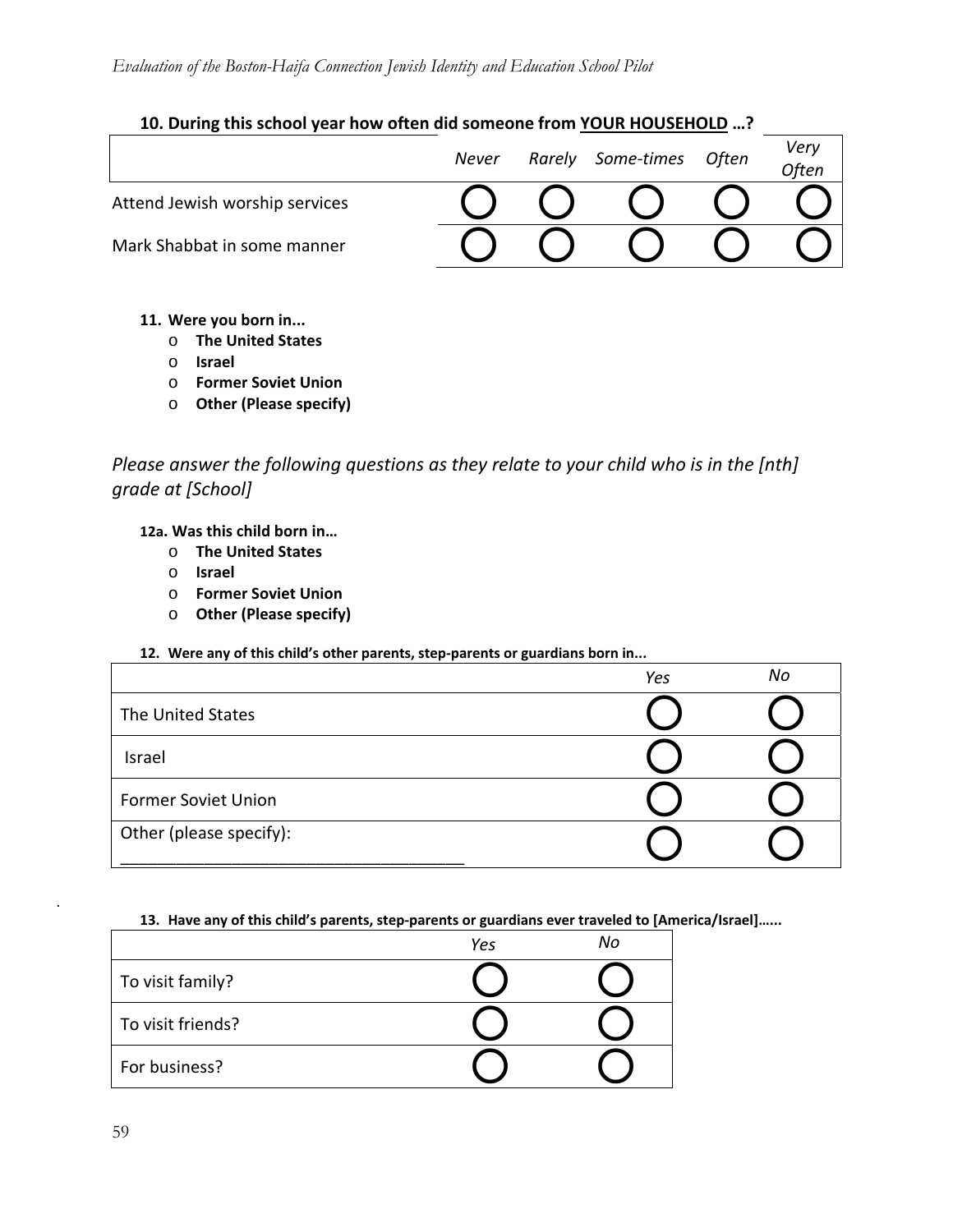**10. During this school year how often did someone from <u>YOUR HOUSEHOLD</u> …?**

| | *Never* | *Rarely* | *Some-times* | *Often* | *Very Often* |
|---|---|---|---|---|---|
| Attend Jewish worship services | ◯ | ◯ | ◯ | ◯ | ◯ |
| Mark Shabbat in some manner | ◯ | ◯ | ◯ | ◯ | ◯ |

**11. Were you born in...**

- **The United States**
- **Israel**
- **Former Soviet Union**
- **Other (Please specify)**

*Please answer the following questions as they relate to your child who is in the [nth] grade at [School]*

**12a. Was this child born in…**

- **The United States**
- **Israel**
- **Former Soviet Union**
- **Other (Please specify)**

**12. Were any of this child's other parents, step-parents or guardians born in...**

| | *Yes* | *No* |
|---|---|---|
| The United States | ◯ | ◯ |
| Israel | ◯ | ◯ |
| Former Soviet Union | ◯ | ◯ |
| Other (please specify): _______________________________________ | ◯ | ◯ |

**13. Have any of this child's parents, step-parents or guardians ever traveled to [America/Israel]…...**

| | *Yes* | *No* |
|---|---|---|
| To visit family? | ◯ | ◯ |
| To visit friends? | ◯ | ◯ |
| For business? | ◯ | ◯ |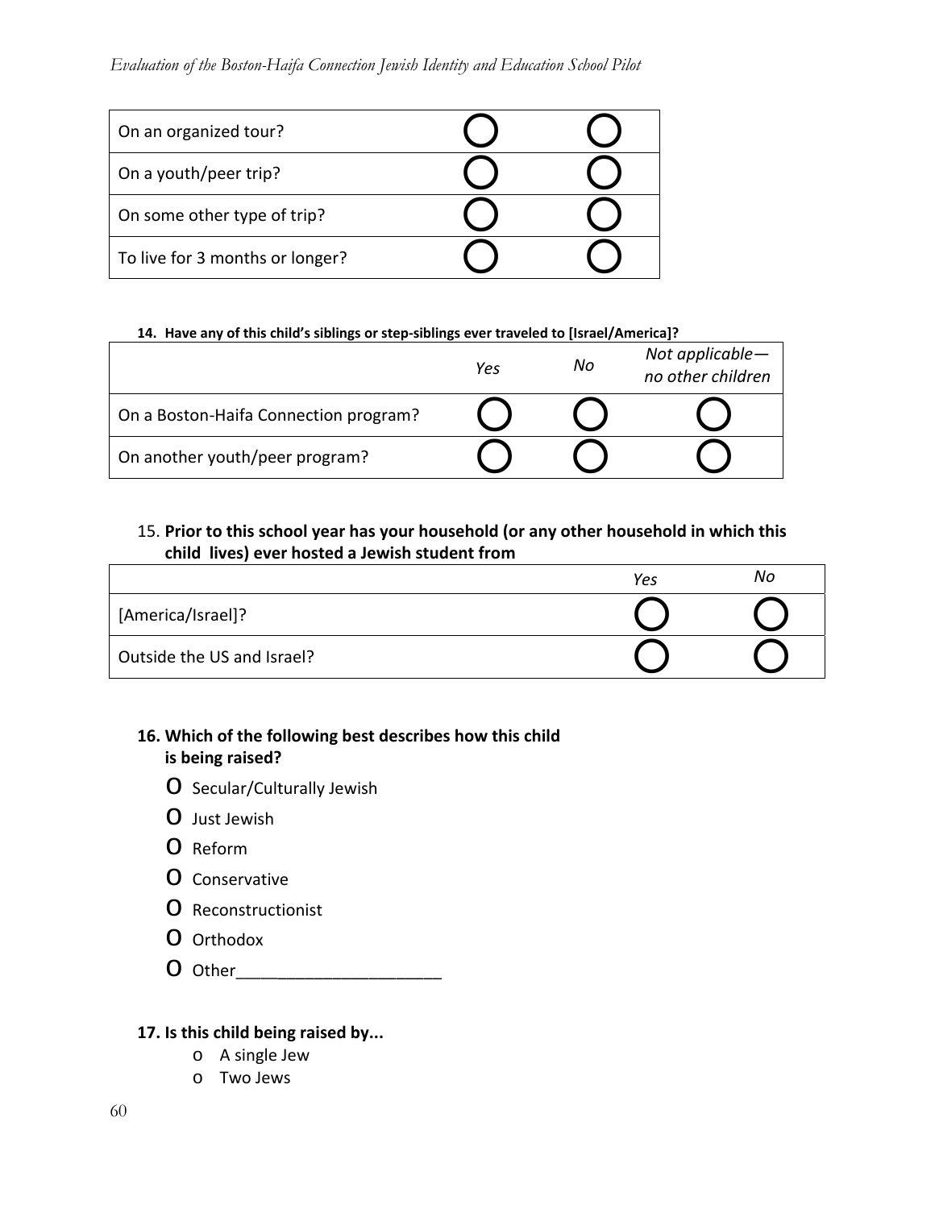| | | |
|---|---|---|
| On an organized tour? | ◯ | ◯ |
| On a youth/peer trip? | ◯ | ◯ |
| On some other type of trip? | ◯ | ◯ |
| To live for 3 months or longer? | ◯ | ◯ |

**14. Have any of this child's siblings or step-siblings ever traveled to [Israel/America]?**

| | *Yes* | *No* | *Not applicable—no other children* |
|---|---|---|---|
| On a Boston-Haifa Connection program? | ◯ | ◯ | ◯ |
| On another youth/peer program? | ◯ | ◯ | ◯ |

15. **Prior to this school year has your household (or any other household in which this child lives) ever hosted a Jewish student from**

| | *Yes* | *No* |
|---|---|---|
| [America/Israel]? | ◯ | ◯ |
| Outside the US and Israel? | ◯ | ◯ |

**16. Which of the following best describes how this child is being raised?**

- o Secular/Culturally Jewish
- o Just Jewish
- o Reform
- o Conservative
- o Reconstructionist
- o Orthodox
- o Other______________________

**17. Is this child being raised by...**

- o A single Jew
- o Two Jews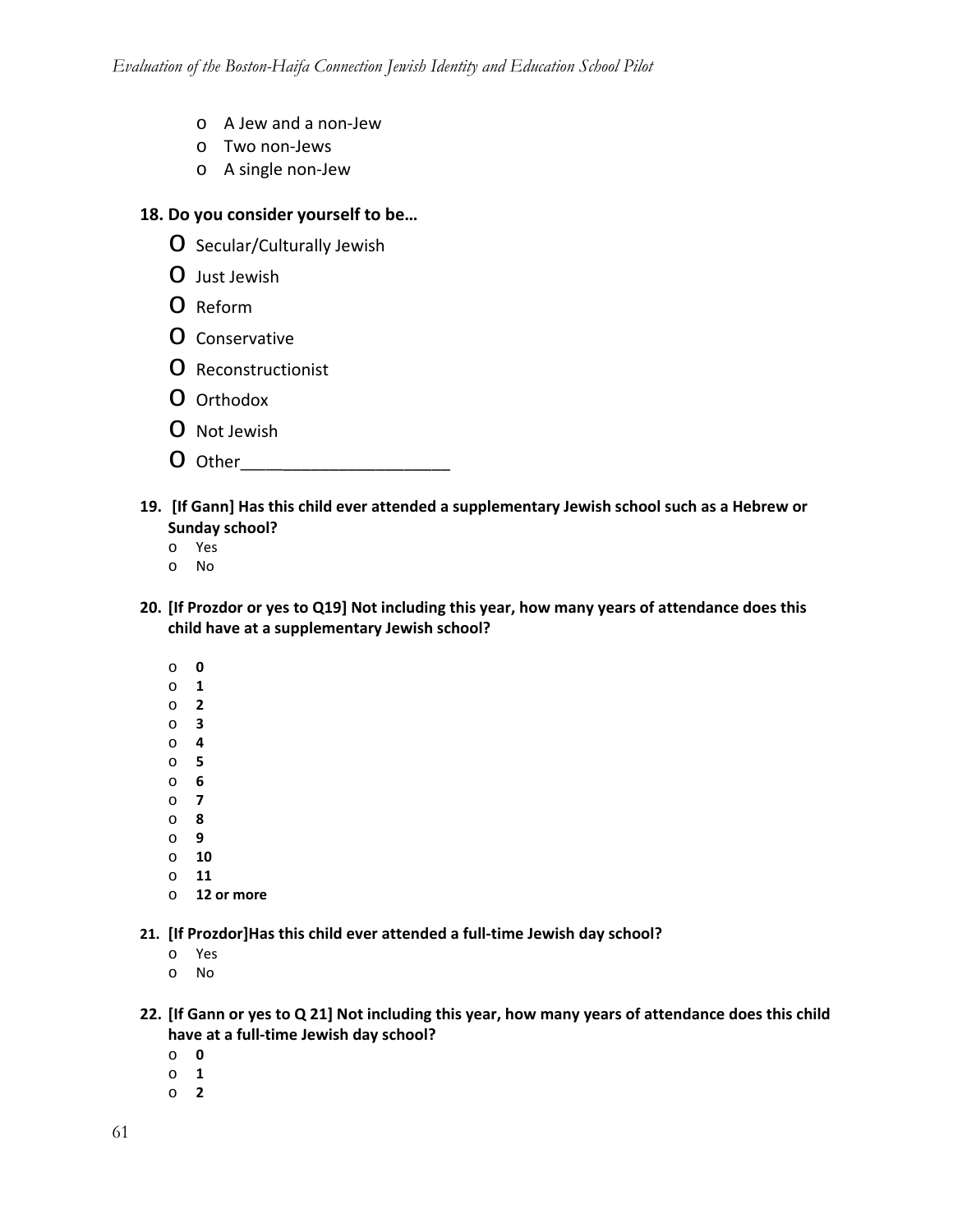- A Jew and a non-Jew
- Two non-Jews
- A single non-Jew

**18. Do you consider yourself to be…**

- Secular/Culturally Jewish
- Just Jewish
- Reform
- Conservative
- Reconstructionist
- Orthodox
- Not Jewish
- Other______________________

**19. [If Gann] Has this child ever attended a supplementary Jewish school such as a Hebrew or Sunday school?**

- Yes
- No

**20. [If Prozdor or yes to Q19] Not including this year, how many years of attendance does this child have at a supplementary Jewish school?**

- **0**
- **1**
- **2**
- **3**
- **4**
- **5**
- **6**
- **7**
- **8**
- **9**
- **10**
- **11**
- **12 or more**

**21. [If Prozdor]Has this child ever attended a full-time Jewish day school?**

- Yes
- No

**22. [If Gann or yes to Q 21] Not including this year, how many years of attendance does this child have at a full-time Jewish day school?**

- **0**
- **1**
- **2**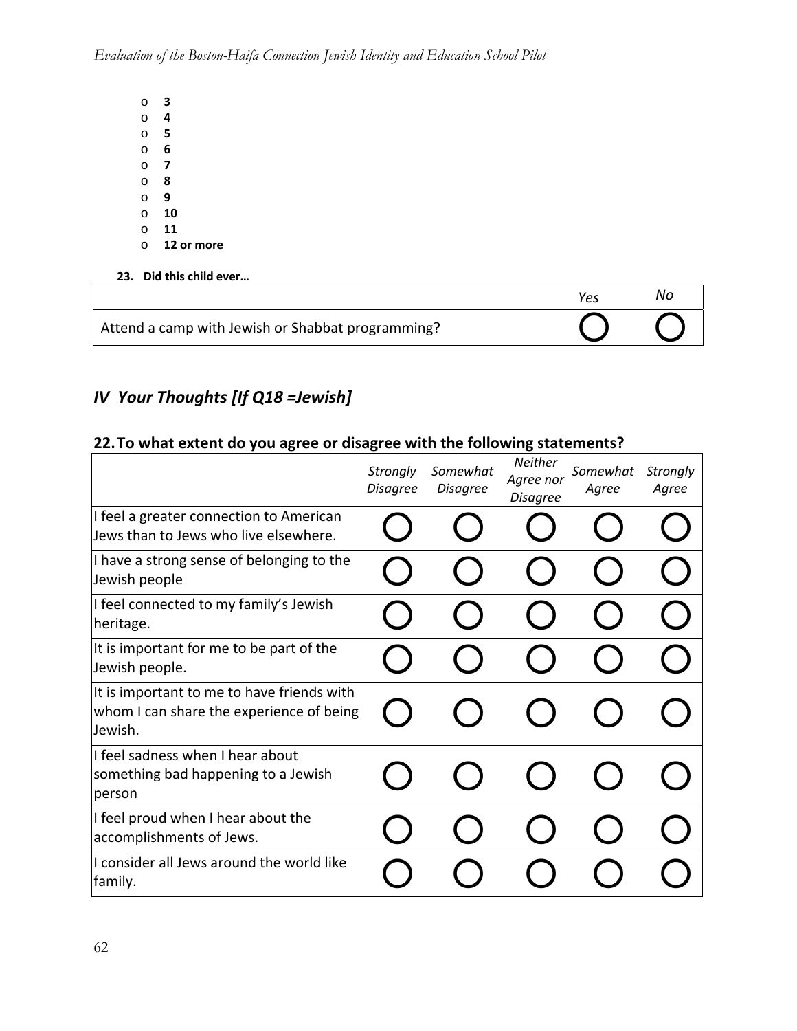- **3**
- **4**
- **5**
- **6**
- **7**
- **8**
- **9**
- **10**
- **11**
- **12 or more**

**23. Did this child ever…**

| | *Yes* | *No* |
|---|---|---|
| Attend a camp with Jewish or Shabbat programming? | ◯ | ◯ |

## *IV Your Thoughts [If Q18 =Jewish]*

### 22. To what extent do you agree or disagree with the following statements?

| | *Strongly Disagree* | *Somewhat Disagree* | *Neither Agree nor Disagree* | *Somewhat Agree* | *Strongly Agree* |
|---|---|---|---|---|---|
| I feel a greater connection to American Jews than to Jews who live elsewhere. | ◯ | ◯ | ◯ | ◯ | ◯ |
| I have a strong sense of belonging to the Jewish people | ◯ | ◯ | ◯ | ◯ | ◯ |
| I feel connected to my family's Jewish heritage. | ◯ | ◯ | ◯ | ◯ | ◯ |
| It is important for me to be part of the Jewish people. | ◯ | ◯ | ◯ | ◯ | ◯ |
| It is important to me to have friends with whom I can share the experience of being Jewish. | ◯ | ◯ | ◯ | ◯ | ◯ |
| I feel sadness when I hear about something bad happening to a Jewish person | ◯ | ◯ | ◯ | ◯ | ◯ |
| I feel proud when I hear about the accomplishments of Jews. | ◯ | ◯ | ◯ | ◯ | ◯ |
| I consider all Jews around the world like family. | ◯ | ◯ | ◯ | ◯ | ◯ |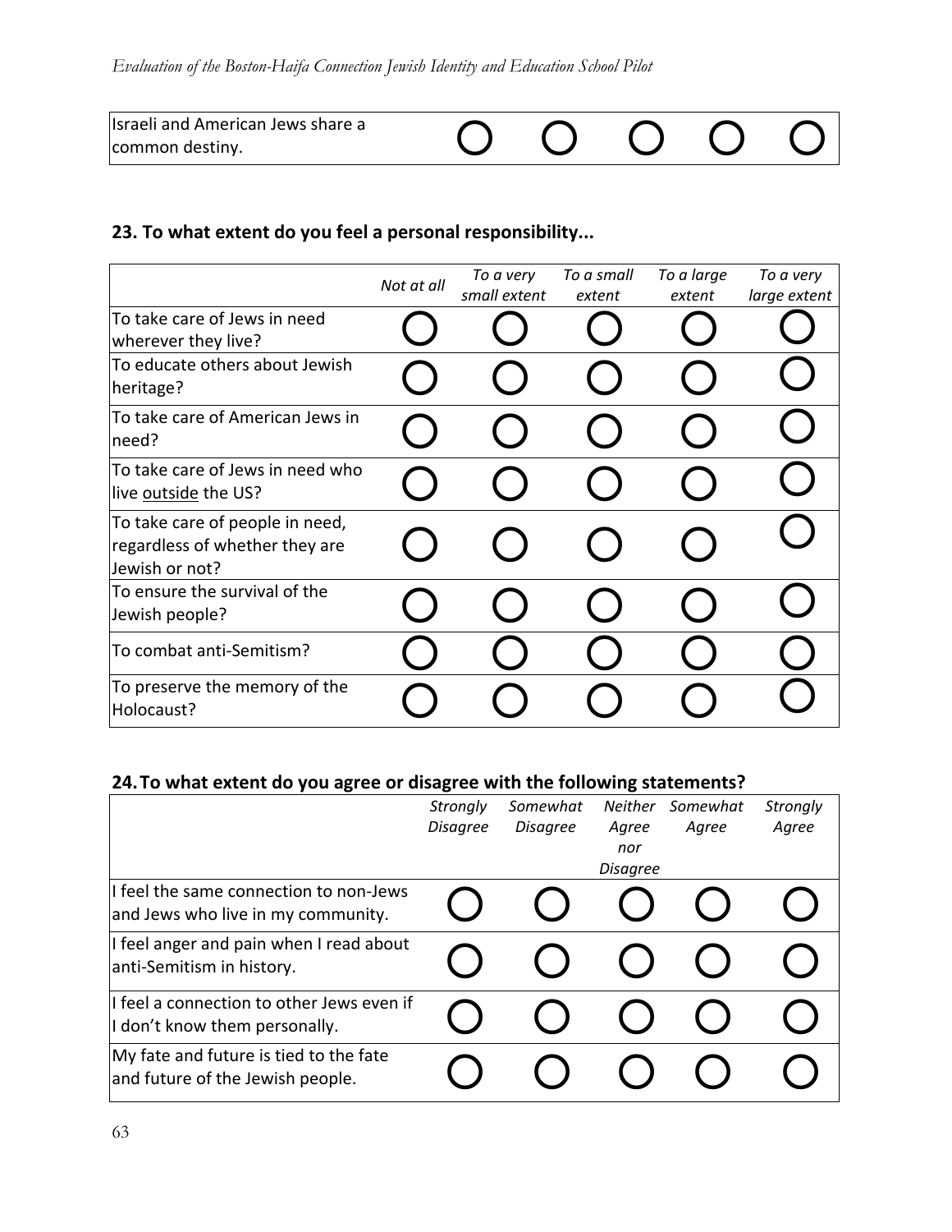| | | | | | |
|---|---|---|---|---|---|
| Israeli and American Jews share a common destiny. | ◯ | ◯ | ◯ | ◯ | ◯ |

**23. To what extent do you feel a personal responsibility...**

| | *Not at all* | *To a very small extent* | *To a small extent* | *To a large extent* | *To a very large extent* |
|---|---|---|---|---|---|
| To take care of Jews in need wherever they live? | ◯ | ◯ | ◯ | ◯ | ◯ |
| To educate others about Jewish heritage? | ◯ | ◯ | ◯ | ◯ | ◯ |
| To take care of American Jews in need? | ◯ | ◯ | ◯ | ◯ | ◯ |
| To take care of Jews in need who live <u>outside</u> the US? | ◯ | ◯ | ◯ | ◯ | ◯ |
| To take care of people in need, regardless of whether they are Jewish or not? | ◯ | ◯ | ◯ | ◯ | ◯ |
| To ensure the survival of the Jewish people? | ◯ | ◯ | ◯ | ◯ | ◯ |
| To combat anti-Semitism? | ◯ | ◯ | ◯ | ◯ | ◯ |
| To preserve the memory of the Holocaust? | ◯ | ◯ | ◯ | ◯ | ◯ |

**24. To what extent do you agree or disagree with the following statements?**

| | *Strongly Disagree* | *Somewhat Disagree* | *Neither Agree nor Disagree* | *Somewhat Agree* | *Strongly Agree* |
|---|---|---|---|---|---|
| I feel the same connection to non-Jews and Jews who live in my community. | ◯ | ◯ | ◯ | ◯ | ◯ |
| I feel anger and pain when I read about anti-Semitism in history. | ◯ | ◯ | ◯ | ◯ | ◯ |
| I feel a connection to other Jews even if I don't know them personally. | ◯ | ◯ | ◯ | ◯ | ◯ |
| My fate and future is tied to the fate and future of the Jewish people. | ◯ | ◯ | ◯ | ◯ | ◯ |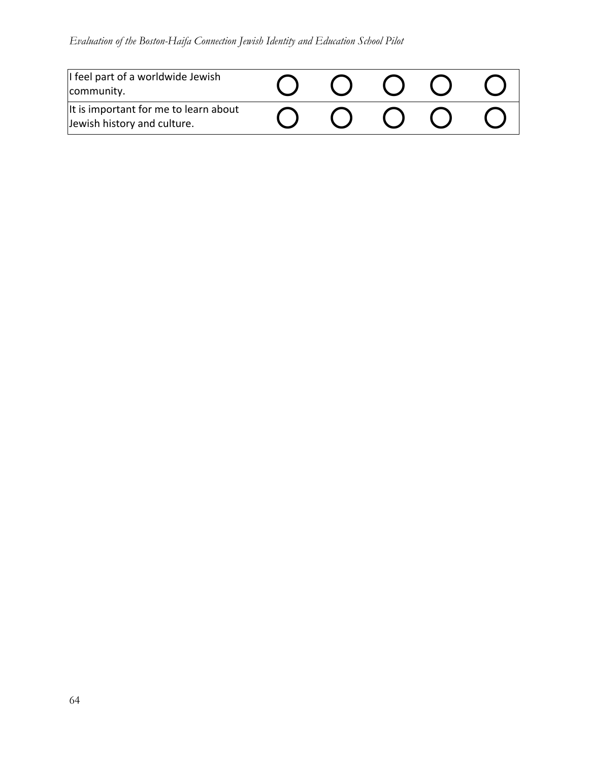| | | | | | |
|---|---|---|---|---|---|
| I feel part of a worldwide Jewish community. | ○ | ○ | ○ | ○ | ○ |
| It is important for me to learn about Jewish history and culture. | ○ | ○ | ○ | ○ | ○ |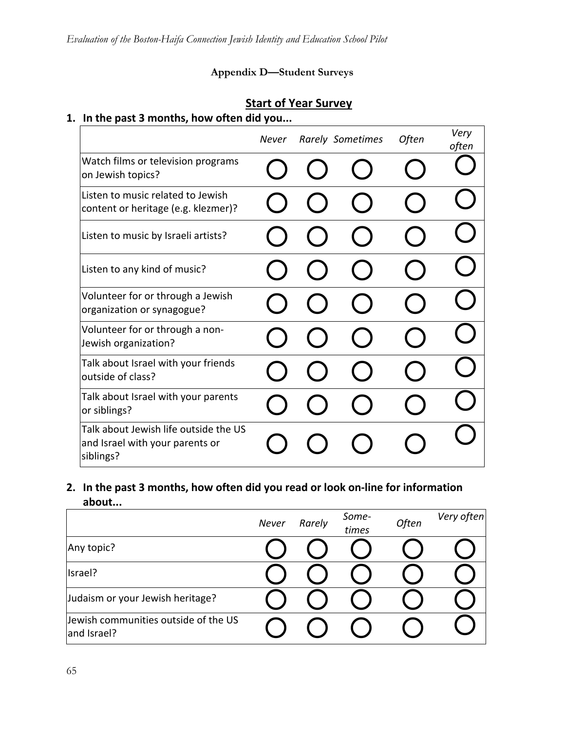## Appendix D—Student Surveys

### Start of Year Survey

**1. In the past 3 months, how often did you...**

| | *Never* | *Rarely* | *Sometimes* | *Often* | *Very often* |
|---|---|---|---|---|---|
| Watch films or television programs on Jewish topics? | ○ | ○ | ○ | ○ | ○ |
| Listen to music related to Jewish content or heritage (e.g. klezmer)? | ○ | ○ | ○ | ○ | ○ |
| Listen to music by Israeli artists? | ○ | ○ | ○ | ○ | ○ |
| Listen to any kind of music? | ○ | ○ | ○ | ○ | ○ |
| Volunteer for or through a Jewish organization or synagogue? | ○ | ○ | ○ | ○ | ○ |
| Volunteer for or through a non-Jewish organization? | ○ | ○ | ○ | ○ | ○ |
| Talk about Israel with your friends outside of class? | ○ | ○ | ○ | ○ | ○ |
| Talk about Israel with your parents or siblings? | ○ | ○ | ○ | ○ | ○ |
| Talk about Jewish life outside the US and Israel with your parents or siblings? | ○ | ○ | ○ | ○ | ○ |

**2. In the past 3 months, how often did you read or look on-line for information about...**

| | *Never* | *Rarely* | *Some-times* | *Often* | *Very often* |
|---|---|---|---|---|---|
| Any topic? | ○ | ○ | ○ | ○ | ○ |
| Israel? | ○ | ○ | ○ | ○ | ○ |
| Judaism or your Jewish heritage? | ○ | ○ | ○ | ○ | ○ |
| Jewish communities outside of the US and Israel? | ○ | ○ | ○ | ○ | ○ |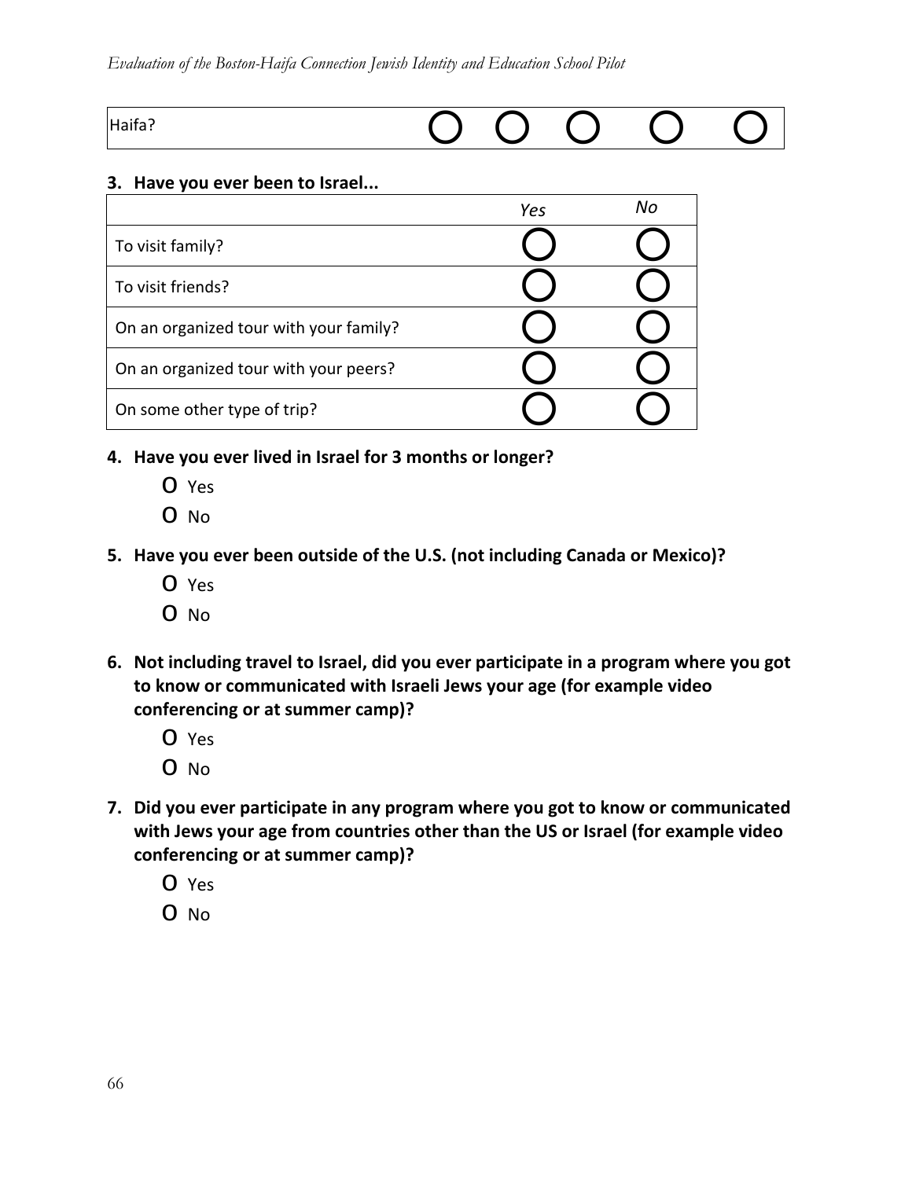| Haifa? | O | O | O | O | O |
|---|---|---|---|---|---|

**3. Have you ever been to Israel...**

| | *Yes* | *No* |
|---|---|---|
| To visit family? | O | O |
| To visit friends? | O | O |
| On an organized tour with your family? | O | O |
| On an organized tour with your peers? | O | O |
| On some other type of trip? | O | O |

**4. Have you ever lived in Israel for 3 months or longer?**

- O Yes
- O No

**5. Have you ever been outside of the U.S. (not including Canada or Mexico)?**

- O Yes
- O No

**6. Not including travel to Israel, did you ever participate in a program where you got to know or communicated with Israeli Jews your age (for example video conferencing or at summer camp)?**

- O Yes
- O No

**7. Did you ever participate in any program where you got to know or communicated with Jews your age from countries other than the US or Israel (for example video conferencing or at summer camp)?**

- O Yes
- O No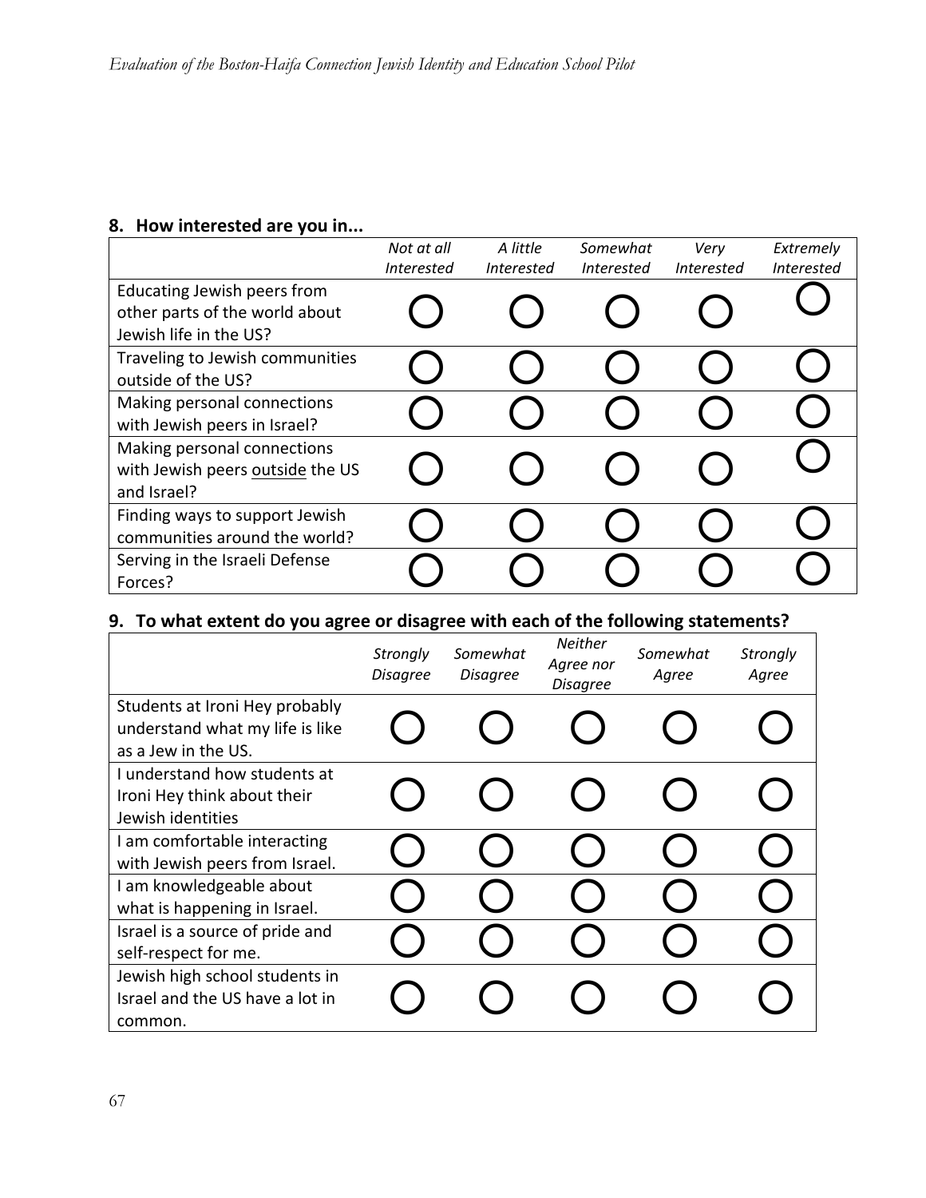**8. How interested are you in...**

| | *Not at all Interested* | *A little Interested* | *Somewhat Interested* | *Very Interested* | *Extremely Interested* |
|---|---|---|---|---|---|
| Educating Jewish peers from other parts of the world about Jewish life in the US? | ◯ | ◯ | ◯ | ◯ | ◯ |
| Traveling to Jewish communities outside of the US? | ◯ | ◯ | ◯ | ◯ | ◯ |
| Making personal connections with Jewish peers in Israel? | ◯ | ◯ | ◯ | ◯ | ◯ |
| Making personal connections with Jewish peers <u>outside</u> the US and Israel? | ◯ | ◯ | ◯ | ◯ | ◯ |
| Finding ways to support Jewish communities around the world? | ◯ | ◯ | ◯ | ◯ | ◯ |
| Serving in the Israeli Defense Forces? | ◯ | ◯ | ◯ | ◯ | ◯ |

**9. To what extent do you agree or disagree with each of the following statements?**

| | *Strongly Disagree* | *Somewhat Disagree* | *Neither Agree nor Disagree* | *Somewhat Agree* | *Strongly Agree* |
|---|---|---|---|---|---|
| Students at Ironi Hey probably understand what my life is like as a Jew in the US. | ◯ | ◯ | ◯ | ◯ | ◯ |
| I understand how students at Ironi Hey think about their Jewish identities | ◯ | ◯ | ◯ | ◯ | ◯ |
| I am comfortable interacting with Jewish peers from Israel. | ◯ | ◯ | ◯ | ◯ | ◯ |
| I am knowledgeable about what is happening in Israel. | ◯ | ◯ | ◯ | ◯ | ◯ |
| Israel is a source of pride and self-respect for me. | ◯ | ◯ | ◯ | ◯ | ◯ |
| Jewish high school students in Israel and the US have a lot in common. | ◯ | ◯ | ◯ | ◯ | ◯ |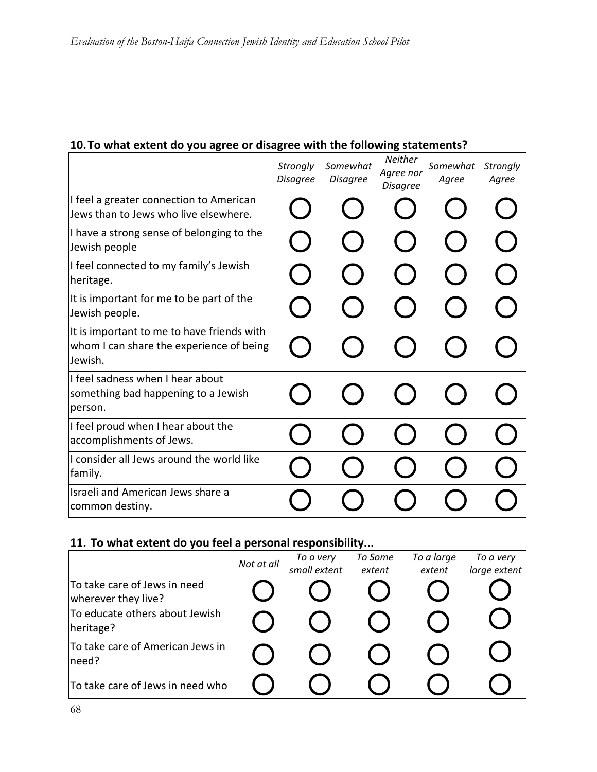**10. To what extent do you agree or disagree with the following statements?**

| | *Strongly Disagree* | *Somewhat Disagree* | *Neither Agree nor Disagree* | *Somewhat Agree* | *Strongly Agree* |
|---|---|---|---|---|---|
| I feel a greater connection to American Jews than to Jews who live elsewhere. | ◯ | ◯ | ◯ | ◯ | ◯ |
| I have a strong sense of belonging to the Jewish people | ◯ | ◯ | ◯ | ◯ | ◯ |
| I feel connected to my family's Jewish heritage. | ◯ | ◯ | ◯ | ◯ | ◯ |
| It is important for me to be part of the Jewish people. | ◯ | ◯ | ◯ | ◯ | ◯ |
| It is important to me to have friends with whom I can share the experience of being Jewish. | ◯ | ◯ | ◯ | ◯ | ◯ |
| I feel sadness when I hear about something bad happening to a Jewish person. | ◯ | ◯ | ◯ | ◯ | ◯ |
| I feel proud when I hear about the accomplishments of Jews. | ◯ | ◯ | ◯ | ◯ | ◯ |
| I consider all Jews around the world like family. | ◯ | ◯ | ◯ | ◯ | ◯ |
| Israeli and American Jews share a common destiny. | ◯ | ◯ | ◯ | ◯ | ◯ |

**11. To what extent do you feel a personal responsibility...**

| | *Not at all* | *To a very small extent* | *To Some extent* | *To a large extent* | *To a very large extent* |
|---|---|---|---|---|---|
| To take care of Jews in need wherever they live? | ◯ | ◯ | ◯ | ◯ | ◯ |
| To educate others about Jewish heritage? | ◯ | ◯ | ◯ | ◯ | ◯ |
| To take care of American Jews in need? | ◯ | ◯ | ◯ | ◯ | ◯ |
| To take care of Jews in need who | ◯ | ◯ | ◯ | ◯ | ◯ |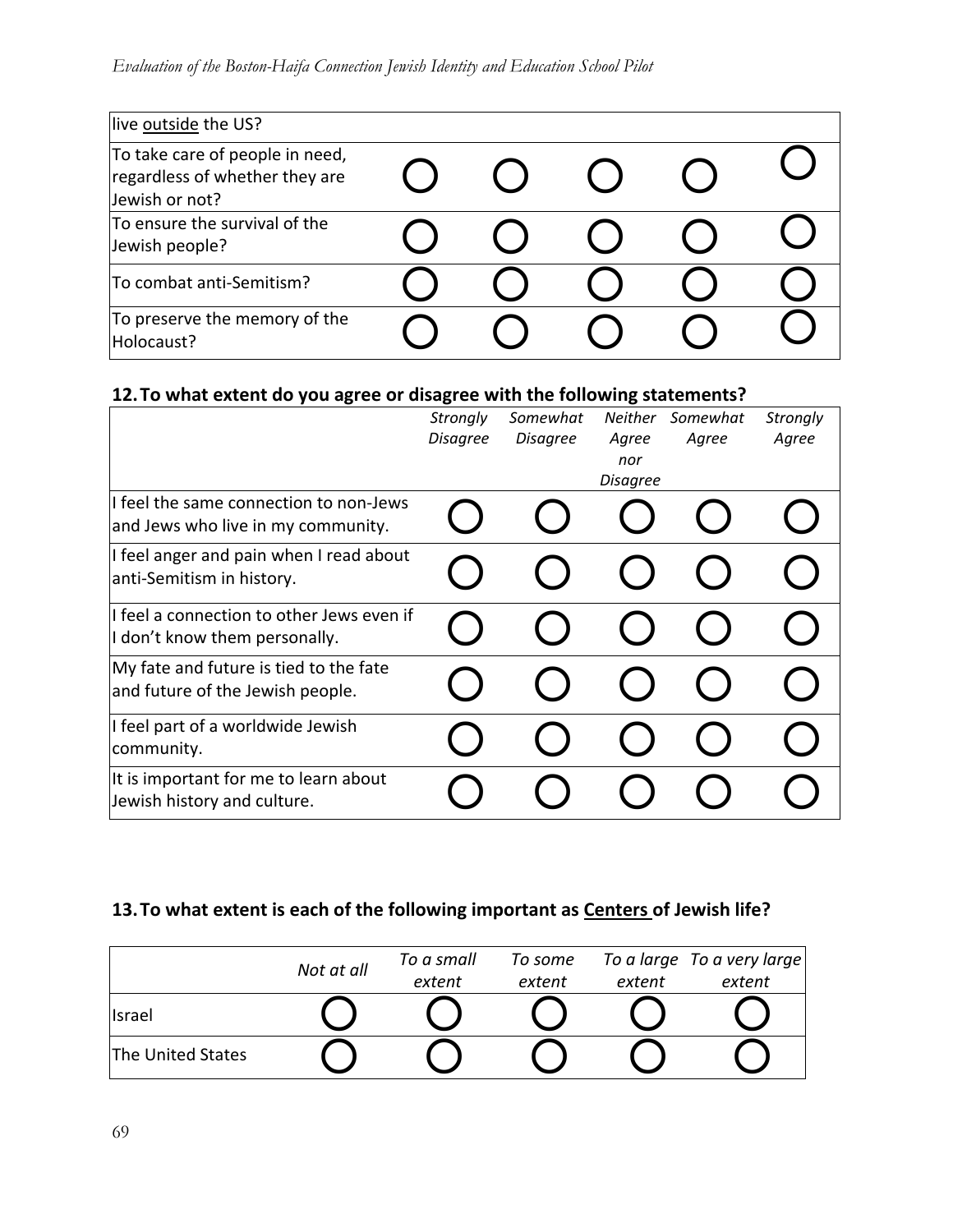| | | | | | |
|---|---|---|---|---|---|
| live <u>outside</u> the US? | | | | | |
| To take care of people in need, regardless of whether they are Jewish or not? | ◯ | ◯ | ◯ | ◯ | ◯ |
| To ensure the survival of the Jewish people? | ◯ | ◯ | ◯ | ◯ | ◯ |
| To combat anti-Semitism? | ◯ | ◯ | ◯ | ◯ | ◯ |
| To preserve the memory of the Holocaust? | ◯ | ◯ | ◯ | ◯ | ◯ |

## 12. To what extent do you agree or disagree with the following statements?

| | *Strongly Disagree* | *Somewhat Disagree* | *Neither Agree nor Disagree* | *Somewhat Agree* | *Strongly Agree* |
|---|---|---|---|---|---|
| I feel the same connection to non-Jews and Jews who live in my community. | ◯ | ◯ | ◯ | ◯ | ◯ |
| I feel anger and pain when I read about anti-Semitism in history. | ◯ | ◯ | ◯ | ◯ | ◯ |
| I feel a connection to other Jews even if I don't know them personally. | ◯ | ◯ | ◯ | ◯ | ◯ |
| My fate and future is tied to the fate and future of the Jewish people. | ◯ | ◯ | ◯ | ◯ | ◯ |
| I feel part of a worldwide Jewish community. | ◯ | ◯ | ◯ | ◯ | ◯ |
| It is important for me to learn about Jewish history and culture. | ◯ | ◯ | ◯ | ◯ | ◯ |

## 13. To what extent is each of the following important as <u>Centers</u> of Jewish life?

| | *Not at all* | *To a small extent* | *To some extent* | *To a large extent* | *To a very large extent* |
|---|---|---|---|---|---|
| Israel | ◯ | ◯ | ◯ | ◯ | ◯ |
| The United States | ◯ | ◯ | ◯ | ◯ | ◯ |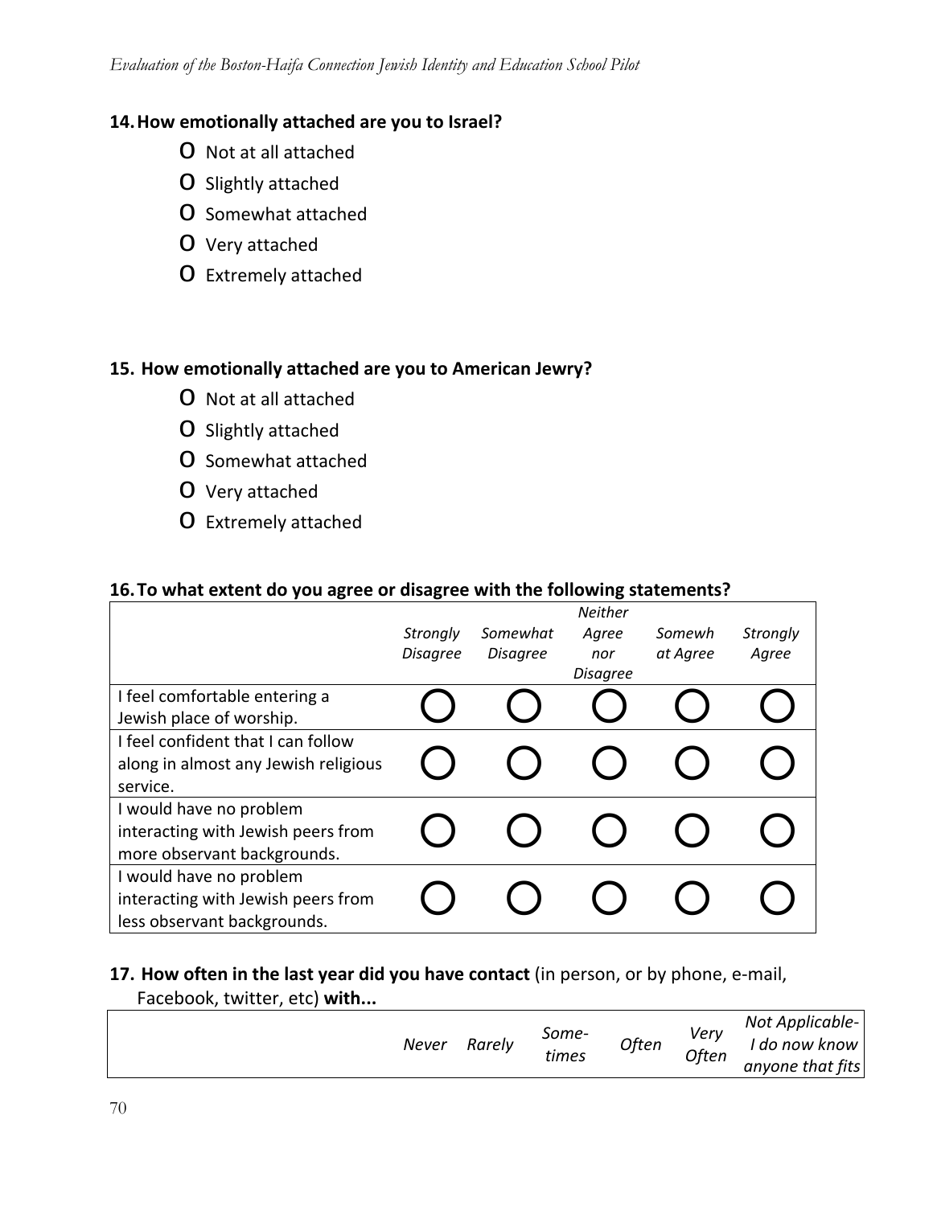**14. How emotionally attached are you to Israel?**

- O Not at all attached
- O Slightly attached
- O Somewhat attached
- O Very attached
- O Extremely attached

**15. How emotionally attached are you to American Jewry?**

- O Not at all attached
- O Slightly attached
- O Somewhat attached
- O Very attached
- O Extremely attached

**16. To what extent do you agree or disagree with the following statements?**

| | *Strongly Disagree* | *Somewhat Disagree* | *Neither Agree nor Disagree* | *Somewh at Agree* | *Strongly Agree* |
|---|---|---|---|---|---|
| I feel comfortable entering a Jewish place of worship. | O | O | O | O | O |
| I feel confident that I can follow along in almost any Jewish religious service. | O | O | O | O | O |
| I would have no problem interacting with Jewish peers from more observant backgrounds. | O | O | O | O | O |
| I would have no problem interacting with Jewish peers from less observant backgrounds. | O | O | O | O | O |

**17. How often in the last year did you have contact** (in person, or by phone, e-mail, Facebook, twitter, etc) **with...**

| | *Never* | *Rarely* | *Some-times* | *Often* | *Very Often* | *Not Applicable- I do now know anyone that fits* |
|---|---|---|---|---|---|---|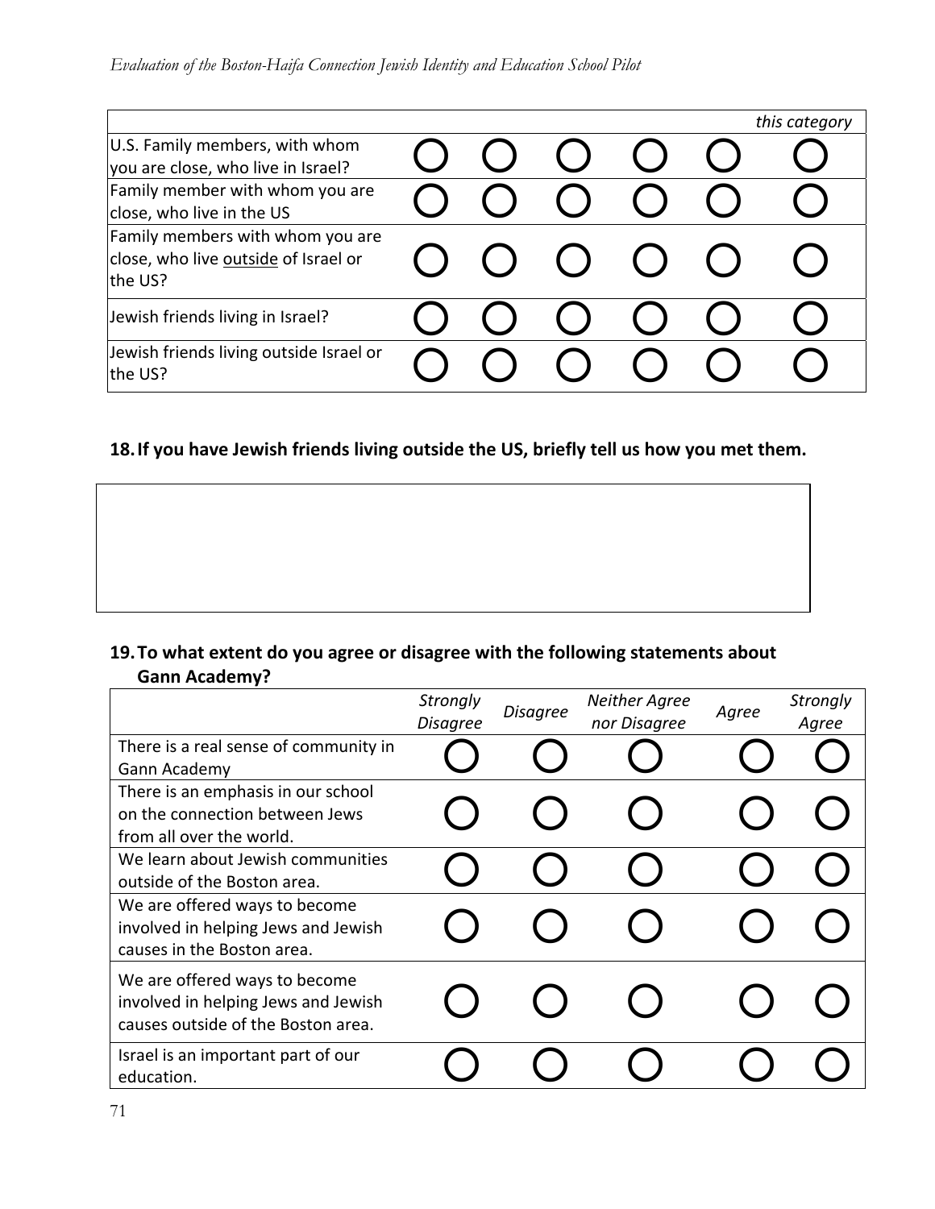| | | | | | | this category |
|---|---|---|---|---|---|---|
| U.S. Family members, with whom you are close, who live in Israel? | ○ | ○ | ○ | ○ | ○ | ○ |
| Family member with whom you are close, who live in the US | ○ | ○ | ○ | ○ | ○ | ○ |
| Family members with whom you are close, who live outside of Israel or the US? | ○ | ○ | ○ | ○ | ○ | ○ |
| Jewish friends living in Israel? | ○ | ○ | ○ | ○ | ○ | ○ |
| Jewish friends living outside Israel or the US? | ○ | ○ | ○ | ○ | ○ | ○ |

**18. If you have Jewish friends living outside the US, briefly tell us how you met them.**

**19. To what extent do you agree or disagree with the following statements about Gann Academy?**

| | *Strongly Disagree* | *Disagree* | *Neither Agree nor Disagree* | *Agree* | *Strongly Agree* |
|---|---|---|---|---|---|
| There is a real sense of community in Gann Academy | ○ | ○ | ○ | ○ | ○ |
| There is an emphasis in our school on the connection between Jews from all over the world. | ○ | ○ | ○ | ○ | ○ |
| We learn about Jewish communities outside of the Boston area. | ○ | ○ | ○ | ○ | ○ |
| We are offered ways to become involved in helping Jews and Jewish causes in the Boston area. | ○ | ○ | ○ | ○ | ○ |
| We are offered ways to become involved in helping Jews and Jewish causes outside of the Boston area. | ○ | ○ | ○ | ○ | ○ |
| Israel is an important part of our education. | ○ | ○ | ○ | ○ | ○ |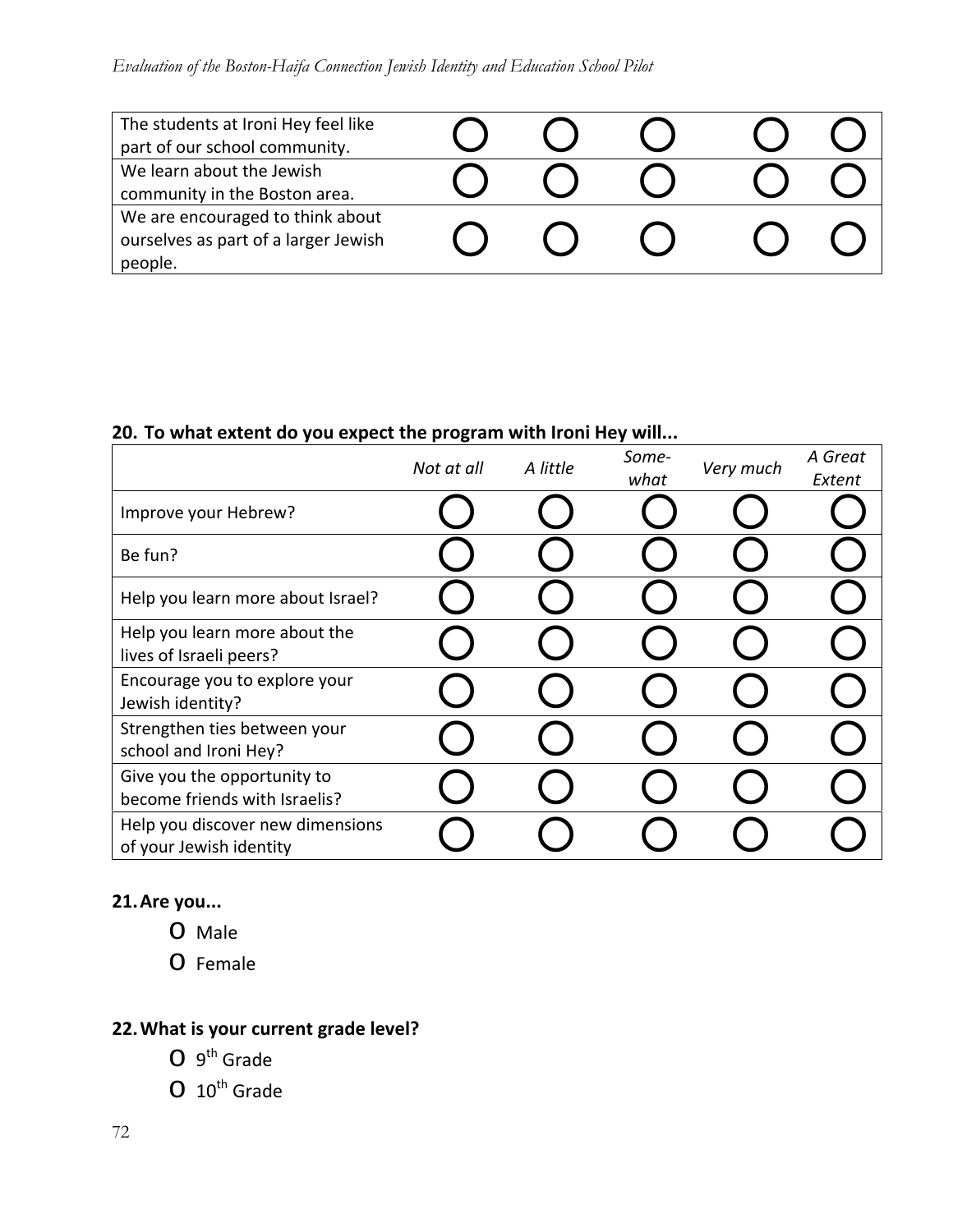| | | | | | |
|---|---|---|---|---|---|
| The students at Ironi Hey feel like part of our school community. | ◯ | ◯ | ◯ | ◯ | ◯ |
| We learn about the Jewish community in the Boston area. | ◯ | ◯ | ◯ | ◯ | ◯ |
| We are encouraged to think about ourselves as part of a larger Jewish people. | ◯ | ◯ | ◯ | ◯ | ◯ |

**20. To what extent do you expect the program with Ironi Hey will...**

| | *Not at all* | *A little* | *Some-what* | *Very much* | *A Great Extent* |
|---|---|---|---|---|---|
| Improve your Hebrew? | ◯ | ◯ | ◯ | ◯ | ◯ |
| Be fun? | ◯ | ◯ | ◯ | ◯ | ◯ |
| Help you learn more about Israel? | ◯ | ◯ | ◯ | ◯ | ◯ |
| Help you learn more about the lives of Israeli peers? | ◯ | ◯ | ◯ | ◯ | ◯ |
| Encourage you to explore your Jewish identity? | ◯ | ◯ | ◯ | ◯ | ◯ |
| Strengthen ties between your school and Ironi Hey? | ◯ | ◯ | ◯ | ◯ | ◯ |
| Give you the opportunity to become friends with Israelis? | ◯ | ◯ | ◯ | ◯ | ◯ |
| Help you discover new dimensions of your Jewish identity | ◯ | ◯ | ◯ | ◯ | ◯ |

**21. Are you...**

- o Male
- o Female

**22. What is your current grade level?**

- o 9th Grade
- o 10th Grade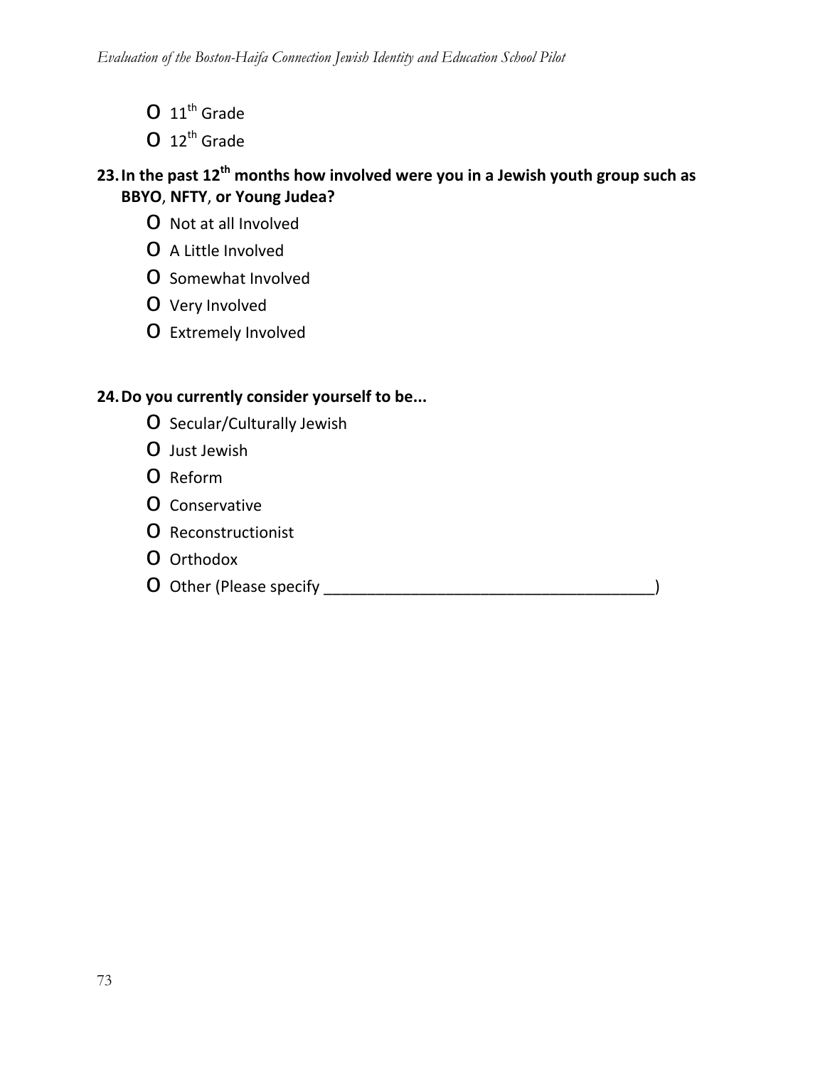- 11th Grade
- 12th Grade

**23. In the past 12th months how involved were you in a Jewish youth group such as BBYO, NFTY, or Young Judea?**

- Not at all Involved
- A Little Involved
- Somewhat Involved
- Very Involved
- Extremely Involved

**24. Do you currently consider yourself to be...**

- Secular/Culturally Jewish
- Just Jewish
- Reform
- Conservative
- Reconstructionist
- Orthodox
- Other (Please specify ______________________________________)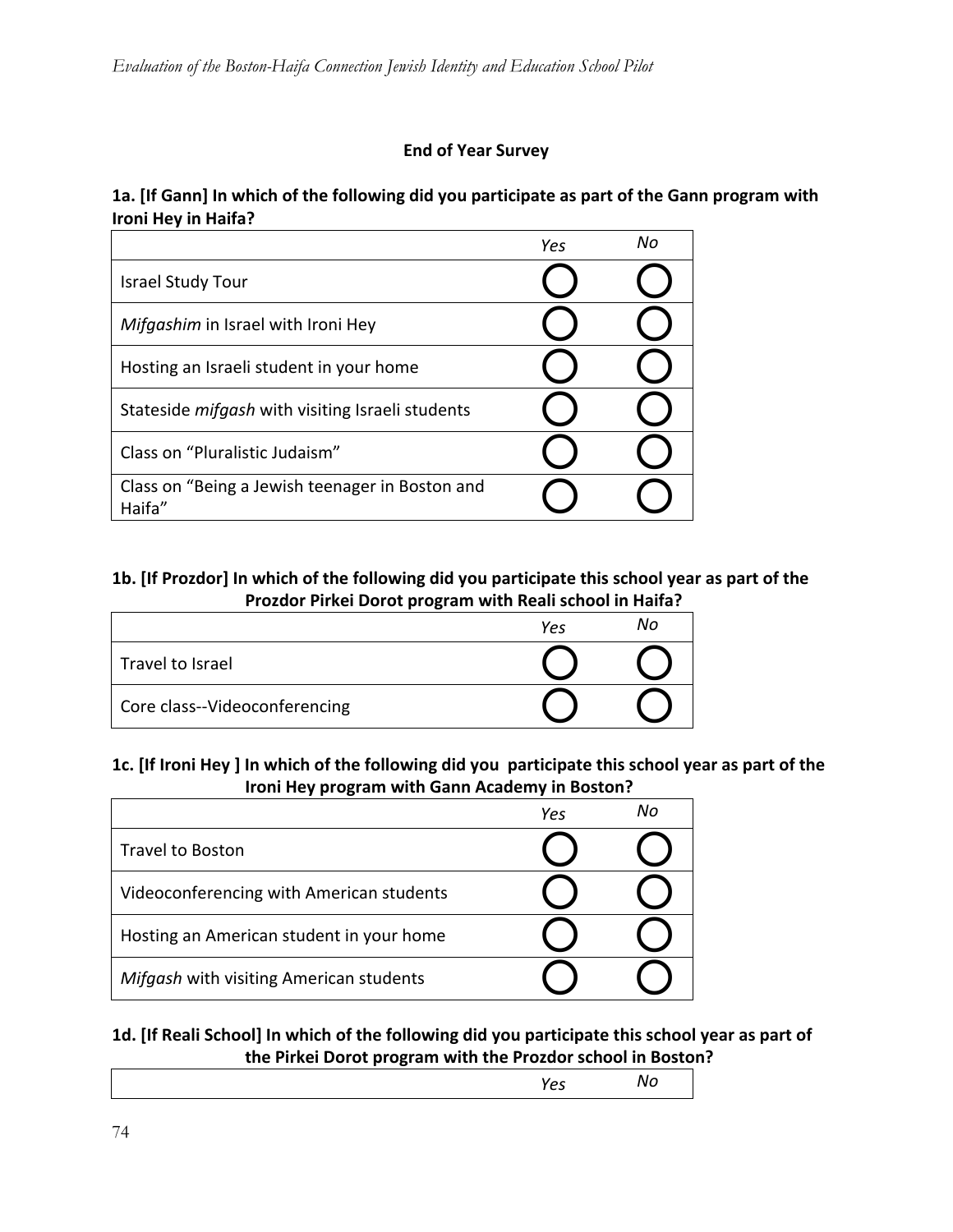**End of Year Survey**

**1a. [If Gann] In which of the following did you participate as part of the Gann program with Ironi Hey in Haifa?**

| | *Yes* | *No* |
|---|---|---|
| Israel Study Tour | ◯ | ◯ |
| *Mifgashim* in Israel with Ironi Hey | ◯ | ◯ |
| Hosting an Israeli student in your home | ◯ | ◯ |
| Stateside *mifgash* with visiting Israeli students | ◯ | ◯ |
| Class on "Pluralistic Judaism" | ◯ | ◯ |
| Class on "Being a Jewish teenager in Boston and Haifa" | ◯ | ◯ |

**1b. [If Prozdor] In which of the following did you participate this school year as part of the Prozdor Pirkei Dorot program with Reali school in Haifa?**

| | *Yes* | *No* |
|---|---|---|
| Travel to Israel | ◯ | ◯ |
| Core class--Videoconferencing | ◯ | ◯ |

**1c. [If Ironi Hey ] In which of the following did you participate this school year as part of the Ironi Hey program with Gann Academy in Boston?**

| | *Yes* | *No* |
|---|---|---|
| Travel to Boston | ◯ | ◯ |
| Videoconferencing with American students | ◯ | ◯ |
| Hosting an American student in your home | ◯ | ◯ |
| *Mifgash* with visiting American students | ◯ | ◯ |

**1d. [If Reali School] In which of the following did you participate this school year as part of the Pirkei Dorot program with the Prozdor school in Boston?**

| | *Yes* | *No* |
|---|---|---|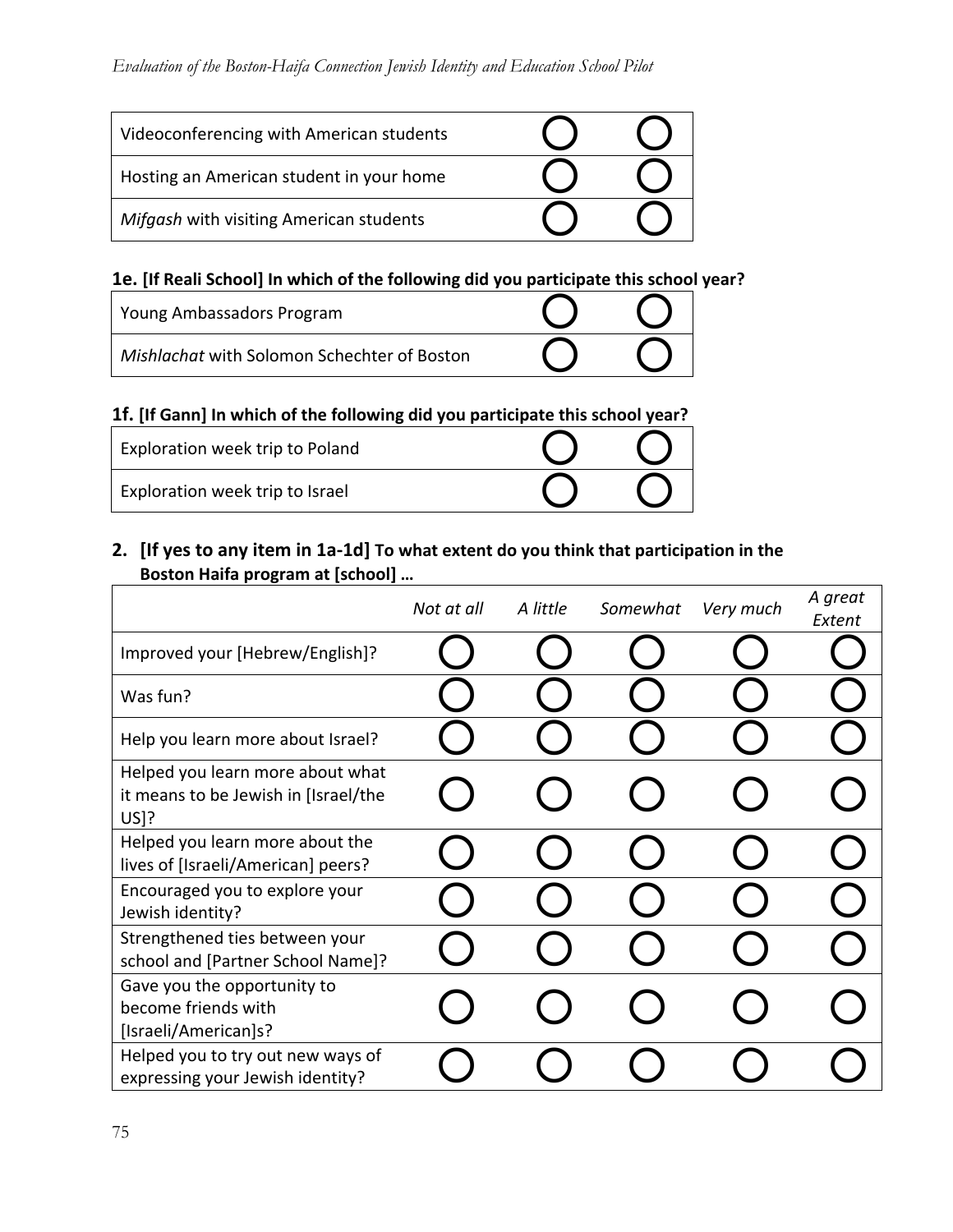| | | |
|---|---|---|
| Videoconferencing with American students | ◯ | ◯ |
| Hosting an American student in your home | ◯ | ◯ |
| *Mifgash* with visiting American students | ◯ | ◯ |

**1e. [If Reali School] In which of the following did you participate this school year?**

| | | |
|---|---|---|
| Young Ambassadors Program | ◯ | ◯ |
| *Mishlachat* with Solomon Schechter of Boston | ◯ | ◯ |

**1f. [If Gann] In which of the following did you participate this school year?**

| | | |
|---|---|---|
| Exploration week trip to Poland | ◯ | ◯ |
| Exploration week trip to Israel | ◯ | ◯ |

**2. [If yes to any item in 1a-1d] To what extent do you think that participation in the Boston Haifa program at [school] …**

| | *Not at all* | *A little* | *Somewhat* | *Very much* | *A great Extent* |
|---|---|---|---|---|---|
| Improved your [Hebrew/English]? | ◯ | ◯ | ◯ | ◯ | ◯ |
| Was fun? | ◯ | ◯ | ◯ | ◯ | ◯ |
| Help you learn more about Israel? | ◯ | ◯ | ◯ | ◯ | ◯ |
| Helped you learn more about what it means to be Jewish in [Israel/the US]? | ◯ | ◯ | ◯ | ◯ | ◯ |
| Helped you learn more about the lives of [Israeli/American] peers? | ◯ | ◯ | ◯ | ◯ | ◯ |
| Encouraged you to explore your Jewish identity? | ◯ | ◯ | ◯ | ◯ | ◯ |
| Strengthened ties between your school and [Partner School Name]? | ◯ | ◯ | ◯ | ◯ | ◯ |
| Gave you the opportunity to become friends with [Israeli/American]s? | ◯ | ◯ | ◯ | ◯ | ◯ |
| Helped you to try out new ways of expressing your Jewish identity? | ◯ | ◯ | ◯ | ◯ | ◯ |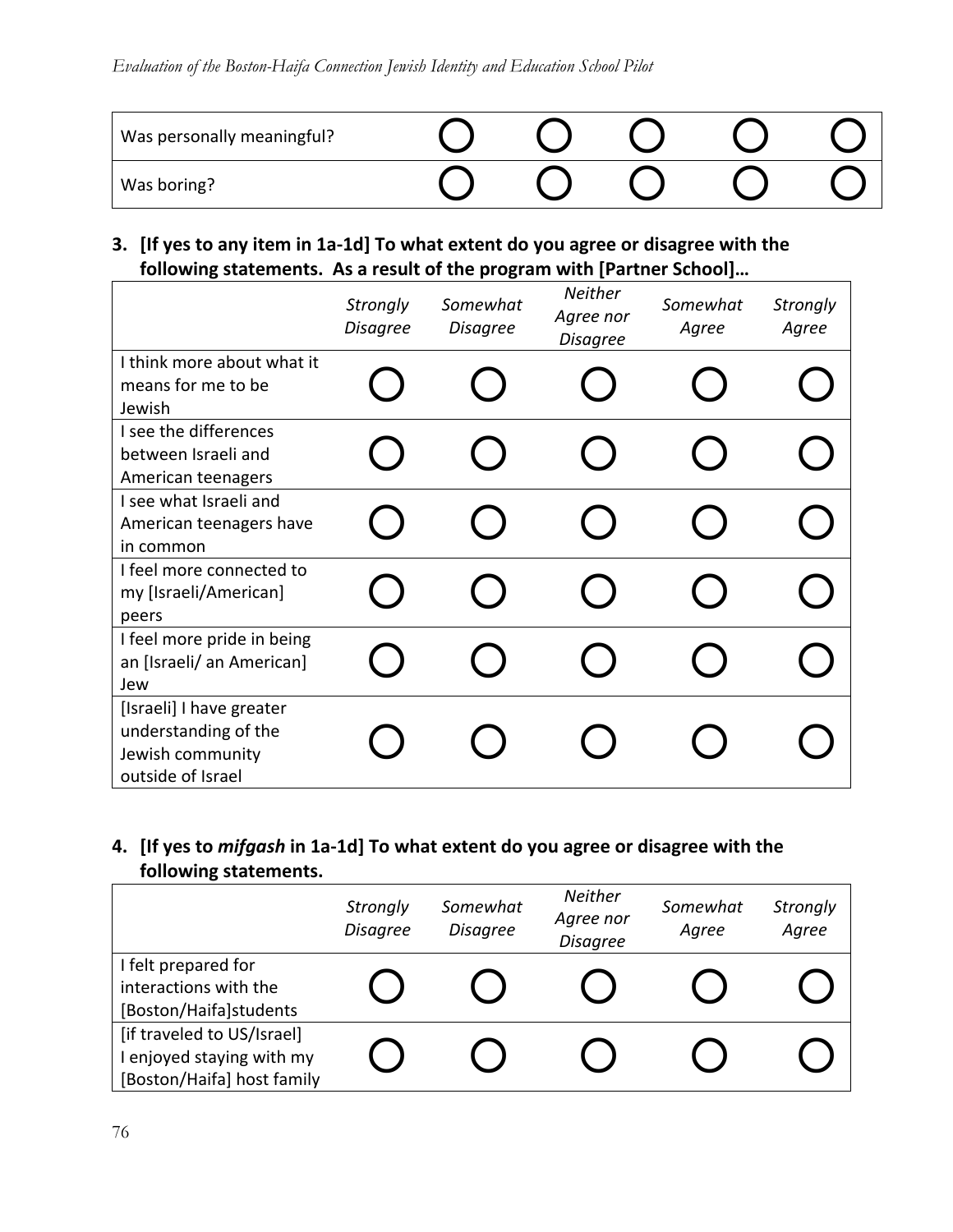| | | | | | |
|---|---|---|---|---|---|
| Was personally meaningful? | ◯ | ◯ | ◯ | ◯ | ◯ |
| Was boring? | ◯ | ◯ | ◯ | ◯ | ◯ |

**3. [If yes to any item in 1a-1d] To what extent do you agree or disagree with the following statements. As a result of the program with [Partner School]…**

| | *Strongly Disagree* | *Somewhat Disagree* | *Neither Agree nor Disagree* | *Somewhat Agree* | *Strongly Agree* |
|---|---|---|---|---|---|
| I think more about what it means for me to be Jewish | ◯ | ◯ | ◯ | ◯ | ◯ |
| I see the differences between Israeli and American teenagers | ◯ | ◯ | ◯ | ◯ | ◯ |
| I see what Israeli and American teenagers have in common | ◯ | ◯ | ◯ | ◯ | ◯ |
| I feel more connected to my [Israeli/American] peers | ◯ | ◯ | ◯ | ◯ | ◯ |
| I feel more pride in being an [Israeli/ an American] Jew | ◯ | ◯ | ◯ | ◯ | ◯ |
| [Israeli] I have greater understanding of the Jewish community outside of Israel | ◯ | ◯ | ◯ | ◯ | ◯ |

**4. [If yes to *mifgash* in 1a-1d] To what extent do you agree or disagree with the following statements.**

| | *Strongly Disagree* | *Somewhat Disagree* | *Neither Agree nor Disagree* | *Somewhat Agree* | *Strongly Agree* |
|---|---|---|---|---|---|
| I felt prepared for interactions with the [Boston/Haifa]students | ◯ | ◯ | ◯ | ◯ | ◯ |
| [if traveled to US/Israel] I enjoyed staying with my [Boston/Haifa] host family | ◯ | ◯ | ◯ | ◯ | ◯ |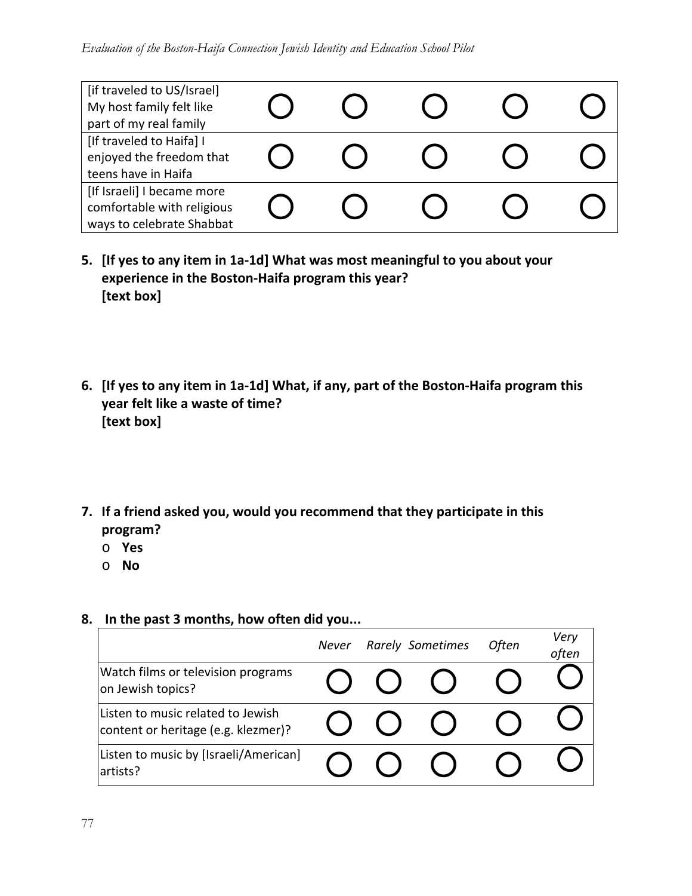| | | | | | |
|---|---|---|---|---|---|
| [if traveled to US/Israel] My host family felt like part of my real family | ◯ | ◯ | ◯ | ◯ | ◯ |
| [If traveled to Haifa] I enjoyed the freedom that teens have in Haifa | ◯ | ◯ | ◯ | ◯ | ◯ |
| [If Israeli] I became more comfortable with religious ways to celebrate Shabbat | ◯ | ◯ | ◯ | ◯ | ◯ |

5. **[If yes to any item in 1a-1d] What was most meaningful to you about your experience in the Boston-Haifa program this year?**
   **[text box]**

6. **[If yes to any item in 1a-1d] What, if any, part of the Boston-Haifa program this year felt like a waste of time?**
   **[text box]**

7. **If a friend asked you, would you recommend that they participate in this program?**
   - o **Yes**
   - o **No**

8. **In the past 3 months, how often did you...**

| | *Never* | *Rarely* | *Sometimes* | *Often* | *Very often* |
|---|---|---|---|---|---|
| Watch films or television programs on Jewish topics? | ◯ | ◯ | ◯ | ◯ | ◯ |
| Listen to music related to Jewish content or heritage (e.g. klezmer)? | ◯ | ◯ | ◯ | ◯ | ◯ |
| Listen to music by [Israeli/American] artists? | ◯ | ◯ | ◯ | ◯ | ◯ |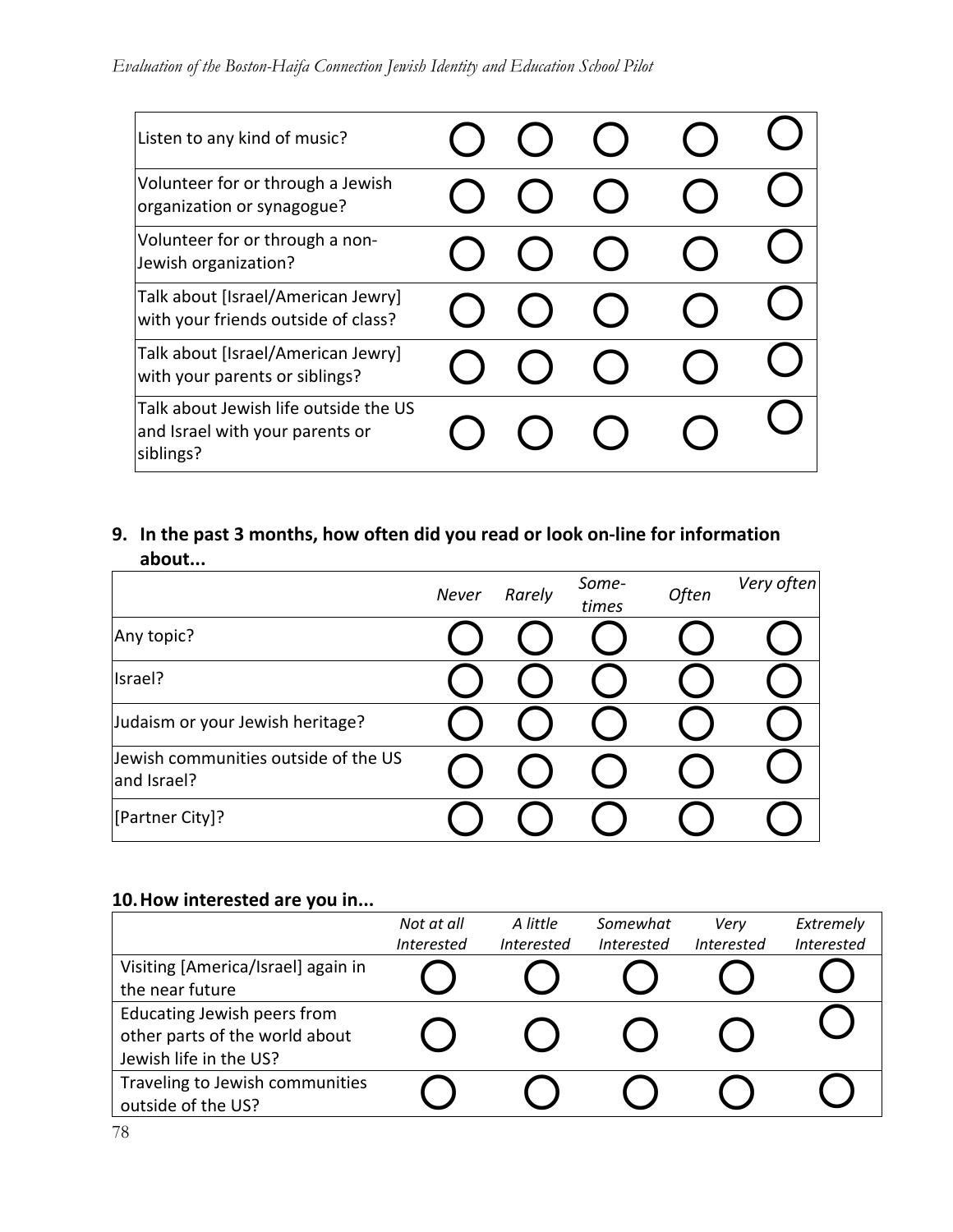| | | | | | |
|---|---|---|---|---|---|
| Listen to any kind of music? | ◯ | ◯ | ◯ | ◯ | ◯ |
| Volunteer for or through a Jewish organization or synagogue? | ◯ | ◯ | ◯ | ◯ | ◯ |
| Volunteer for or through a non-Jewish organization? | ◯ | ◯ | ◯ | ◯ | ◯ |
| Talk about [Israel/American Jewry] with your friends outside of class? | ◯ | ◯ | ◯ | ◯ | ◯ |
| Talk about [Israel/American Jewry] with your parents or siblings? | ◯ | ◯ | ◯ | ◯ | ◯ |
| Talk about Jewish life outside the US and Israel with your parents or siblings? | ◯ | ◯ | ◯ | ◯ | ◯ |

**9. In the past 3 months, how often did you read or look on-line for information about...**

| | *Never* | *Rarely* | *Some-times* | *Often* | *Very often* |
|---|---|---|---|---|---|
| Any topic? | ◯ | ◯ | ◯ | ◯ | ◯ |
| Israel? | ◯ | ◯ | ◯ | ◯ | ◯ |
| Judaism or your Jewish heritage? | ◯ | ◯ | ◯ | ◯ | ◯ |
| Jewish communities outside of the US and Israel? | ◯ | ◯ | ◯ | ◯ | ◯ |
| [Partner City]? | ◯ | ◯ | ◯ | ◯ | ◯ |

**10. How interested are you in...**

| | *Not at all Interested* | *A little Interested* | *Somewhat Interested* | *Very Interested* | *Extremely Interested* |
|---|---|---|---|---|---|
| Visiting [America/Israel] again in the near future | ◯ | ◯ | ◯ | ◯ | ◯ |
| Educating Jewish peers from other parts of the world about Jewish life in the US? | ◯ | ◯ | ◯ | ◯ | ◯ |
| Traveling to Jewish communities outside of the US? | ◯ | ◯ | ◯ | ◯ | ◯ |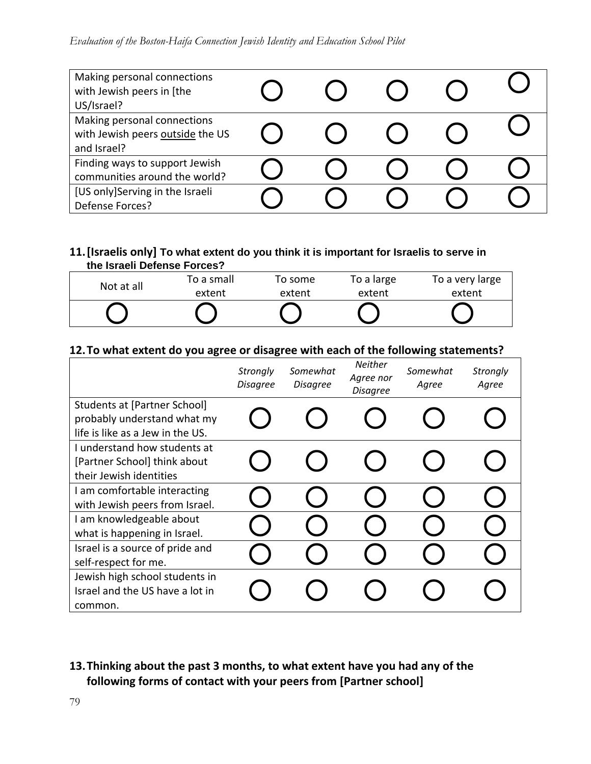| | | | | | |
|---|---|---|---|---|---|
| Making personal connections with Jewish peers in [the US/Israel? | ◯ | ◯ | ◯ | ◯ | ◯ |
| Making personal connections with Jewish peers outside the US and Israel? | ◯ | ◯ | ◯ | ◯ | ◯ |
| Finding ways to support Jewish communities around the world? | ◯ | ◯ | ◯ | ◯ | ◯ |
| [US only]Serving in the Israeli Defense Forces? | ◯ | ◯ | ◯ | ◯ | ◯ |

**11. [Israelis only] To what extent do you think it is important for Israelis to serve in the Israeli Defense Forces?**

| Not at all | To a small extent | To some extent | To a large extent | To a very large extent |
|---|---|---|---|---|
| ◯ | ◯ | ◯ | ◯ | ◯ |

**12. To what extent do you agree or disagree with each of the following statements?**

| | *Strongly Disagree* | *Somewhat Disagree* | *Neither Agree nor Disagree* | *Somewhat Agree* | *Strongly Agree* |
|---|---|---|---|---|---|
| Students at [Partner School] probably understand what my life is like as a Jew in the US. | ◯ | ◯ | ◯ | ◯ | ◯ |
| I understand how students at [Partner School] think about their Jewish identities | ◯ | ◯ | ◯ | ◯ | ◯ |
| I am comfortable interacting with Jewish peers from Israel. | ◯ | ◯ | ◯ | ◯ | ◯ |
| I am knowledgeable about what is happening in Israel. | ◯ | ◯ | ◯ | ◯ | ◯ |
| Israel is a source of pride and self-respect for me. | ◯ | ◯ | ◯ | ◯ | ◯ |
| Jewish high school students in Israel and the US have a lot in common. | ◯ | ◯ | ◯ | ◯ | ◯ |

**13. Thinking about the past 3 months, to what extent have you had any of the following forms of contact with your peers from [Partner school]**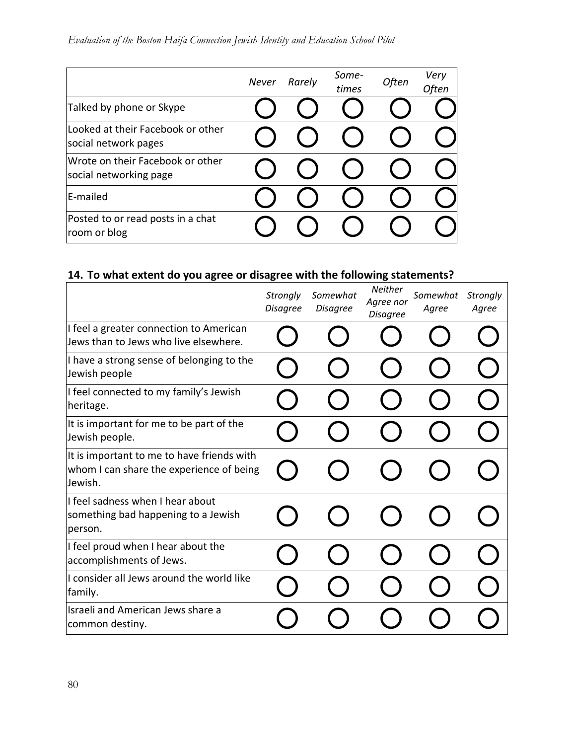| | *Never* | *Rarely* | *Some-times* | *Often* | *Very Often* |
|---|---|---|---|---|---|
| Talked by phone or Skype | ◯ | ◯ | ◯ | ◯ | ◯ |
| Looked at their Facebook or other social network pages | ◯ | ◯ | ◯ | ◯ | ◯ |
| Wrote on their Facebook or other social networking page | ◯ | ◯ | ◯ | ◯ | ◯ |
| E-mailed | ◯ | ◯ | ◯ | ◯ | ◯ |
| Posted to or read posts in a chat room or blog | ◯ | ◯ | ◯ | ◯ | ◯ |

**14. To what extent do you agree or disagree with the following statements?**

| | *Strongly Disagree* | *Somewhat Disagree* | *Neither Agree nor Disagree* | *Somewhat Agree* | *Strongly Agree* |
|---|---|---|---|---|---|
| I feel a greater connection to American Jews than to Jews who live elsewhere. | ◯ | ◯ | ◯ | ◯ | ◯ |
| I have a strong sense of belonging to the Jewish people | ◯ | ◯ | ◯ | ◯ | ◯ |
| I feel connected to my family's Jewish heritage. | ◯ | ◯ | ◯ | ◯ | ◯ |
| It is important for me to be part of the Jewish people. | ◯ | ◯ | ◯ | ◯ | ◯ |
| It is important to me to have friends with whom I can share the experience of being Jewish. | ◯ | ◯ | ◯ | ◯ | ◯ |
| I feel sadness when I hear about something bad happening to a Jewish person. | ◯ | ◯ | ◯ | ◯ | ◯ |
| I feel proud when I hear about the accomplishments of Jews. | ◯ | ◯ | ◯ | ◯ | ◯ |
| I consider all Jews around the world like family. | ◯ | ◯ | ◯ | ◯ | ◯ |
| Israeli and American Jews share a common destiny. | ◯ | ◯ | ◯ | ◯ | ◯ |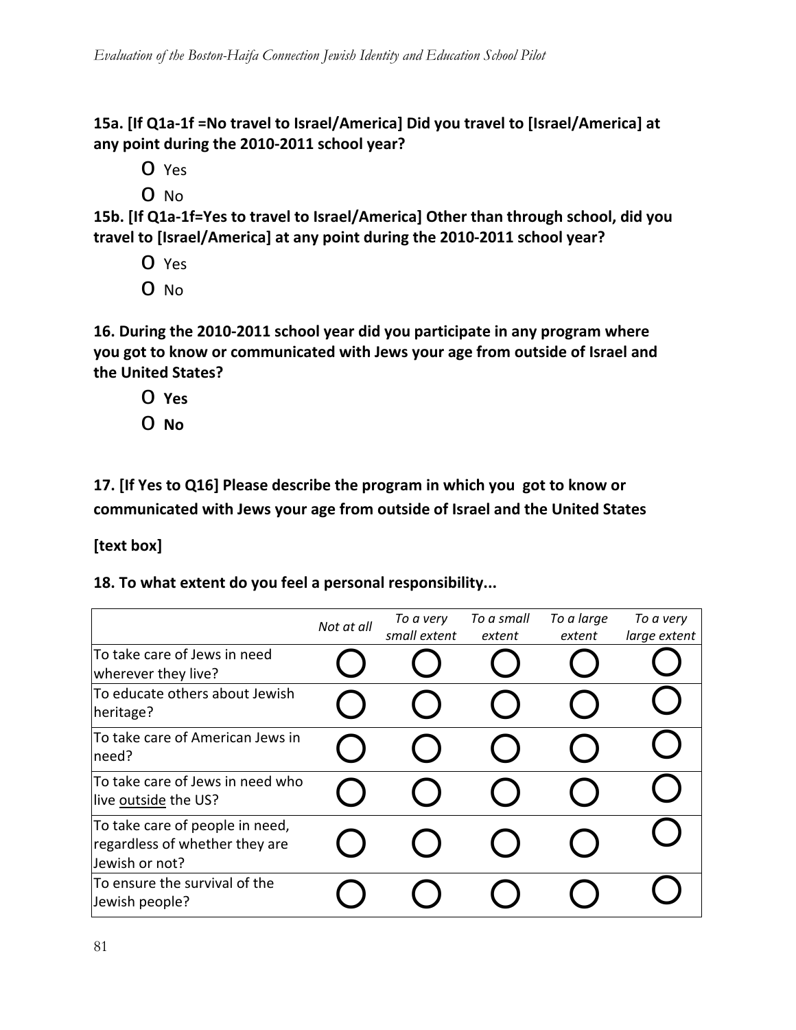**15a. [If Q1a-1f =No travel to Israel/America] Did you travel to [Israel/America] at any point during the 2010-2011 school year?**

- O Yes
- O No

**15b. [If Q1a-1f=Yes to travel to Israel/America] Other than through school, did you travel to [Israel/America] at any point during the 2010-2011 school year?**

- O Yes
- O No

**16. During the 2010-2011 school year did you participate in any program where you got to know or communicated with Jews your age from outside of Israel and the United States?**

- O **Yes**
- O **No**

**17. [If Yes to Q16] Please describe the program in which you got to know or communicated with Jews your age from outside of Israel and the United States**

**[text box]**

**18. To what extent do you feel a personal responsibility...**

| | *Not at all* | *To a very small extent* | *To a small extent* | *To a large extent* | *To a very large extent* |
|---|---|---|---|---|---|
| To take care of Jews in need wherever they live? | ◯ | ◯ | ◯ | ◯ | ◯ |
| To educate others about Jewish heritage? | ◯ | ◯ | ◯ | ◯ | ◯ |
| To take care of American Jews in need? | ◯ | ◯ | ◯ | ◯ | ◯ |
| To take care of Jews in need who live <u>outside</u> the US? | ◯ | ◯ | ◯ | ◯ | ◯ |
| To take care of people in need, regardless of whether they are Jewish or not? | ◯ | ◯ | ◯ | ◯ | ◯ |
| To ensure the survival of the Jewish people? | ◯ | ◯ | ◯ | ◯ | ◯ |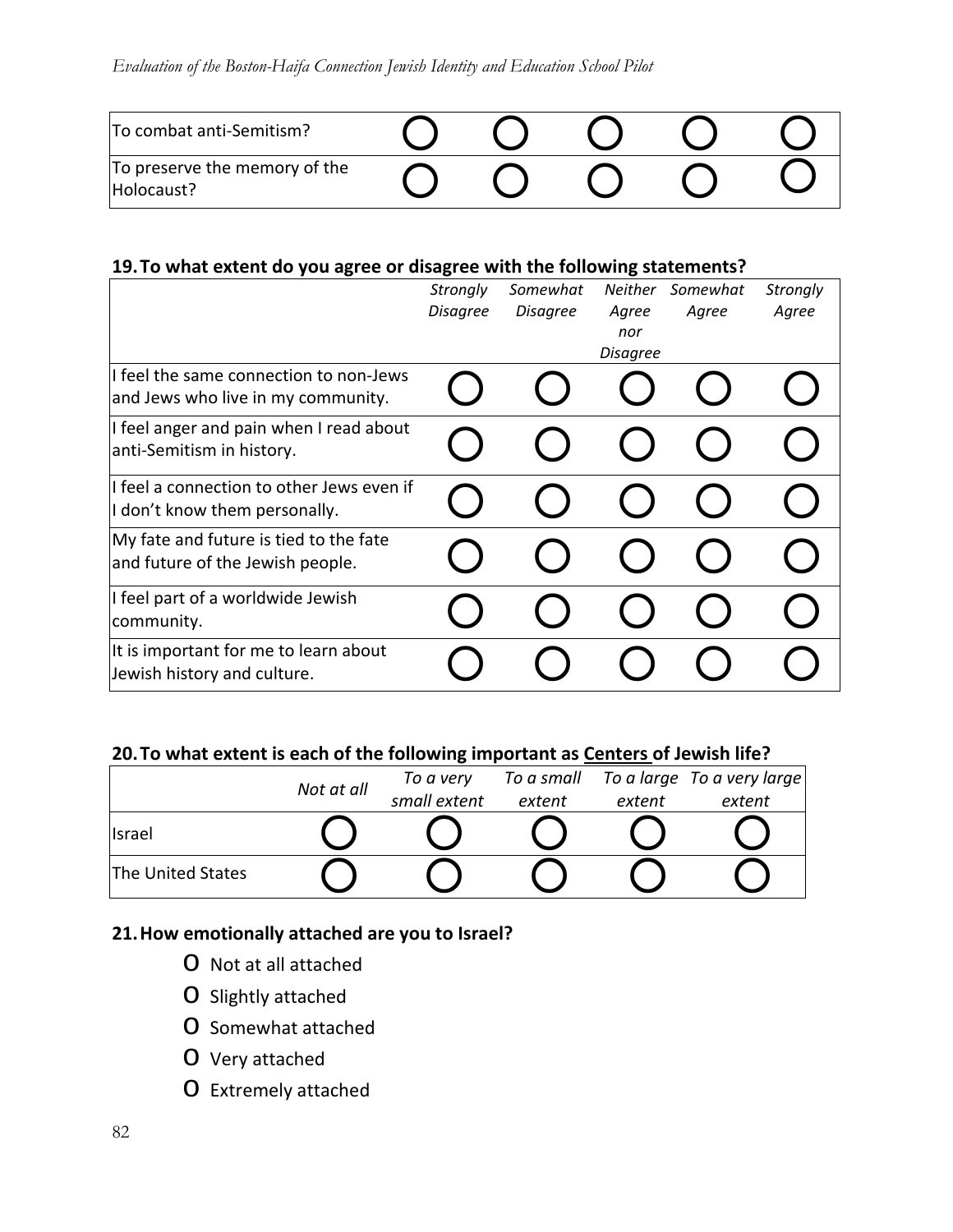| | | | | | |
|---|---|---|---|---|---|
| To combat anti-Semitism? | ◯ | ◯ | ◯ | ◯ | ◯ |
| To preserve the memory of the Holocaust? | ◯ | ◯ | ◯ | ◯ | ◯ |

**19. To what extent do you agree or disagree with the following statements?**

| | *Strongly Disagree* | *Somewhat Disagree* | *Neither Agree nor Disagree* | *Somewhat Agree* | *Strongly Agree* |
|---|---|---|---|---|---|
| I feel the same connection to non-Jews and Jews who live in my community. | ◯ | ◯ | ◯ | ◯ | ◯ |
| I feel anger and pain when I read about anti-Semitism in history. | ◯ | ◯ | ◯ | ◯ | ◯ |
| I feel a connection to other Jews even if I don't know them personally. | ◯ | ◯ | ◯ | ◯ | ◯ |
| My fate and future is tied to the fate and future of the Jewish people. | ◯ | ◯ | ◯ | ◯ | ◯ |
| I feel part of a worldwide Jewish community. | ◯ | ◯ | ◯ | ◯ | ◯ |
| It is important for me to learn about Jewish history and culture. | ◯ | ◯ | ◯ | ◯ | ◯ |

**20. To what extent is each of the following important as Centers of Jewish life?**

| | *Not at all* | *To a very small extent* | *To a small extent* | *To a large extent* | *To a very large extent* |
|---|---|---|---|---|---|
| Israel | ◯ | ◯ | ◯ | ◯ | ◯ |
| The United States | ◯ | ◯ | ◯ | ◯ | ◯ |

**21. How emotionally attached are you to Israel?**

- o Not at all attached
- o Slightly attached
- o Somewhat attached
- o Very attached
- o Extremely attached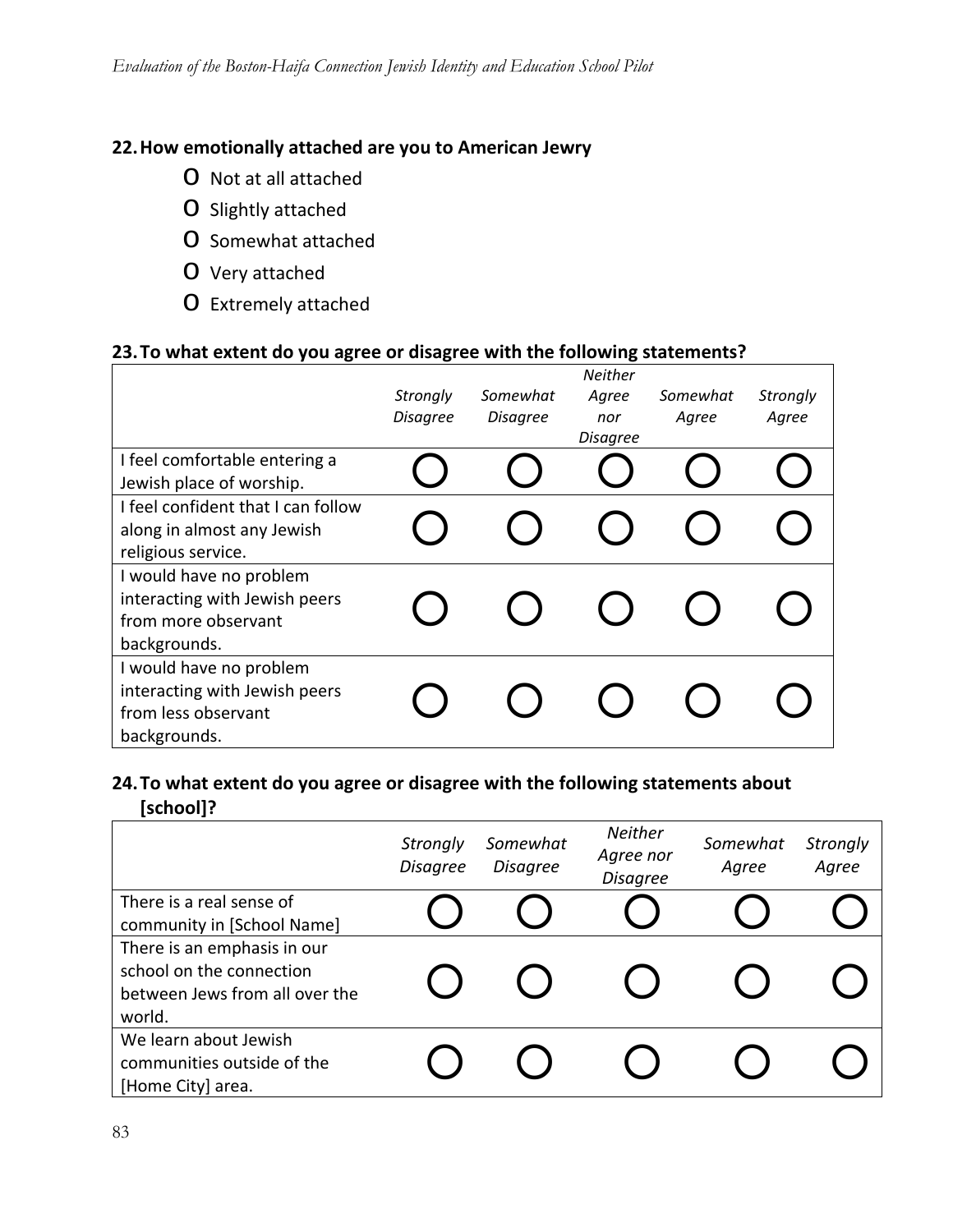**22. How emotionally attached are you to American Jewry**

- Not at all attached
- Slightly attached
- Somewhat attached
- Very attached
- Extremely attached

**23. To what extent do you agree or disagree with the following statements?**

| | *Strongly Disagree* | *Somewhat Disagree* | *Neither Agree nor Disagree* | *Somewhat Agree* | *Strongly Agree* |
|---|---|---|---|---|---|
| I feel comfortable entering a Jewish place of worship. | ◯ | ◯ | ◯ | ◯ | ◯ |
| I feel confident that I can follow along in almost any Jewish religious service. | ◯ | ◯ | ◯ | ◯ | ◯ |
| I would have no problem interacting with Jewish peers from more observant backgrounds. | ◯ | ◯ | ◯ | ◯ | ◯ |
| I would have no problem interacting with Jewish peers from less observant backgrounds. | ◯ | ◯ | ◯ | ◯ | ◯ |

**24. To what extent do you agree or disagree with the following statements about [school]?**

| | *Strongly Disagree* | *Somewhat Disagree* | *Neither Agree nor Disagree* | *Somewhat Agree* | *Strongly Agree* |
|---|---|---|---|---|---|
| There is a real sense of community in [School Name] | ◯ | ◯ | ◯ | ◯ | ◯ |
| There is an emphasis in our school on the connection between Jews from all over the world. | ◯ | ◯ | ◯ | ◯ | ◯ |
| We learn about Jewish communities outside of the [Home City] area. | ◯ | ◯ | ◯ | ◯ | ◯ |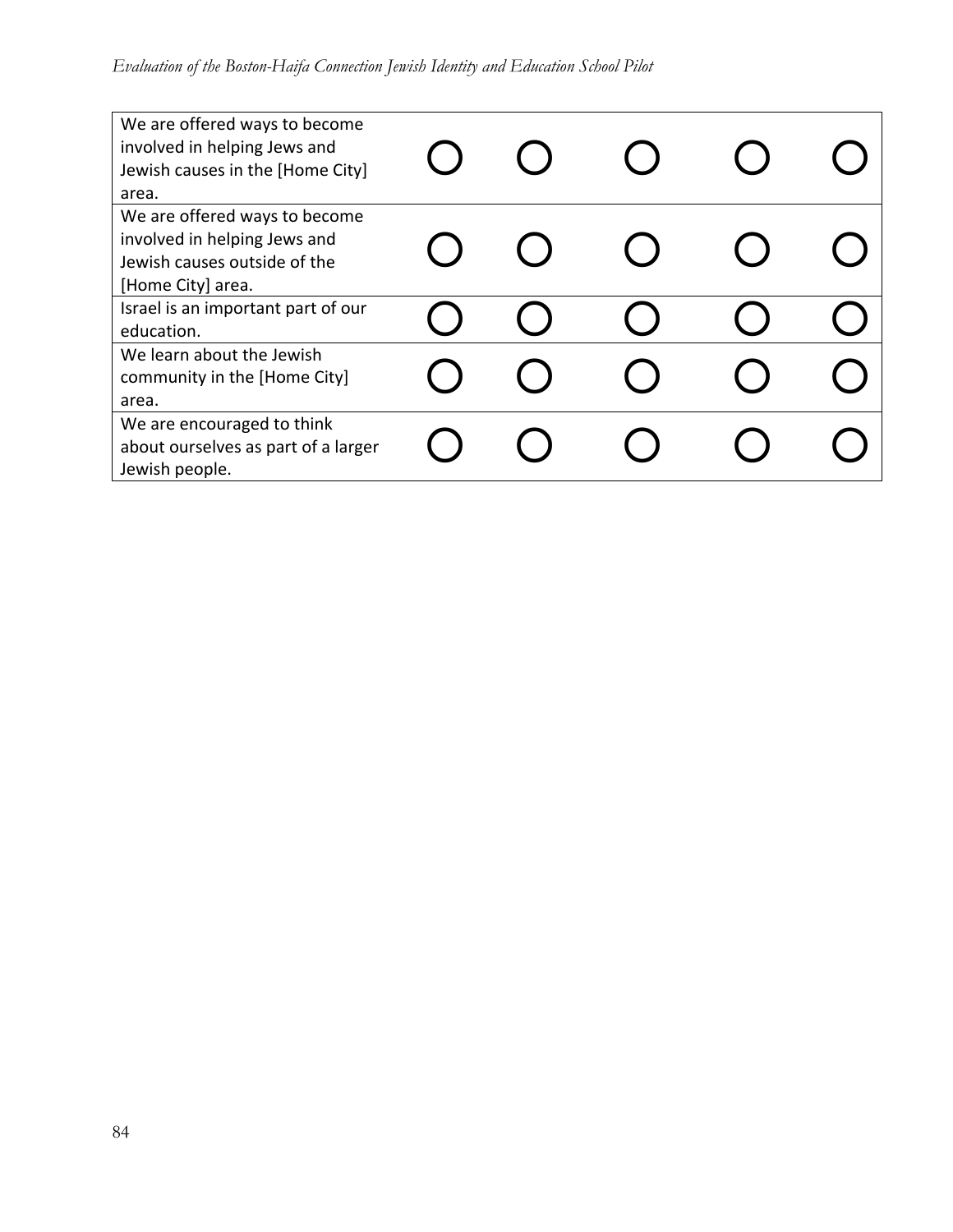| | | | | | |
|---|---|---|---|---|---|
| We are offered ways to become involved in helping Jews and Jewish causes in the [Home City] area. | ◯ | ◯ | ◯ | ◯ | ◯ |
| We are offered ways to become involved in helping Jews and Jewish causes outside of the [Home City] area. | ◯ | ◯ | ◯ | ◯ | ◯ |
| Israel is an important part of our education. | ◯ | ◯ | ◯ | ◯ | ◯ |
| We learn about the Jewish community in the [Home City] area. | ◯ | ◯ | ◯ | ◯ | ◯ |
| We are encouraged to think about ourselves as part of a larger Jewish people. | ◯ | ◯ | ◯ | ◯ | ◯ |